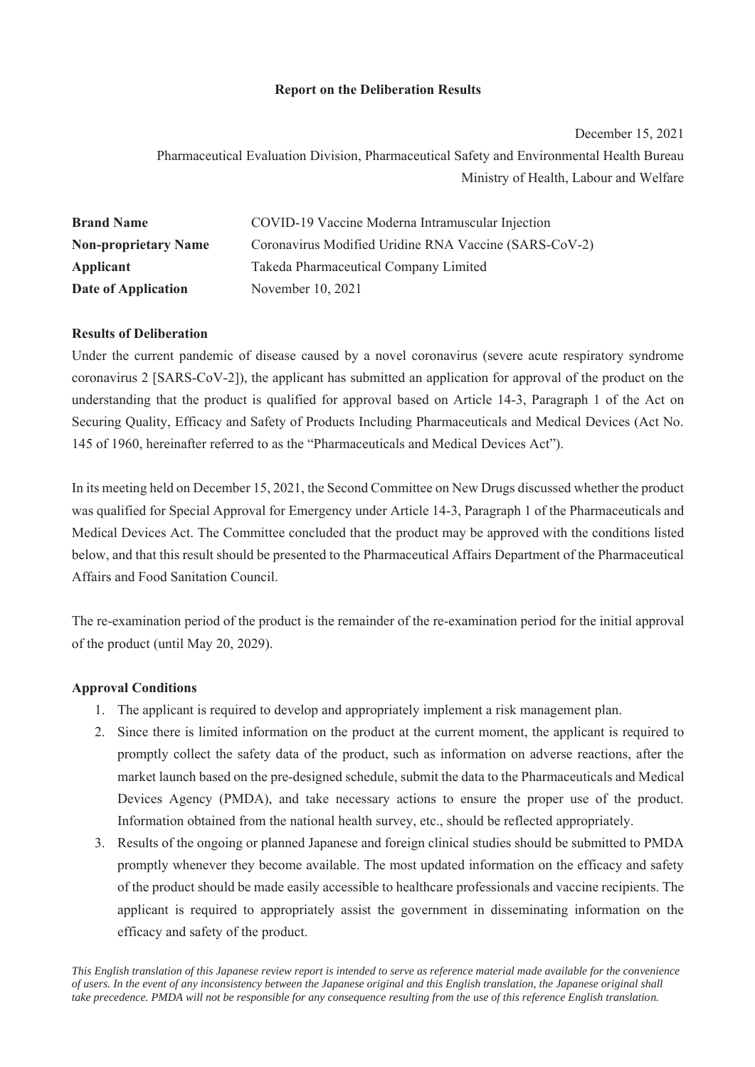# Report on the Deliberation Results

December 15, 2021

Pharmaceutical Evaluation Division, Pharmaceutical Safety and Environmental Health Bureau

Ministry of Health, Labour and Welfare

| | |
|---|---|
| **Brand Name** | COVID-19 Vaccine Moderna Intramuscular Injection |
| **Non-proprietary Name** | Coronavirus Modified Uridine RNA Vaccine (SARS-CoV-2) |
| **Applicant** | Takeda Pharmaceutical Company Limited |
| **Date of Application** | November 10, 2021 |

**Results of Deliberation**

Under the current pandemic of disease caused by a novel coronavirus (severe acute respiratory syndrome coronavirus 2 [SARS-CoV-2]), the applicant has submitted an application for approval of the product on the understanding that the product is qualified for approval based on Article 14-3, Paragraph 1 of the Act on Securing Quality, Efficacy and Safety of Products Including Pharmaceuticals and Medical Devices (Act No. 145 of 1960, hereinafter referred to as the "Pharmaceuticals and Medical Devices Act").

In its meeting held on December 15, 2021, the Second Committee on New Drugs discussed whether the product was qualified for Special Approval for Emergency under Article 14-3, Paragraph 1 of the Pharmaceuticals and Medical Devices Act. The Committee concluded that the product may be approved with the conditions listed below, and that this result should be presented to the Pharmaceutical Affairs Department of the Pharmaceutical Affairs and Food Sanitation Council.

The re-examination period of the product is the remainder of the re-examination period for the initial approval of the product (until May 20, 2029).

**Approval Conditions**

1. The applicant is required to develop and appropriately implement a risk management plan.
2. Since there is limited information on the product at the current moment, the applicant is required to promptly collect the safety data of the product, such as information on adverse reactions, after the market launch based on the pre-designed schedule, submit the data to the Pharmaceuticals and Medical Devices Agency (PMDA), and take necessary actions to ensure the proper use of the product. Information obtained from the national health survey, etc., should be reflected appropriately.
3. Results of the ongoing or planned Japanese and foreign clinical studies should be submitted to PMDA promptly whenever they become available. The most updated information on the efficacy and safety of the product should be made easily accessible to healthcare professionals and vaccine recipients. The applicant is required to appropriately assist the government in disseminating information on the efficacy and safety of the product.

*This English translation of this Japanese review report is intended to serve as reference material made available for the convenience of users. In the event of any inconsistency between the Japanese original and this English translation, the Japanese original shall take precedence. PMDA will not be responsible for any consequence resulting from the use of this reference English translation.*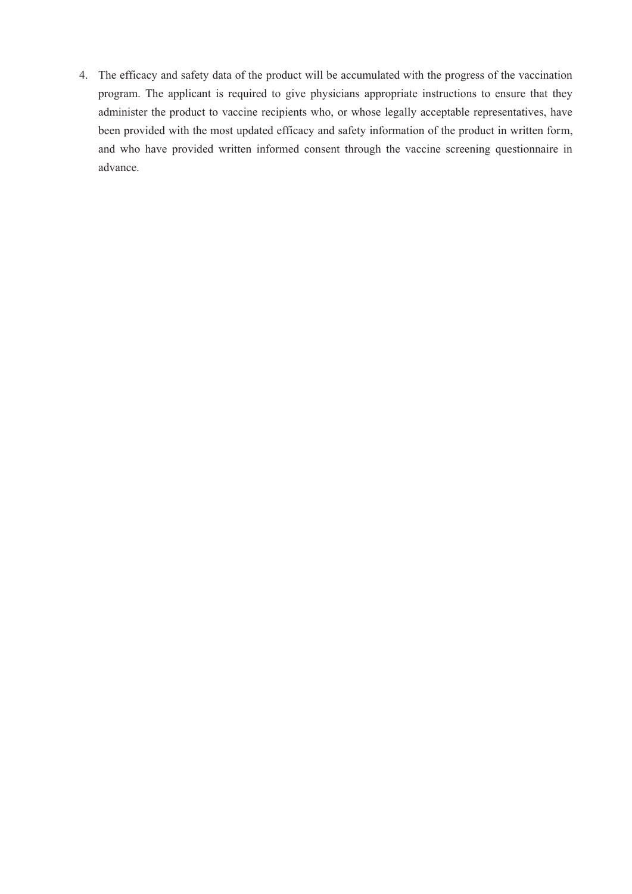4. The efficacy and safety data of the product will be accumulated with the progress of the vaccination program. The applicant is required to give physicians appropriate instructions to ensure that they administer the product to vaccine recipients who, or whose legally acceptable representatives, have been provided with the most updated efficacy and safety information of the product in written form, and who have provided written informed consent through the vaccine screening questionnaire in advance.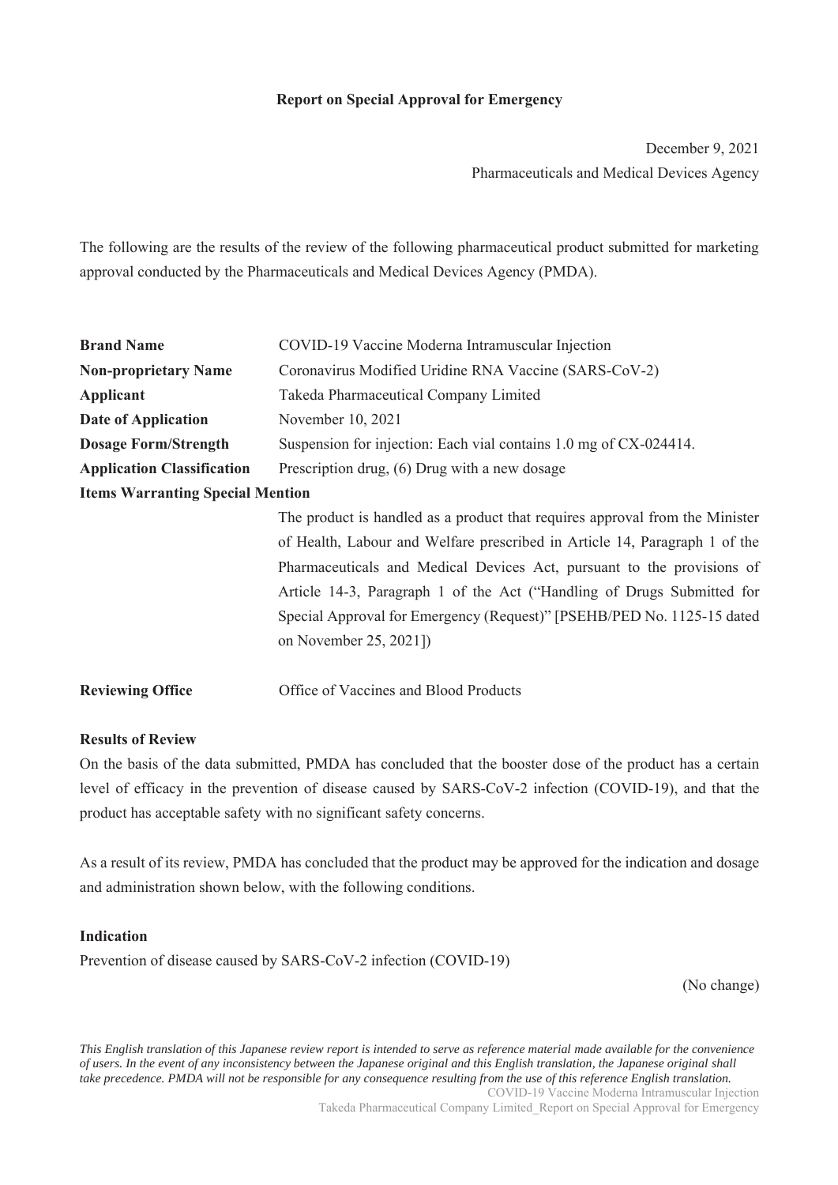**Report on Special Approval for Emergency**

December 9, 2021
Pharmaceuticals and Medical Devices Agency

The following are the results of the review of the following pharmaceutical product submitted for marketing approval conducted by the Pharmaceuticals and Medical Devices Agency (PMDA).

**Brand Name** COVID-19 Vaccine Moderna Intramuscular Injection
**Non-proprietary Name** Coronavirus Modified Uridine RNA Vaccine (SARS-CoV-2)
**Applicant** Takeda Pharmaceutical Company Limited
**Date of Application** November 10, 2021
**Dosage Form/Strength** Suspension for injection: Each vial contains 1.0 mg of CX-024414.
**Application Classification** Prescription drug, (6) Drug with a new dosage
**Items Warranting Special Mention**
The product is handled as a product that requires approval from the Minister of Health, Labour and Welfare prescribed in Article 14, Paragraph 1 of the Pharmaceuticals and Medical Devices Act, pursuant to the provisions of Article 14-3, Paragraph 1 of the Act ("Handling of Drugs Submitted for Special Approval for Emergency (Request)" [PSEHB/PED No. 1125-15 dated on November 25, 2021])

**Reviewing Office** Office of Vaccines and Blood Products

**Results of Review**

On the basis of the data submitted, PMDA has concluded that the booster dose of the product has a certain level of efficacy in the prevention of disease caused by SARS-CoV-2 infection (COVID-19), and that the product has acceptable safety with no significant safety concerns.

As a result of its review, PMDA has concluded that the product may be approved for the indication and dosage and administration shown below, with the following conditions.

**Indication**

Prevention of disease caused by SARS-CoV-2 infection (COVID-19)

(No change)

*This English translation of this Japanese review report is intended to serve as reference material made available for the convenience of users. In the event of any inconsistency between the Japanese original and this English translation, the Japanese original shall take precedence. PMDA will not be responsible for any consequence resulting from the use of this reference English translation.*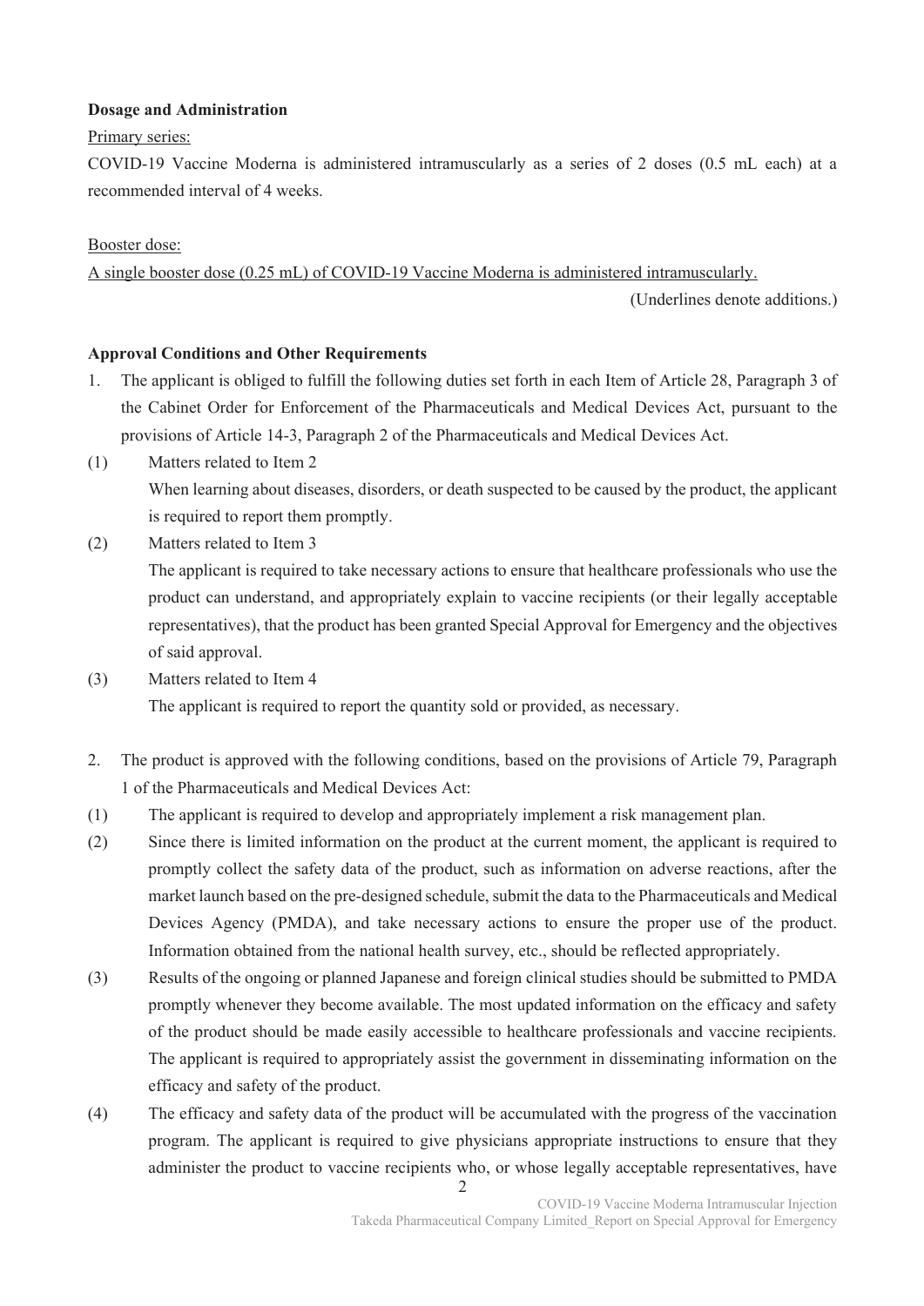**Dosage and Administration**

Primary series:

COVID-19 Vaccine Moderna is administered intramuscularly as a series of 2 doses (0.5 mL each) at a recommended interval of 4 weeks.

Booster dose:

<u>A single booster dose (0.25 mL) of COVID-19 Vaccine Moderna is administered intramuscularly.</u>

(Underlines denote additions.)

**Approval Conditions and Other Requirements**

1. The applicant is obliged to fulfill the following duties set forth in each Item of Article 28, Paragraph 3 of the Cabinet Order for Enforcement of the Pharmaceuticals and Medical Devices Act, pursuant to the provisions of Article 14-3, Paragraph 2 of the Pharmaceuticals and Medical Devices Act.

(1) Matters related to Item 2

When learning about diseases, disorders, or death suspected to be caused by the product, the applicant is required to report them promptly.

(2) Matters related to Item 3

The applicant is required to take necessary actions to ensure that healthcare professionals who use the product can understand, and appropriately explain to vaccine recipients (or their legally acceptable representatives), that the product has been granted Special Approval for Emergency and the objectives of said approval.

(3) Matters related to Item 4

The applicant is required to report the quantity sold or provided, as necessary.

2. The product is approved with the following conditions, based on the provisions of Article 79, Paragraph 1 of the Pharmaceuticals and Medical Devices Act:

(1) The applicant is required to develop and appropriately implement a risk management plan.

(2) Since there is limited information on the product at the current moment, the applicant is required to promptly collect the safety data of the product, such as information on adverse reactions, after the market launch based on the pre-designed schedule, submit the data to the Pharmaceuticals and Medical Devices Agency (PMDA), and take necessary actions to ensure the proper use of the product. Information obtained from the national health survey, etc., should be reflected appropriately.

(3) Results of the ongoing or planned Japanese and foreign clinical studies should be submitted to PMDA promptly whenever they become available. The most updated information on the efficacy and safety of the product should be made easily accessible to healthcare professionals and vaccine recipients. The applicant is required to appropriately assist the government in disseminating information on the efficacy and safety of the product.

(4) The efficacy and safety data of the product will be accumulated with the progress of the vaccination program. The applicant is required to give physicians appropriate instructions to ensure that they administer the product to vaccine recipients who, or whose legally acceptable representatives, have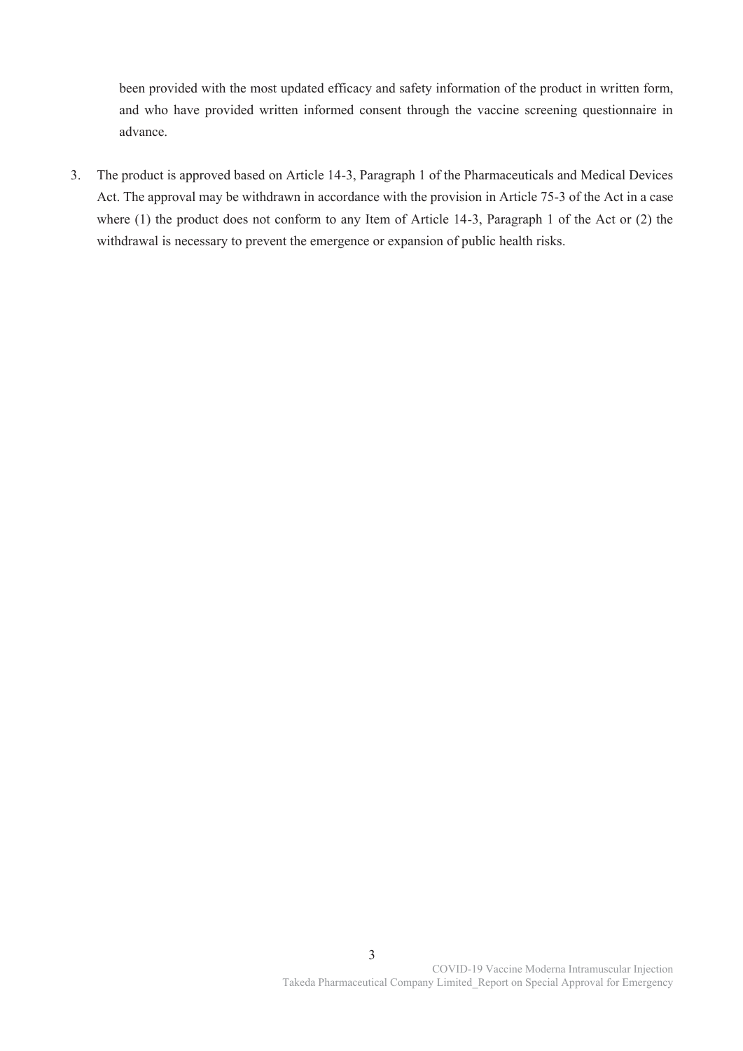been provided with the most updated efficacy and safety information of the product in written form, and who have provided written informed consent through the vaccine screening questionnaire in advance.

3. The product is approved based on Article 14-3, Paragraph 1 of the Pharmaceuticals and Medical Devices Act. The approval may be withdrawn in accordance with the provision in Article 75-3 of the Act in a case where (1) the product does not conform to any Item of Article 14-3, Paragraph 1 of the Act or (2) the withdrawal is necessary to prevent the emergence or expansion of public health risks.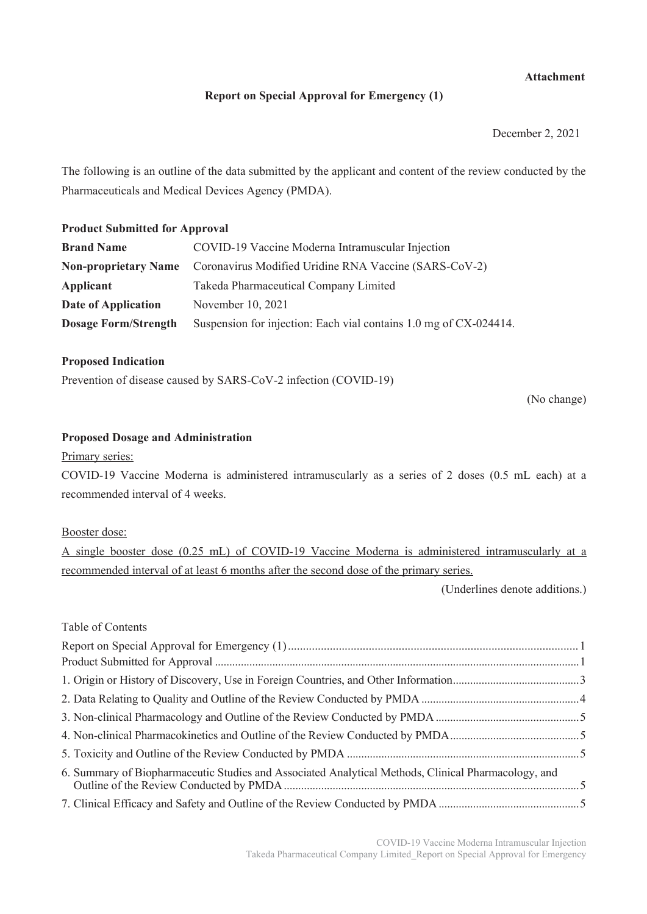**Attachment**

## Report on Special Approval for Emergency (1)

December 2, 2021

The following is an outline of the data submitted by the applicant and content of the review conducted by the Pharmaceuticals and Medical Devices Agency (PMDA).

### Product Submitted for Approval

| | |
|---|---|
| **Brand Name** | COVID-19 Vaccine Moderna Intramuscular Injection |
| **Non-proprietary Name** | Coronavirus Modified Uridine RNA Vaccine (SARS-CoV-2) |
| **Applicant** | Takeda Pharmaceutical Company Limited |
| **Date of Application** | November 10, 2021 |
| **Dosage Form/Strength** | Suspension for injection: Each vial contains 1.0 mg of CX-024414. |

### Proposed Indication

Prevention of disease caused by SARS-CoV-2 infection (COVID-19)

(No change)

### Proposed Dosage and Administration

<u>Primary series:</u>

COVID-19 Vaccine Moderna is administered intramuscularly as a series of 2 doses (0.5 mL each) at a recommended interval of 4 weeks.

<u>Booster dose:</u>

<u>A single booster dose (0.25 mL) of COVID-19 Vaccine Moderna is administered intramuscularly at a recommended interval of at least 6 months after the second dose of the primary series.</u>

(Underlines denote additions.)

Table of Contents

Report on Special Approval for Emergency (1) ..... 1
Product Submitted for Approval ..... 1
1. Origin or History of Discovery, Use in Foreign Countries, and Other Information ..... 3
2. Data Relating to Quality and Outline of the Review Conducted by PMDA ..... 4
3. Non-clinical Pharmacology and Outline of the Review Conducted by PMDA ..... 5
4. Non-clinical Pharmacokinetics and Outline of the Review Conducted by PMDA ..... 5
5. Toxicity and Outline of the Review Conducted by PMDA ..... 5
6. Summary of Biopharmaceutic Studies and Associated Analytical Methods, Clinical Pharmacology, and Outline of the Review Conducted by PMDA ..... 5
7. Clinical Efficacy and Safety and Outline of the Review Conducted by PMDA ..... 5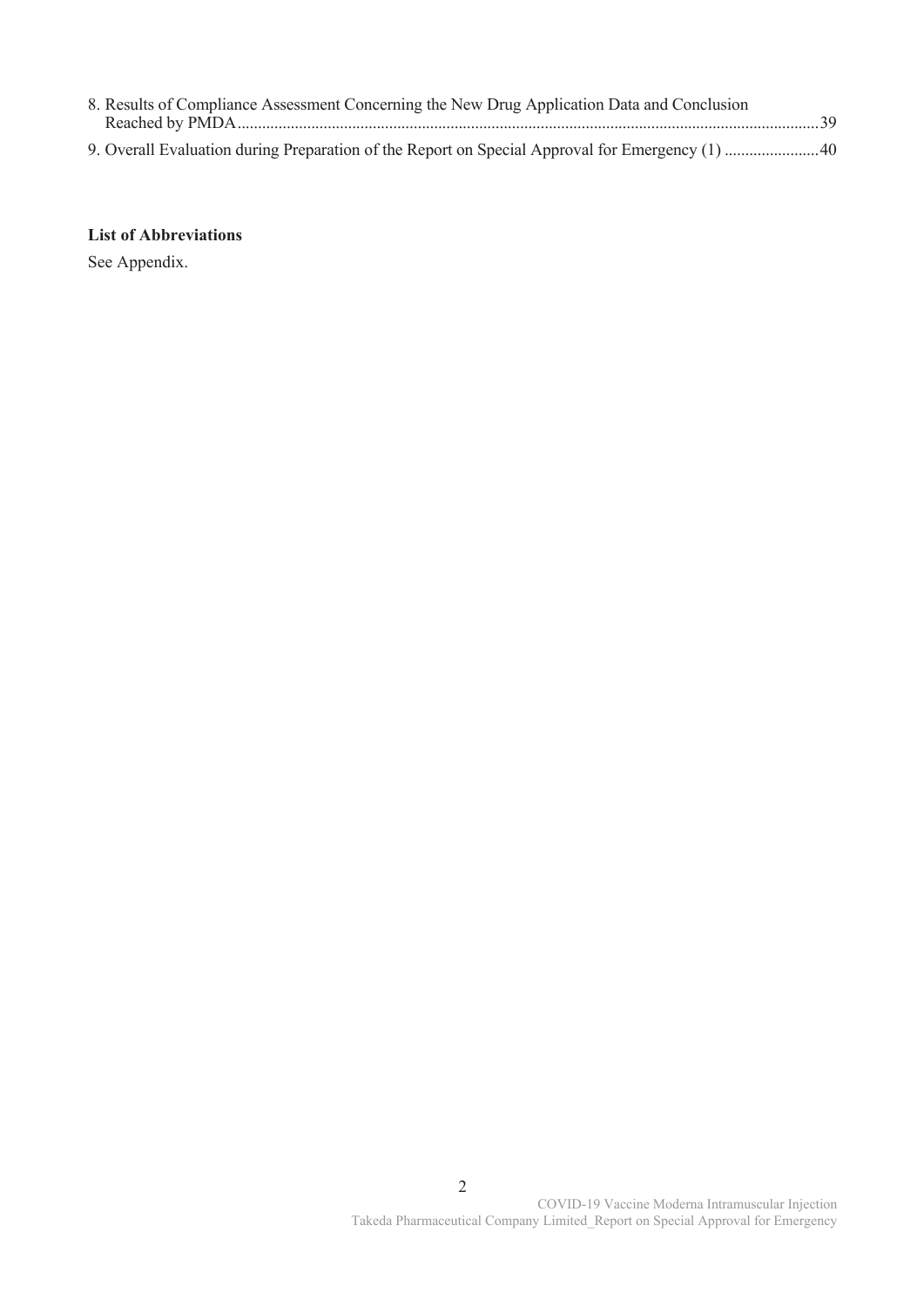8. Results of Compliance Assessment Concerning the New Drug Application Data and Conclusion Reached by PMDA.....39

9. Overall Evaluation during Preparation of the Report on Special Approval for Emergency (1) .....40

**List of Abbreviations**

See Appendix.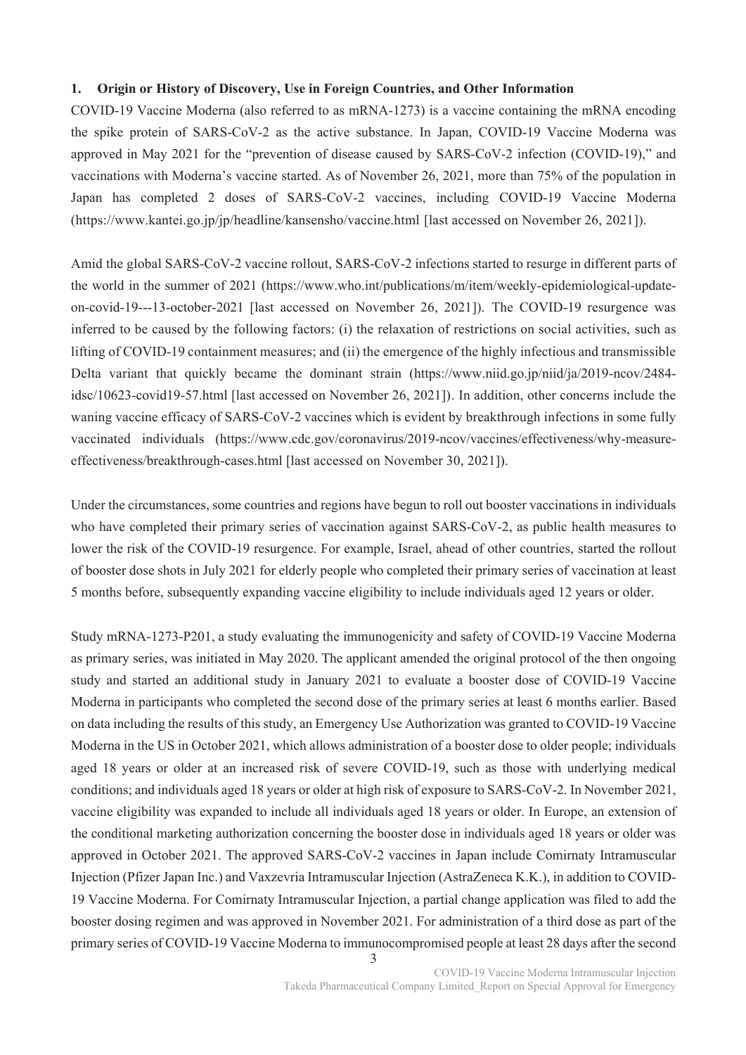## 1. Origin or History of Discovery, Use in Foreign Countries, and Other Information

COVID-19 Vaccine Moderna (also referred to as mRNA-1273) is a vaccine containing the mRNA encoding the spike protein of SARS-CoV-2 as the active substance. In Japan, COVID-19 Vaccine Moderna was approved in May 2021 for the "prevention of disease caused by SARS-CoV-2 infection (COVID-19)," and vaccinations with Moderna's vaccine started. As of November 26, 2021, more than 75% of the population in Japan has completed 2 doses of SARS-CoV-2 vaccines, including COVID-19 Vaccine Moderna (https://www.kantei.go.jp/jp/headline/kansensho/vaccine.html [last accessed on November 26, 2021]).

Amid the global SARS-CoV-2 vaccine rollout, SARS-CoV-2 infections started to resurge in different parts of the world in the summer of 2021 (https://www.who.int/publications/m/item/weekly-epidemiological-update-on-covid-19---13-october-2021 [last accessed on November 26, 2021]). The COVID-19 resurgence was inferred to be caused by the following factors: (i) the relaxation of restrictions on social activities, such as lifting of COVID-19 containment measures; and (ii) the emergence of the highly infectious and transmissible Delta variant that quickly became the dominant strain (https://www.niid.go.jp/niid/ja/2019-ncov/2484-idsc/10623-covid19-57.html [last accessed on November 26, 2021]). In addition, other concerns include the waning vaccine efficacy of SARS-CoV-2 vaccines which is evident by breakthrough infections in some fully vaccinated individuals (https://www.cdc.gov/coronavirus/2019-ncov/vaccines/effectiveness/why-measure-effectiveness/breakthrough-cases.html [last accessed on November 30, 2021]).

Under the circumstances, some countries and regions have begun to roll out booster vaccinations in individuals who have completed their primary series of vaccination against SARS-CoV-2, as public health measures to lower the risk of the COVID-19 resurgence. For example, Israel, ahead of other countries, started the rollout of booster dose shots in July 2021 for elderly people who completed their primary series of vaccination at least 5 months before, subsequently expanding vaccine eligibility to include individuals aged 12 years or older.

Study mRNA-1273-P201, a study evaluating the immunogenicity and safety of COVID-19 Vaccine Moderna as primary series, was initiated in May 2020. The applicant amended the original protocol of the then ongoing study and started an additional study in January 2021 to evaluate a booster dose of COVID-19 Vaccine Moderna in participants who completed the second dose of the primary series at least 6 months earlier. Based on data including the results of this study, an Emergency Use Authorization was granted to COVID-19 Vaccine Moderna in the US in October 2021, which allows administration of a booster dose to older people; individuals aged 18 years or older at an increased risk of severe COVID-19, such as those with underlying medical conditions; and individuals aged 18 years or older at high risk of exposure to SARS-CoV-2. In November 2021, vaccine eligibility was expanded to include all individuals aged 18 years or older. In Europe, an extension of the conditional marketing authorization concerning the booster dose in individuals aged 18 years or older was approved in October 2021. The approved SARS-CoV-2 vaccines in Japan include Comirnaty Intramuscular Injection (Pfizer Japan Inc.) and Vaxzevria Intramuscular Injection (AstraZeneca K.K.), in addition to COVID-19 Vaccine Moderna. For Comirnaty Intramuscular Injection, a partial change application was filed to add the booster dosing regimen and was approved in November 2021. For administration of a third dose as part of the primary series of COVID-19 Vaccine Moderna to immunocompromised people at least 28 days after the second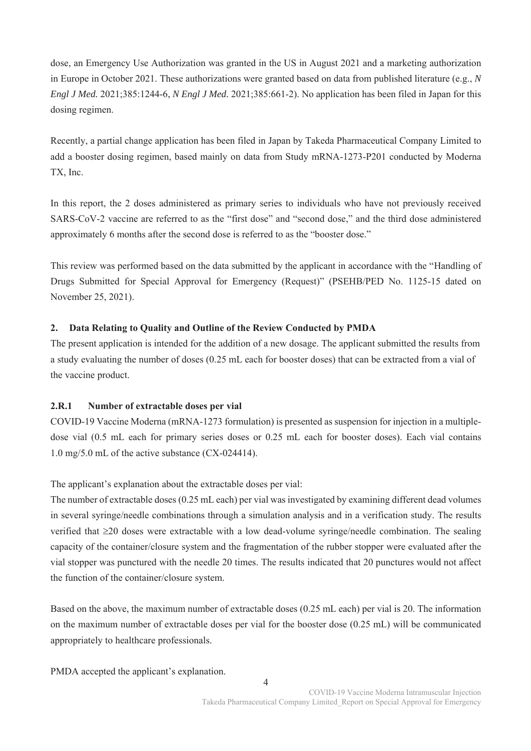dose, an Emergency Use Authorization was granted in the US in August 2021 and a marketing authorization in Europe in October 2021. These authorizations were granted based on data from published literature (e.g., *N Engl J Med.* 2021;385:1244-6, *N Engl J Med.* 2021;385:661-2). No application has been filed in Japan for this dosing regimen.

Recently, a partial change application has been filed in Japan by Takeda Pharmaceutical Company Limited to add a booster dosing regimen, based mainly on data from Study mRNA-1273-P201 conducted by Moderna TX, Inc.

In this report, the 2 doses administered as primary series to individuals who have not previously received SARS-CoV-2 vaccine are referred to as the "first dose" and "second dose," and the third dose administered approximately 6 months after the second dose is referred to as the "booster dose."

This review was performed based on the data submitted by the applicant in accordance with the "Handling of Drugs Submitted for Special Approval for Emergency (Request)" (PSEHB/PED No. 1125-15 dated on November 25, 2021).

## 2. Data Relating to Quality and Outline of the Review Conducted by PMDA

The present application is intended for the addition of a new dosage. The applicant submitted the results from a study evaluating the number of doses (0.25 mL each for booster doses) that can be extracted from a vial of the vaccine product.

### 2.R.1 Number of extractable doses per vial

COVID-19 Vaccine Moderna (mRNA-1273 formulation) is presented as suspension for injection in a multiple-dose vial (0.5 mL each for primary series doses or 0.25 mL each for booster doses). Each vial contains 1.0 mg/5.0 mL of the active substance (CX-024414).

The applicant's explanation about the extractable doses per vial:

The number of extractable doses (0.25 mL each) per vial was investigated by examining different dead volumes in several syringe/needle combinations through a simulation analysis and in a verification study. The results verified that ≥20 doses were extractable with a low dead-volume syringe/needle combination. The sealing capacity of the container/closure system and the fragmentation of the rubber stopper were evaluated after the vial stopper was punctured with the needle 20 times. The results indicated that 20 punctures would not affect the function of the container/closure system.

Based on the above, the maximum number of extractable doses (0.25 mL each) per vial is 20. The information on the maximum number of extractable doses per vial for the booster dose (0.25 mL) will be communicated appropriately to healthcare professionals.

PMDA accepted the applicant's explanation.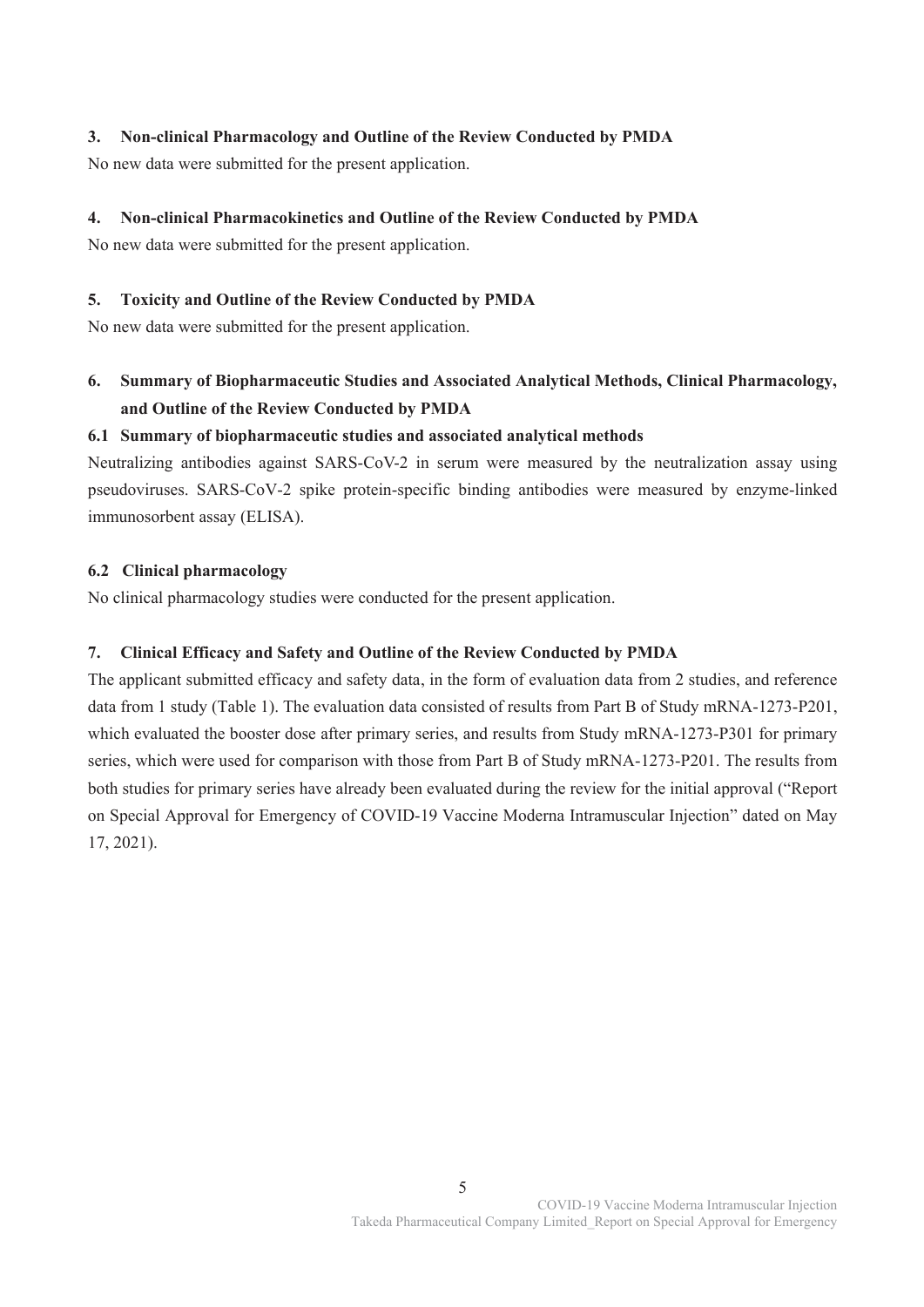## 3. Non-clinical Pharmacology and Outline of the Review Conducted by PMDA

No new data were submitted for the present application.

## 4. Non-clinical Pharmacokinetics and Outline of the Review Conducted by PMDA

No new data were submitted for the present application.

## 5. Toxicity and Outline of the Review Conducted by PMDA

No new data were submitted for the present application.

## 6. Summary of Biopharmaceutic Studies and Associated Analytical Methods, Clinical Pharmacology, and Outline of the Review Conducted by PMDA

### 6.1 Summary of biopharmaceutic studies and associated analytical methods

Neutralizing antibodies against SARS-CoV-2 in serum were measured by the neutralization assay using pseudoviruses. SARS-CoV-2 spike protein-specific binding antibodies were measured by enzyme-linked immunosorbent assay (ELISA).

### 6.2 Clinical pharmacology

No clinical pharmacology studies were conducted for the present application.

## 7. Clinical Efficacy and Safety and Outline of the Review Conducted by PMDA

The applicant submitted efficacy and safety data, in the form of evaluation data from 2 studies, and reference data from 1 study (Table 1). The evaluation data consisted of results from Part B of Study mRNA-1273-P201, which evaluated the booster dose after primary series, and results from Study mRNA-1273-P301 for primary series, which were used for comparison with those from Part B of Study mRNA-1273-P201. The results from both studies for primary series have already been evaluated during the review for the initial approval ("Report on Special Approval for Emergency of COVID-19 Vaccine Moderna Intramuscular Injection" dated on May 17, 2021).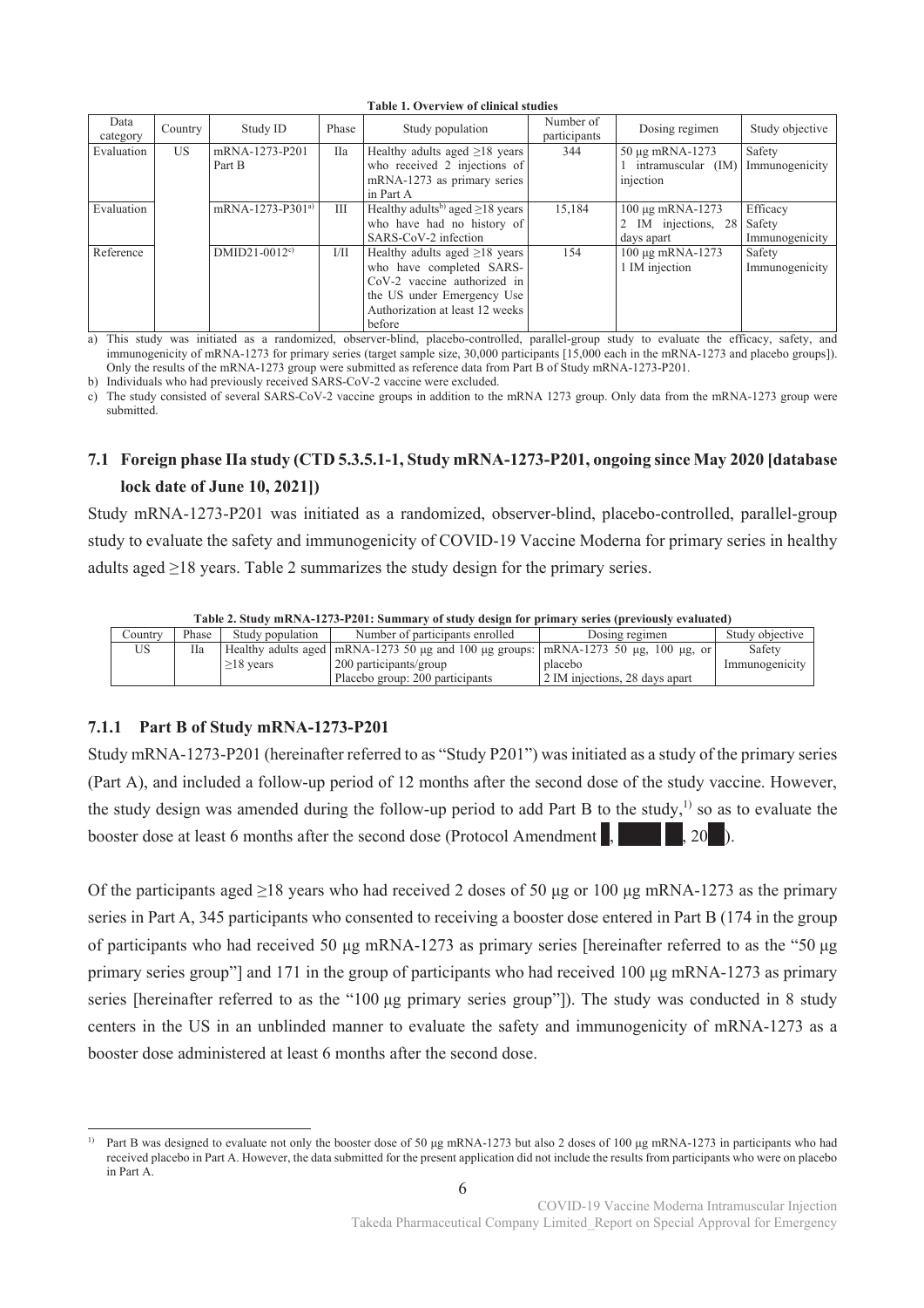**Table 1. Overview of clinical studies**

| Data category | Country | Study ID | Phase | Study population | Number of participants | Dosing regimen | Study objective |
|---|---|---|---|---|---|---|---|
| Evaluation | US | mRNA-1273-P201 Part B | IIa | Healthy adults aged ≥18 years who received 2 injections of mRNA-1273 as primary series in Part A | 344 | 50 µg mRNA-1273 1 intramuscular (IM) injection | Safety Immunogenicity |
| Evaluation | | mRNA-1273-P301[a] | III | Healthy adults[b] aged ≥18 years who have had no history of SARS-CoV-2 infection | 15,184 | 100 µg mRNA-1273 2 IM injections, 28 days apart | Efficacy Safety Immunogenicity |
| Reference | | DMID21-0012[c] | I/II | Healthy adults aged ≥18 years who have completed SARS-CoV-2 vaccine authorized in the US under Emergency Use Authorization at least 12 weeks before | 154 | 100 µg mRNA-1273 1 IM injection | Safety Immunogenicity |

a) This study was initiated as a randomized, observer-blind, placebo-controlled, parallel-group study to evaluate the efficacy, safety, and immunogenicity of mRNA-1273 for primary series (target sample size, 30,000 participants [15,000 each in the mRNA-1273 and placebo groups]). Only the results of the mRNA-1273 group were submitted as reference data from Part B of Study mRNA-1273-P201.

b) Individuals who had previously received SARS-CoV-2 vaccine were excluded.

c) The study consisted of several SARS-CoV-2 vaccine groups in addition to the mRNA 1273 group. Only data from the mRNA-1273 group were submitted.

## 7.1 Foreign phase IIa study (CTD 5.3.5.1-1, Study mRNA-1273-P201, ongoing since May 2020 [database lock date of June 10, 2021])

Study mRNA-1273-P201 was initiated as a randomized, observer-blind, placebo-controlled, parallel-group study to evaluate the safety and immunogenicity of COVID-19 Vaccine Moderna for primary series in healthy adults aged ≥18 years. Table 2 summarizes the study design for the primary series.

**Table 2. Study mRNA-1273-P201: Summary of study design for primary series (previously evaluated)**

| Country | Phase | Study population | Number of participants enrolled | Dosing regimen | Study objective |
|---|---|---|---|---|---|
| US | IIa | Healthy adults aged ≥18 years | mRNA-1273 50 µg and 100 µg groups: 200 participants/group Placebo group: 200 participants | mRNA-1273 50 µg, 100 µg, or placebo 2 IM injections, 28 days apart | Safety Immunogenicity |

### 7.1.1 Part B of Study mRNA-1273-P201

Study mRNA-1273-P201 (hereinafter referred to as "Study P201") was initiated as a study of the primary series (Part A), and included a follow-up period of 12 months after the second dose of the study vaccine. However, the study design was amended during the follow-up period to add Part B to the study,[1] so as to evaluate the booster dose at least 6 months after the second dose (Protocol Amendment ■, ■■■ ■, 20■).

Of the participants aged ≥18 years who had received 2 doses of 50 µg or 100 µg mRNA-1273 as the primary series in Part A, 345 participants who consented to receiving a booster dose entered in Part B (174 in the group of participants who had received 50 µg mRNA-1273 as primary series [hereinafter referred to as the "50 µg primary series group"] and 171 in the group of participants who had received 100 µg mRNA-1273 as primary series [hereinafter referred to as the "100 µg primary series group"]). The study was conducted in 8 study centers in the US in an unblinded manner to evaluate the safety and immunogenicity of mRNA-1273 as a booster dose administered at least 6 months after the second dose.

[1] Part B was designed to evaluate not only the booster dose of 50 µg mRNA-1273 but also 2 doses of 100 µg mRNA-1273 in participants who had received placebo in Part A. However, the data submitted for the present application did not include the results from participants who were on placebo in Part A.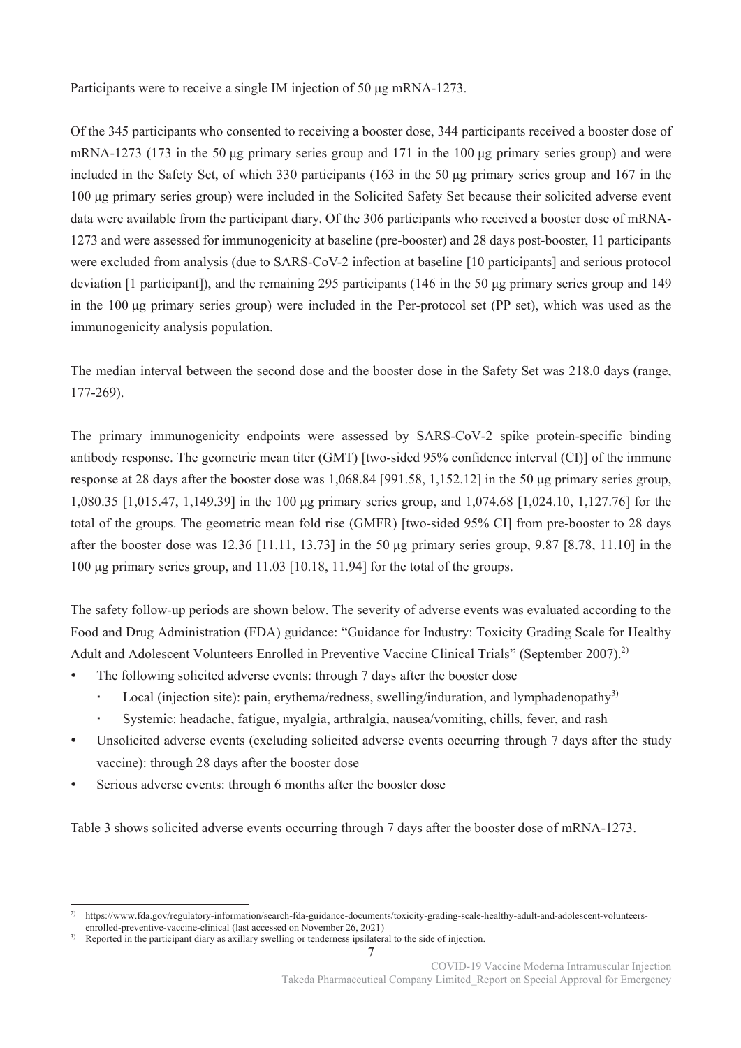Participants were to receive a single IM injection of 50 μg mRNA-1273.

Of the 345 participants who consented to receiving a booster dose, 344 participants received a booster dose of mRNA-1273 (173 in the 50 μg primary series group and 171 in the 100 μg primary series group) and were included in the Safety Set, of which 330 participants (163 in the 50 μg primary series group and 167 in the 100 μg primary series group) were included in the Solicited Safety Set because their solicited adverse event data were available from the participant diary. Of the 306 participants who received a booster dose of mRNA-1273 and were assessed for immunogenicity at baseline (pre-booster) and 28 days post-booster, 11 participants were excluded from analysis (due to SARS-CoV-2 infection at baseline [10 participants] and serious protocol deviation [1 participant]), and the remaining 295 participants (146 in the 50 μg primary series group and 149 in the 100 μg primary series group) were included in the Per-protocol set (PP set), which was used as the immunogenicity analysis population.

The median interval between the second dose and the booster dose in the Safety Set was 218.0 days (range, 177-269).

The primary immunogenicity endpoints were assessed by SARS-CoV-2 spike protein-specific binding antibody response. The geometric mean titer (GMT) [two-sided 95% confidence interval (CI)] of the immune response at 28 days after the booster dose was 1,068.84 [991.58, 1,152.12] in the 50 μg primary series group, 1,080.35 [1,015.47, 1,149.39] in the 100 μg primary series group, and 1,074.68 [1,024.10, 1,127.76] for the total of the groups. The geometric mean fold rise (GMFR) [two-sided 95% CI] from pre-booster to 28 days after the booster dose was 12.36 [11.11, 13.73] in the 50 μg primary series group, 9.87 [8.78, 11.10] in the 100 μg primary series group, and 11.03 [10.18, 11.94] for the total of the groups.

The safety follow-up periods are shown below. The severity of adverse events was evaluated according to the Food and Drug Administration (FDA) guidance: "Guidance for Industry: Toxicity Grading Scale for Healthy Adult and Adolescent Volunteers Enrolled in Preventive Vaccine Clinical Trials" (September 2007).[2)]

- The following solicited adverse events: through 7 days after the booster dose
  - Local (injection site): pain, erythema/redness, swelling/induration, and lymphadenopathy[3)]
  - Systemic: headache, fatigue, myalgia, arthralgia, nausea/vomiting, chills, fever, and rash
- Unsolicited adverse events (excluding solicited adverse events occurring through 7 days after the study vaccine): through 28 days after the booster dose
- Serious adverse events: through 6 months after the booster dose

Table 3 shows solicited adverse events occurring through 7 days after the booster dose of mRNA-1273.

---

2) https://www.fda.gov/regulatory-information/search-fda-guidance-documents/toxicity-grading-scale-healthy-adult-and-adolescent-volunteers-enrolled-preventive-vaccine-clinical (last accessed on November 26, 2021)

3) Reported in the participant diary as axillary swelling or tenderness ipsilateral to the side of injection.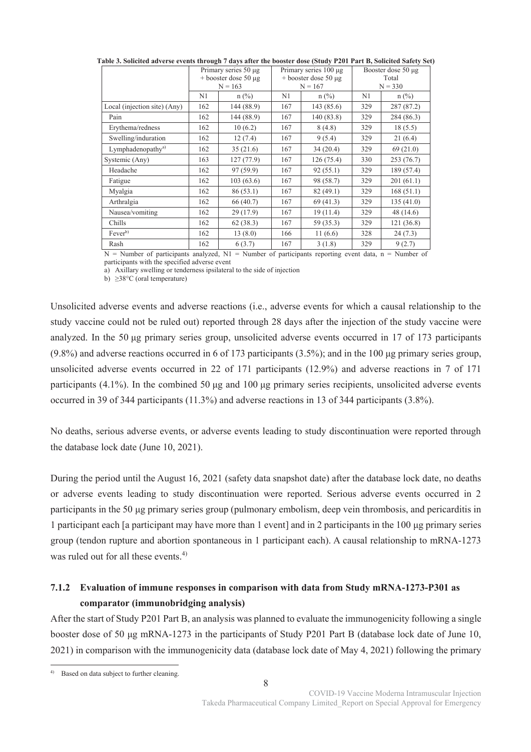**Table 3. Solicited adverse events through 7 days after the booster dose (Study P201 Part B, Solicited Safety Set)**

| | Primary series 50 µg + booster dose 50 µg N = 163 | | Primary series 100 µg + booster dose 50 µg N = 167 | | Booster dose 50 µg Total N = 330 | |
|---|---|---|---|---|---|---|
| | N1 | n (%) | N1 | n (%) | N1 | n (%) |
| Local (injection site) (Any) | 162 | 144 (88.9) | 167 | 143 (85.6) | 329 | 287 (87.2) |
| Pain | 162 | 144 (88.9) | 167 | 140 (83.8) | 329 | 284 (86.3) |
| Erythema/redness | 162 | 10 (6.2) | 167 | 8 (4.8) | 329 | 18 (5.5) |
| Swelling/induration | 162 | 12 (7.4) | 167 | 9 (5.4) | 329 | 21 (6.4) |
| Lymphadenopathy[a)] | 162 | 35 (21.6) | 167 | 34 (20.4) | 329 | 69 (21.0) |
| Systemic (Any) | 163 | 127 (77.9) | 167 | 126 (75.4) | 330 | 253 (76.7) |
| Headache | 162 | 97 (59.9) | 167 | 92 (55.1) | 329 | 189 (57.4) |
| Fatigue | 162 | 103 (63.6) | 167 | 98 (58.7) | 329 | 201 (61.1) |
| Myalgia | 162 | 86 (53.1) | 167 | 82 (49.1) | 329 | 168 (51.1) |
| Arthralgia | 162 | 66 (40.7) | 167 | 69 (41.3) | 329 | 135 (41.0) |
| Nausea/vomiting | 162 | 29 (17.9) | 167 | 19 (11.4) | 329 | 48 (14.6) |
| Chills | 162 | 62 (38.3) | 167 | 59 (35.3) | 329 | 121 (36.8) |
| Fever[b)] | 162 | 13 (8.0) | 166 | 11 (6.6) | 328 | 24 (7.3) |
| Rash | 162 | 6 (3.7) | 167 | 3 (1.8) | 329 | 9 (2.7) |

N = Number of participants analyzed, N1 = Number of participants reporting event data, n = Number of participants with the specified adverse event

a) Axillary swelling or tenderness ipsilateral to the side of injection

b) ≥38°C (oral temperature)

Unsolicited adverse events and adverse reactions (i.e., adverse events for which a causal relationship to the study vaccine could not be ruled out) reported through 28 days after the injection of the study vaccine were analyzed. In the 50 µg primary series group, unsolicited adverse events occurred in 17 of 173 participants (9.8%) and adverse reactions occurred in 6 of 173 participants (3.5%); and in the 100 µg primary series group, unsolicited adverse events occurred in 22 of 171 participants (12.9%) and adverse reactions in 7 of 171 participants (4.1%). In the combined 50 µg and 100 µg primary series recipients, unsolicited adverse events occurred in 39 of 344 participants (11.3%) and adverse reactions in 13 of 344 participants (3.8%).

No deaths, serious adverse events, or adverse events leading to study discontinuation were reported through the database lock date (June 10, 2021).

During the period until the August 16, 2021 (safety data snapshot date) after the database lock date, no deaths or adverse events leading to study discontinuation were reported. Serious adverse events occurred in 2 participants in the 50 µg primary series group (pulmonary embolism, deep vein thrombosis, and pericarditis in 1 participant each [a participant may have more than 1 event] and in 2 participants in the 100 µg primary series group (tendon rupture and abortion spontaneous in 1 participant each). A causal relationship to mRNA-1273 was ruled out for all these events.[4)]

### 7.1.2 Evaluation of immune responses in comparison with data from Study mRNA-1273-P301 as comparator (immunobridging analysis)

After the start of Study P201 Part B, an analysis was planned to evaluate the immunogenicity following a single booster dose of 50 µg mRNA-1273 in the participants of Study P201 Part B (database lock date of June 10, 2021) in comparison with the immunogenicity data (database lock date of May 4, 2021) following the primary

4) Based on data subject to further cleaning.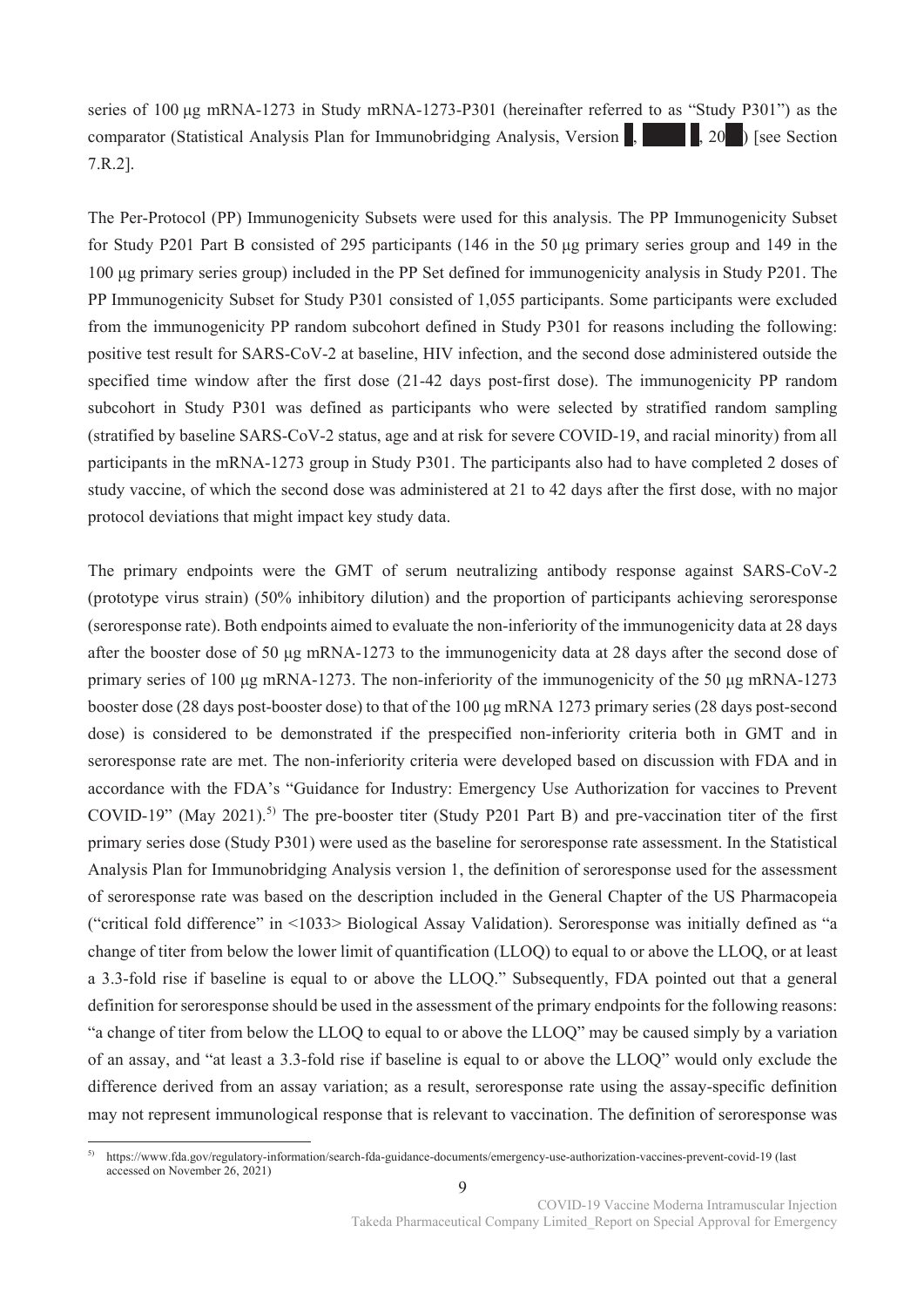series of 100 μg mRNA-1273 in Study mRNA-1273-P301 (hereinafter referred to as "Study P301") as the comparator (Statistical Analysis Plan for Immunobridging Analysis, Version █, █████ █, 20██) [see Section 7.R.2].

The Per-Protocol (PP) Immunogenicity Subsets were used for this analysis. The PP Immunogenicity Subset for Study P201 Part B consisted of 295 participants (146 in the 50 μg primary series group and 149 in the 100 μg primary series group) included in the PP Set defined for immunogenicity analysis in Study P201. The PP Immunogenicity Subset for Study P301 consisted of 1,055 participants. Some participants were excluded from the immunogenicity PP random subcohort defined in Study P301 for reasons including the following: positive test result for SARS-CoV-2 at baseline, HIV infection, and the second dose administered outside the specified time window after the first dose (21-42 days post-first dose). The immunogenicity PP random subcohort in Study P301 was defined as participants who were selected by stratified random sampling (stratified by baseline SARS-CoV-2 status, age and at risk for severe COVID-19, and racial minority) from all participants in the mRNA-1273 group in Study P301. The participants also had to have completed 2 doses of study vaccine, of which the second dose was administered at 21 to 42 days after the first dose, with no major protocol deviations that might impact key study data.

The primary endpoints were the GMT of serum neutralizing antibody response against SARS-CoV-2 (prototype virus strain) (50% inhibitory dilution) and the proportion of participants achieving seroresponse (seroresponse rate). Both endpoints aimed to evaluate the non-inferiority of the immunogenicity data at 28 days after the booster dose of 50 μg mRNA-1273 to the immunogenicity data at 28 days after the second dose of primary series of 100 μg mRNA-1273. The non-inferiority of the immunogenicity of the 50 μg mRNA-1273 booster dose (28 days post-booster dose) to that of the 100 μg mRNA 1273 primary series (28 days post-second dose) is considered to be demonstrated if the prespecified non-inferiority criteria both in GMT and in seroresponse rate are met. The non-inferiority criteria were developed based on discussion with FDA and in accordance with the FDA's "Guidance for Industry: Emergency Use Authorization for vaccines to Prevent COVID-19" (May 2021).[5)] The pre-booster titer (Study P201 Part B) and pre-vaccination titer of the first primary series dose (Study P301) were used as the baseline for seroresponse rate assessment. In the Statistical Analysis Plan for Immunobridging Analysis version 1, the definition of seroresponse used for the assessment of seroresponse rate was based on the description included in the General Chapter of the US Pharmacopeia ("critical fold difference" in <1033> Biological Assay Validation). Seroresponse was initially defined as "a change of titer from below the lower limit of quantification (LLOQ) to equal to or above the LLOQ, or at least a 3.3-fold rise if baseline is equal to or above the LLOQ." Subsequently, FDA pointed out that a general definition for seroresponse should be used in the assessment of the primary endpoints for the following reasons: "a change of titer from below the LLOQ to equal to or above the LLOQ" may be caused simply by a variation of an assay, and "at least a 3.3-fold rise if baseline is equal to or above the LLOQ" would only exclude the difference derived from an assay variation; as a result, seroresponse rate using the assay-specific definition may not represent immunological response that is relevant to vaccination. The definition of seroresponse was

5) https://www.fda.gov/regulatory-information/search-fda-guidance-documents/emergency-use-authorization-vaccines-prevent-covid-19 (last accessed on November 26, 2021)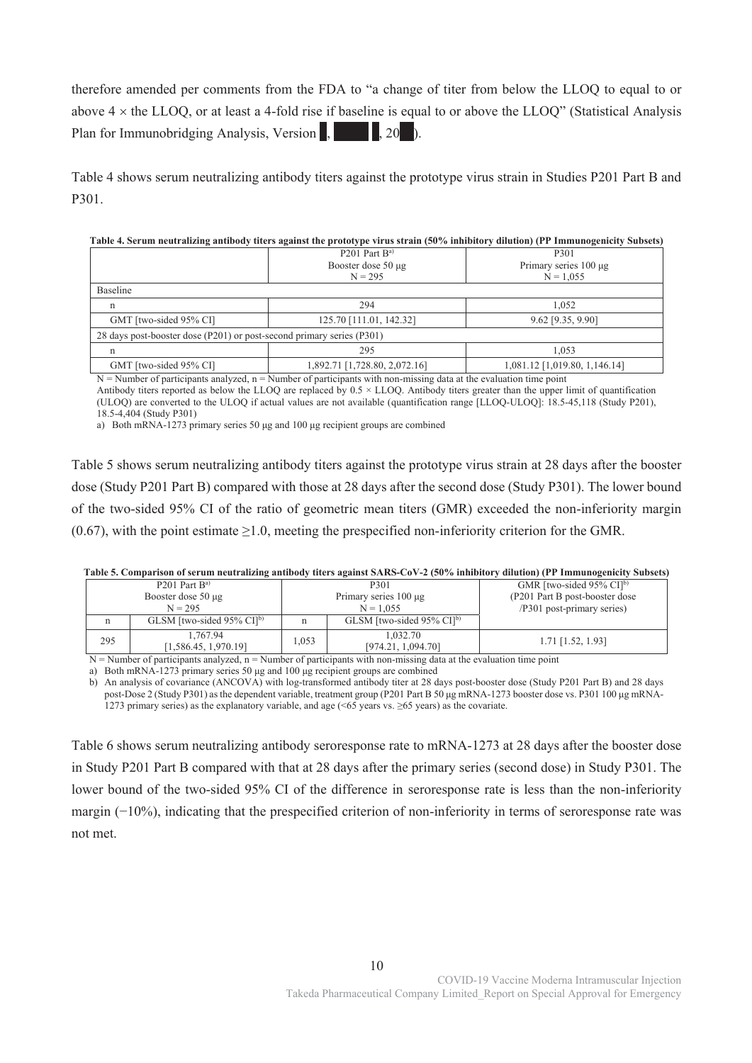therefore amended per comments from the FDA to "a change of titer from below the LLOQ to equal to or above 4 × the LLOQ, or at least a 4-fold rise if baseline is equal to or above the LLOQ" (Statistical Analysis Plan for Immunobridging Analysis, Version ■, ■■■ ■, 20■).

Table 4 shows serum neutralizing antibody titers against the prototype virus strain in Studies P201 Part B and P301.

**Table 4. Serum neutralizing antibody titers against the prototype virus strain (50% inhibitory dilution) (PP Immunogenicity Subsets)**

| | P201 Part B[a]<br>Booster dose 50 μg<br>N = 295 | P301<br>Primary series 100 μg<br>N = 1,055 |
|---|---|---|
| Baseline | | |
| n | 294 | 1,052 |
| GMT [two-sided 95% CI] | 125.70 [111.01, 142.32] | 9.62 [9.35, 9.90] |
| 28 days post-booster dose (P201) or post-second primary series (P301) | | |
| n | 295 | 1,053 |
| GMT [two-sided 95% CI] | 1,892.71 [1,728.80, 2,072.16] | 1,081.12 [1,019.80, 1,146.14] |

N = Number of participants analyzed, n = Number of participants with non-missing data at the evaluation time point
Antibody titers reported as below the LLOQ are replaced by 0.5 × LLOQ. Antibody titers greater than the upper limit of quantification (ULOQ) are converted to the ULOQ if actual values are not available (quantification range [LLOQ-ULOQ]: 18.5-45,118 (Study P201), 18.5-4,404 (Study P301)
a) Both mRNA-1273 primary series 50 μg and 100 μg recipient groups are combined

Table 5 shows serum neutralizing antibody titers against the prototype virus strain at 28 days after the booster dose (Study P201 Part B) compared with those at 28 days after the second dose (Study P301). The lower bound of the two-sided 95% CI of the ratio of geometric mean titers (GMR) exceeded the non-inferiority margin (0.67), with the point estimate ≥1.0, meeting the prespecified non-inferiority criterion for the GMR.

**Table 5. Comparison of serum neutralizing antibody titers against SARS-CoV-2 (50% inhibitory dilution) (PP Immunogenicity Subsets)**

| P201 Part B[a]<br>Booster dose 50 μg<br>N = 295 | | P301<br>Primary series 100 μg<br>N = 1,055 | | GMR [two-sided 95% CI][b]<br>(P201 Part B post-booster dose /P301 post-primary series) |
|---|---|---|---|---|
| n | GLSM [two-sided 95% CI][b] | n | GLSM [two-sided 95% CI][b] | |
| 295 | 1,767.94<br>[1,586.45, 1,970.19] | 1,053 | 1,032.70<br>[974.21, 1,094.70] | 1.71 [1.52, 1.93] |

N = Number of participants analyzed, n = Number of participants with non-missing data at the evaluation time point
a) Both mRNA-1273 primary series 50 μg and 100 μg recipient groups are combined
b) An analysis of covariance (ANCOVA) with log-transformed antibody titer at 28 days post-booster dose (Study P201 Part B) and 28 days post-Dose 2 (Study P301) as the dependent variable, treatment group (P201 Part B 50 μg mRNA-1273 booster dose vs. P301 100 μg mRNA-1273 primary series) as the explanatory variable, and age (<65 years vs. ≥65 years) as the covariate.

Table 6 shows serum neutralizing antibody seroresponse rate to mRNA-1273 at 28 days after the booster dose in Study P201 Part B compared with that at 28 days after the primary series (second dose) in Study P301. The lower bound of the two-sided 95% CI of the difference in seroresponse rate is less than the non-inferiority margin (−10%), indicating that the prespecified criterion of non-inferiority in terms of seroresponse rate was not met.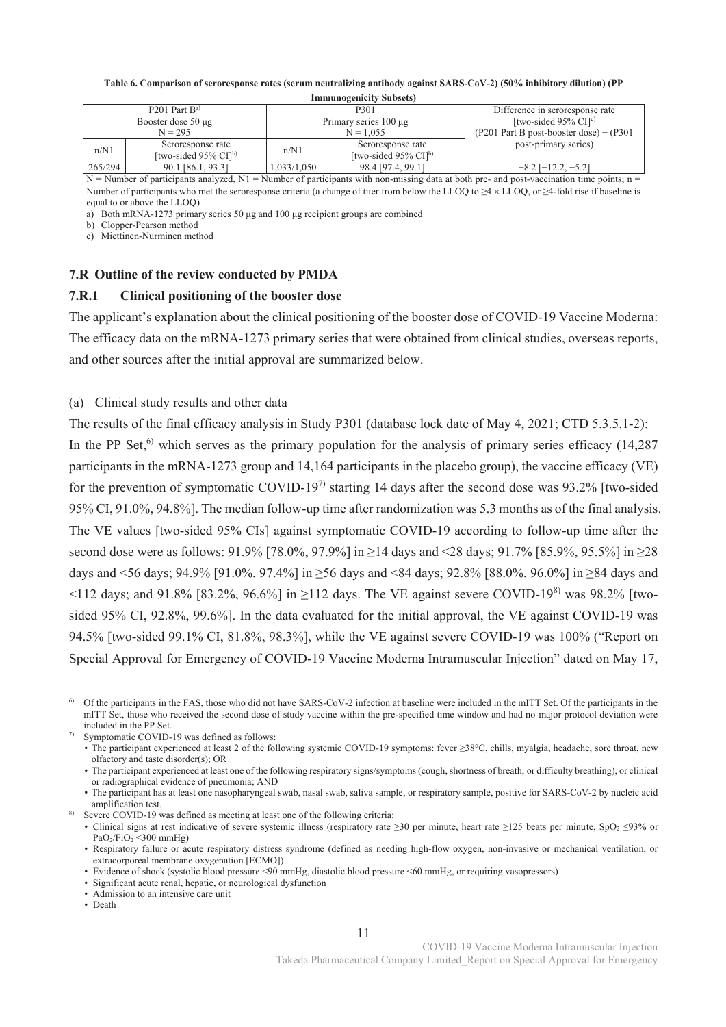**Table 6. Comparison of seroresponse rates (serum neutralizing antibody against SARS-CoV-2) (50% inhibitory dilution) (PP Immunogenicity Subsets)**

| P201 Part B[a) ] Booster dose 50 μg N = 295 | | P301 Primary series 100 μg N = 1,055 | | Difference in seroresponse rate [two-sided 95% CI][c)] (P201 Part B post-booster dose) − (P301 post-primary series) |
|---|---|---|---|---|
| n/N1 | Seroresponse rate [two-sided 95% CI][b)] | n/N1 | Seroresponse rate [two-sided 95% CI][b)] | |
| 265/294 | 90.1 [86.1, 93.3] | 1,033/1,050 | 98.4 [97.4, 99.1] | −8.2 [−12.2, −5.2] |

N = Number of participants analyzed, N1 = Number of participants with non-missing data at both pre- and post-vaccination time points; n = Number of participants who met the seroresponse criteria (a change of titer from below the LLOQ to ≥4 × LLOQ, or ≥4-fold rise if baseline is equal to or above the LLOQ)

a) Both mRNA-1273 primary series 50 μg and 100 μg recipient groups are combined

b) Clopper-Pearson method

c) Miettinen-Nurminen method

## 7.R Outline of the review conducted by PMDA

### 7.R.1 Clinical positioning of the booster dose

The applicant's explanation about the clinical positioning of the booster dose of COVID-19 Vaccine Moderna: The efficacy data on the mRNA-1273 primary series that were obtained from clinical studies, overseas reports, and other sources after the initial approval are summarized below.

(a) Clinical study results and other data

The results of the final efficacy analysis in Study P301 (database lock date of May 4, 2021; CTD 5.3.5.1-2): In the PP Set,[6)] which serves as the primary population for the analysis of primary series efficacy (14,287 participants in the mRNA-1273 group and 14,164 participants in the placebo group), the vaccine efficacy (VE) for the prevention of symptomatic COVID-19[7)] starting 14 days after the second dose was 93.2% [two-sided 95% CI, 91.0%, 94.8%]. The median follow-up time after randomization was 5.3 months as of the final analysis. The VE values [two-sided 95% CIs] against symptomatic COVID-19 according to follow-up time after the second dose were as follows: 91.9% [78.0%, 97.9%] in ≥14 days and <28 days; 91.7% [85.9%, 95.5%] in ≥28 days and <56 days; 94.9% [91.0%, 97.4%] in ≥56 days and <84 days; 92.8% [88.0%, 96.0%] in ≥84 days and <112 days; and 91.8% [83.2%, 96.6%] in ≥112 days. The VE against severe COVID-19[8)] was 98.2% [two-sided 95% CI, 92.8%, 99.6%]. In the data evaluated for the initial approval, the VE against COVID-19 was 94.5% [two-sided 99.1% CI, 81.8%, 98.3%], while the VE against severe COVID-19 was 100% ("Report on Special Approval for Emergency of COVID-19 Vaccine Moderna Intramuscular Injection" dated on May 17,

---

6) Of the participants in the FAS, those who did not have SARS-CoV-2 infection at baseline were included in the mITT Set. Of the participants in the mITT Set, those who received the second dose of study vaccine within the pre-specified time window and had no major protocol deviation were included in the PP Set.

7) Symptomatic COVID-19 was defined as follows:
- The participant experienced at least 2 of the following systemic COVID-19 symptoms: fever ≥38°C, chills, myalgia, headache, sore throat, new olfactory and taste disorder(s); OR
- The participant experienced at least one of the following respiratory signs/symptoms (cough, shortness of breath, or difficulty breathing), or clinical or radiographical evidence of pneumonia; AND
- The participant has at least one nasopharyngeal swab, nasal swab, saliva sample, or respiratory sample, positive for SARS-CoV-2 by nucleic acid amplification test.

8) Severe COVID-19 was defined as meeting at least one of the following criteria:
- Clinical signs at rest indicative of severe systemic illness (respiratory rate ≥30 per minute, heart rate ≥125 beats per minute, $SpO_2$ ≤93% or $PaO_2/FiO_2$ <300 mmHg)
- Respiratory failure or acute respiratory distress syndrome (defined as needing high-flow oxygen, non-invasive or mechanical ventilation, or extracorporeal membrane oxygenation [ECMO])
- Evidence of shock (systolic blood pressure <90 mmHg, diastolic blood pressure <60 mmHg, or requiring vasopressors)
- Significant acute renal, hepatic, or neurological dysfunction
- Admission to an intensive care unit
- Death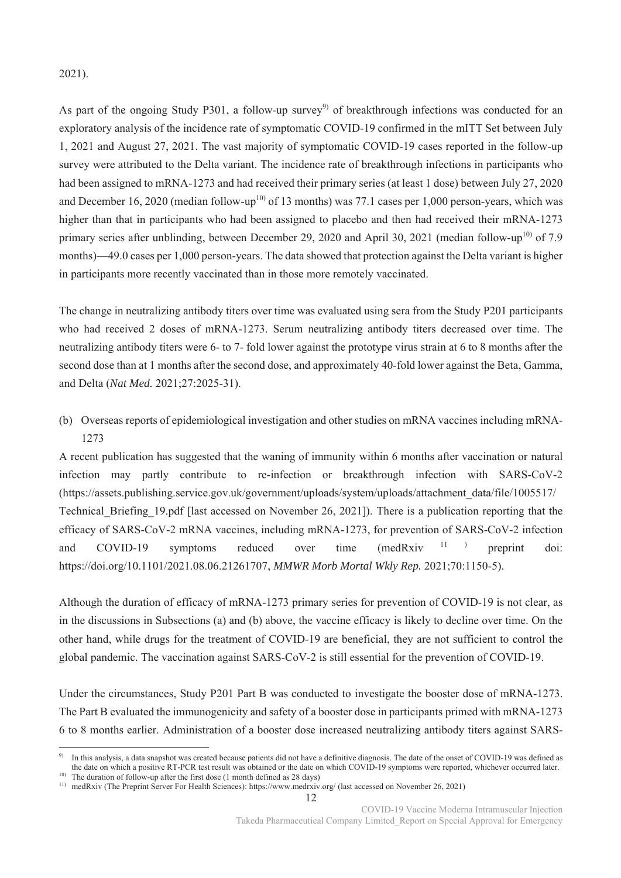2021).

As part of the ongoing Study P301, a follow-up survey[9] of breakthrough infections was conducted for an exploratory analysis of the incidence rate of symptomatic COVID-19 confirmed in the mITT Set between July 1, 2021 and August 27, 2021. The vast majority of symptomatic COVID-19 cases reported in the follow-up survey were attributed to the Delta variant. The incidence rate of breakthrough infections in participants who had been assigned to mRNA-1273 and had received their primary series (at least 1 dose) between July 27, 2020 and December 16, 2020 (median follow-up[10] of 13 months) was 77.1 cases per 1,000 person-years, which was higher than that in participants who had been assigned to placebo and then had received their mRNA-1273 primary series after unblinding, between December 29, 2020 and April 30, 2021 (median follow-up[10] of 7.9 months)―49.0 cases per 1,000 person-years. The data showed that protection against the Delta variant is higher in participants more recently vaccinated than in those more remotely vaccinated.

The change in neutralizing antibody titers over time was evaluated using sera from the Study P201 participants who had received 2 doses of mRNA-1273. Serum neutralizing antibody titers decreased over time. The neutralizing antibody titers were 6- to 7- fold lower against the prototype virus strain at 6 to 8 months after the second dose than at 1 months after the second dose, and approximately 40-fold lower against the Beta, Gamma, and Delta (*Nat Med.* 2021;27:2025-31).

(b) Overseas reports of epidemiological investigation and other studies on mRNA vaccines including mRNA-1273

A recent publication has suggested that the waning of immunity within 6 months after vaccination or natural infection may partly contribute to re-infection or breakthrough infection with SARS-CoV-2 (https://assets.publishing.service.gov.uk/government/uploads/system/uploads/attachment_data/file/1005517/Technical_Briefing_19.pdf [last accessed on November 26, 2021]). There is a publication reporting that the efficacy of SARS-CoV-2 mRNA vaccines, including mRNA-1273, for prevention of SARS-CoV-2 infection and COVID-19 symptoms reduced over time (medRxiv[11]) preprint doi: https://doi.org/10.1101/2021.08.06.21261707, *MMWR Morb Mortal Wkly Rep.* 2021;70:1150-5).

Although the duration of efficacy of mRNA-1273 primary series for prevention of COVID-19 is not clear, as in the discussions in Subsections (a) and (b) above, the vaccine efficacy is likely to decline over time. On the other hand, while drugs for the treatment of COVID-19 are beneficial, they are not sufficient to control the global pandemic. The vaccination against SARS-CoV-2 is still essential for the prevention of COVID-19.

Under the circumstances, Study P201 Part B was conducted to investigate the booster dose of mRNA-1273. The Part B evaluated the immunogenicity and safety of a booster dose in participants primed with mRNA-1273 6 to 8 months earlier. Administration of a booster dose increased neutralizing antibody titers against SARS-

---

[9] In this analysis, a data snapshot was created because patients did not have a definitive diagnosis. The date of the onset of COVID-19 was defined as the date on which a positive RT-PCR test result was obtained or the date on which COVID-19 symptoms were reported, whichever occurred later.

[10] The duration of follow-up after the first dose (1 month defined as 28 days)

[11] medRxiv (The Preprint Server For Health Sciences): https://www.medrxiv.org/ (last accessed on November 26, 2021)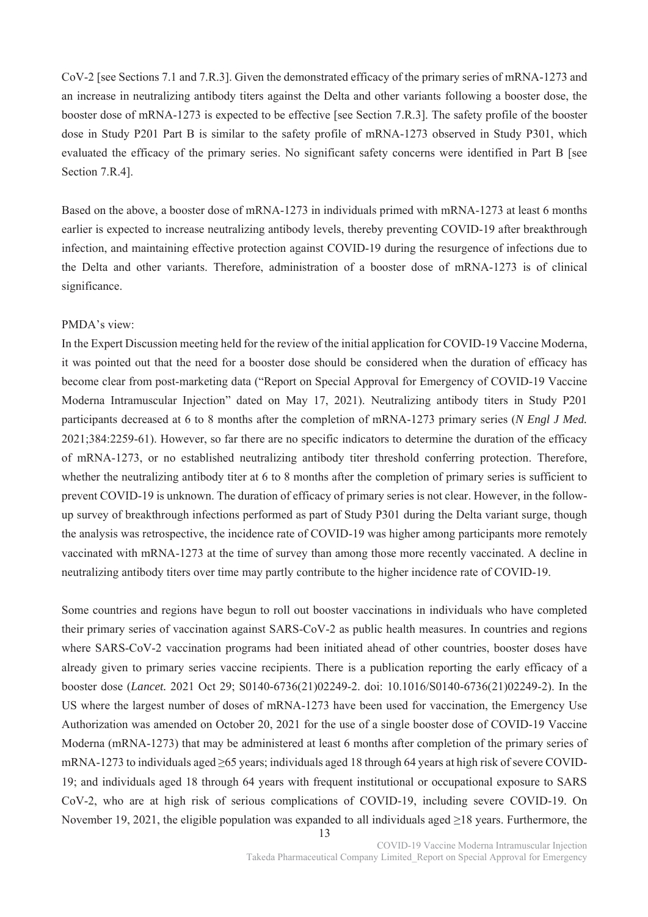CoV-2 [see Sections 7.1 and 7.R.3]. Given the demonstrated efficacy of the primary series of mRNA-1273 and an increase in neutralizing antibody titers against the Delta and other variants following a booster dose, the booster dose of mRNA-1273 is expected to be effective [see Section 7.R.3]. The safety profile of the booster dose in Study P201 Part B is similar to the safety profile of mRNA-1273 observed in Study P301, which evaluated the efficacy of the primary series. No significant safety concerns were identified in Part B [see Section 7.R.4].

Based on the above, a booster dose of mRNA-1273 in individuals primed with mRNA-1273 at least 6 months earlier is expected to increase neutralizing antibody levels, thereby preventing COVID-19 after breakthrough infection, and maintaining effective protection against COVID-19 during the resurgence of infections due to the Delta and other variants. Therefore, administration of a booster dose of mRNA-1273 is of clinical significance.

PMDA's view:

In the Expert Discussion meeting held for the review of the initial application for COVID-19 Vaccine Moderna, it was pointed out that the need for a booster dose should be considered when the duration of efficacy has become clear from post-marketing data ("Report on Special Approval for Emergency of COVID-19 Vaccine Moderna Intramuscular Injection" dated on May 17, 2021). Neutralizing antibody titers in Study P201 participants decreased at 6 to 8 months after the completion of mRNA-1273 primary series (*N Engl J Med.* 2021;384:2259-61). However, so far there are no specific indicators to determine the duration of the efficacy of mRNA-1273, or no established neutralizing antibody titer threshold conferring protection. Therefore, whether the neutralizing antibody titer at 6 to 8 months after the completion of primary series is sufficient to prevent COVID-19 is unknown. The duration of efficacy of primary series is not clear. However, in the follow-up survey of breakthrough infections performed as part of Study P301 during the Delta variant surge, though the analysis was retrospective, the incidence rate of COVID-19 was higher among participants more remotely vaccinated with mRNA-1273 at the time of survey than among those more recently vaccinated. A decline in neutralizing antibody titers over time may partly contribute to the higher incidence rate of COVID-19.

Some countries and regions have begun to roll out booster vaccinations in individuals who have completed their primary series of vaccination against SARS-CoV-2 as public health measures. In countries and regions where SARS-CoV-2 vaccination programs had been initiated ahead of other countries, booster doses have already given to primary series vaccine recipients. There is a publication reporting the early efficacy of a booster dose (*Lancet.* 2021 Oct 29; S0140-6736(21)02249-2. doi: 10.1016/S0140-6736(21)02249-2). In the US where the largest number of doses of mRNA-1273 have been used for vaccination, the Emergency Use Authorization was amended on October 20, 2021 for the use of a single booster dose of COVID-19 Vaccine Moderna (mRNA-1273) that may be administered at least 6 months after completion of the primary series of mRNA-1273 to individuals aged ≥65 years; individuals aged 18 through 64 years at high risk of severe COVID-19; and individuals aged 18 through 64 years with frequent institutional or occupational exposure to SARS CoV-2, who are at high risk of serious complications of COVID-19, including severe COVID-19. On November 19, 2021, the eligible population was expanded to all individuals aged ≥18 years. Furthermore, the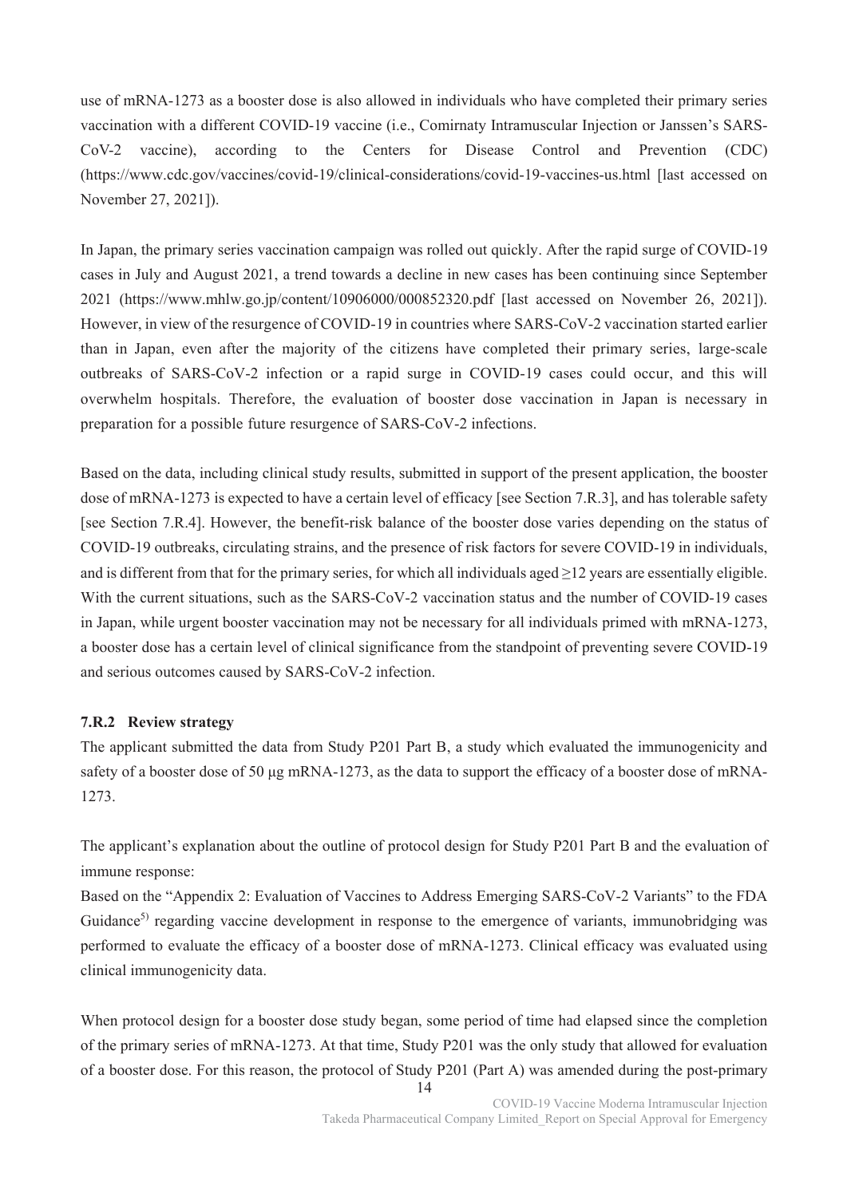use of mRNA-1273 as a booster dose is also allowed in individuals who have completed their primary series vaccination with a different COVID-19 vaccine (i.e., Comirnaty Intramuscular Injection or Janssen's SARS-CoV-2 vaccine), according to the Centers for Disease Control and Prevention (CDC) (https://www.cdc.gov/vaccines/covid-19/clinical-considerations/covid-19-vaccines-us.html [last accessed on November 27, 2021]).

In Japan, the primary series vaccination campaign was rolled out quickly. After the rapid surge of COVID-19 cases in July and August 2021, a trend towards a decline in new cases has been continuing since September 2021 (https://www.mhlw.go.jp/content/10906000/000852320.pdf [last accessed on November 26, 2021]). However, in view of the resurgence of COVID-19 in countries where SARS-CoV-2 vaccination started earlier than in Japan, even after the majority of the citizens have completed their primary series, large-scale outbreaks of SARS-CoV-2 infection or a rapid surge in COVID-19 cases could occur, and this will overwhelm hospitals. Therefore, the evaluation of booster dose vaccination in Japan is necessary in preparation for a possible future resurgence of SARS-CoV-2 infections.

Based on the data, including clinical study results, submitted in support of the present application, the booster dose of mRNA-1273 is expected to have a certain level of efficacy [see Section 7.R.3], and has tolerable safety [see Section 7.R.4]. However, the benefit-risk balance of the booster dose varies depending on the status of COVID-19 outbreaks, circulating strains, and the presence of risk factors for severe COVID-19 in individuals, and is different from that for the primary series, for which all individuals aged ≥12 years are essentially eligible. With the current situations, such as the SARS-CoV-2 vaccination status and the number of COVID-19 cases in Japan, while urgent booster vaccination may not be necessary for all individuals primed with mRNA-1273, a booster dose has a certain level of clinical significance from the standpoint of preventing severe COVID-19 and serious outcomes caused by SARS-CoV-2 infection.

### 7.R.2 Review strategy

The applicant submitted the data from Study P201 Part B, a study which evaluated the immunogenicity and safety of a booster dose of 50 μg mRNA-1273, as the data to support the efficacy of a booster dose of mRNA-1273.

The applicant's explanation about the outline of protocol design for Study P201 Part B and the evaluation of immune response:

Based on the "Appendix 2: Evaluation of Vaccines to Address Emerging SARS-CoV-2 Variants" to the FDA Guidance[5] regarding vaccine development in response to the emergence of variants, immunobridging was performed to evaluate the efficacy of a booster dose of mRNA-1273. Clinical efficacy was evaluated using clinical immunogenicity data.

When protocol design for a booster dose study began, some period of time had elapsed since the completion of the primary series of mRNA-1273. At that time, Study P201 was the only study that allowed for evaluation of a booster dose. For this reason, the protocol of Study P201 (Part A) was amended during the post-primary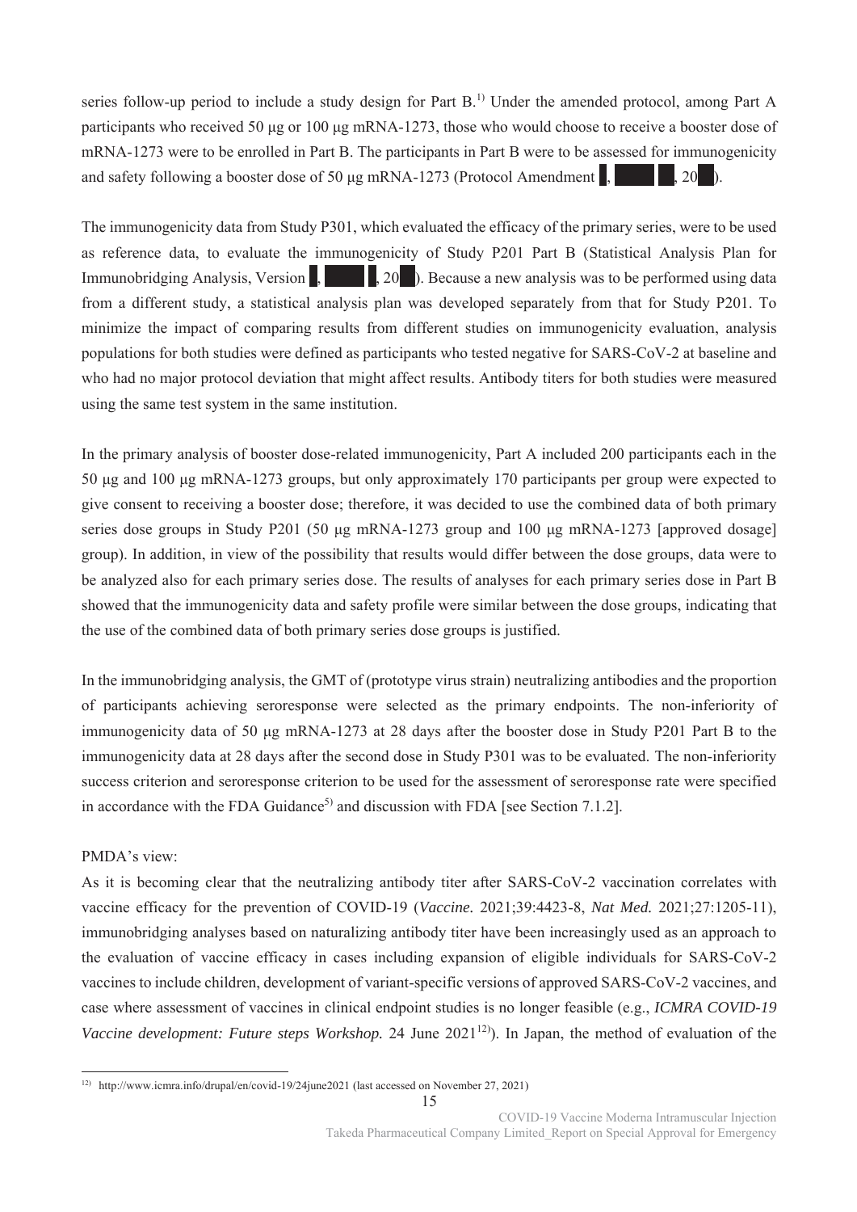series follow-up period to include a study design for Part B.[1)] Under the amended protocol, among Part A participants who received 50 µg or 100 µg mRNA-1273, those who would choose to receive a booster dose of mRNA-1273 were to be enrolled in Part B. The participants in Part B were to be assessed for immunogenicity and safety following a booster dose of 50 µg mRNA-1273 (Protocol Amendment ■, ■■■ ■, 20■).

The immunogenicity data from Study P301, which evaluated the efficacy of the primary series, were to be used as reference data, to evaluate the immunogenicity of Study P201 Part B (Statistical Analysis Plan for Immunobridging Analysis, Version ■, ■■■ ■, 20■). Because a new analysis was to be performed using data from a different study, a statistical analysis plan was developed separately from that for Study P201. To minimize the impact of comparing results from different studies on immunogenicity evaluation, analysis populations for both studies were defined as participants who tested negative for SARS-CoV-2 at baseline and who had no major protocol deviation that might affect results. Antibody titers for both studies were measured using the same test system in the same institution.

In the primary analysis of booster dose-related immunogenicity, Part A included 200 participants each in the 50 µg and 100 µg mRNA-1273 groups, but only approximately 170 participants per group were expected to give consent to receiving a booster dose; therefore, it was decided to use the combined data of both primary series dose groups in Study P201 (50 µg mRNA-1273 group and 100 µg mRNA-1273 [approved dosage] group). In addition, in view of the possibility that results would differ between the dose groups, data were to be analyzed also for each primary series dose. The results of analyses for each primary series dose in Part B showed that the immunogenicity data and safety profile were similar between the dose groups, indicating that the use of the combined data of both primary series dose groups is justified.

In the immunobridging analysis, the GMT of (prototype virus strain) neutralizing antibodies and the proportion of participants achieving seroresponse were selected as the primary endpoints. The non-inferiority of immunogenicity data of 50 µg mRNA-1273 at 28 days after the booster dose in Study P201 Part B to the immunogenicity data at 28 days after the second dose in Study P301 was to be evaluated. The non-inferiority success criterion and seroresponse criterion to be used for the assessment of seroresponse rate were specified in accordance with the FDA Guidance[5)] and discussion with FDA [see Section 7.1.2].

PMDA's view:

As it is becoming clear that the neutralizing antibody titer after SARS-CoV-2 vaccination correlates with vaccine efficacy for the prevention of COVID-19 (*Vaccine.* 2021;39:4423-8, *Nat Med.* 2021;27:1205-11), immunobridging analyses based on naturalizing antibody titer have been increasingly used as an approach to the evaluation of vaccine efficacy in cases including expansion of eligible individuals for SARS-CoV-2 vaccines to include children, development of variant-specific versions of approved SARS-CoV-2 vaccines, and case where assessment of vaccines in clinical endpoint studies is no longer feasible (e.g., *ICMRA COVID-19 Vaccine development: Future steps Workshop.* 24 June 2021[12)]). In Japan, the method of evaluation of the

---

12) http://www.icmra.info/drupal/en/covid-19/24june2021 (last accessed on November 27, 2021)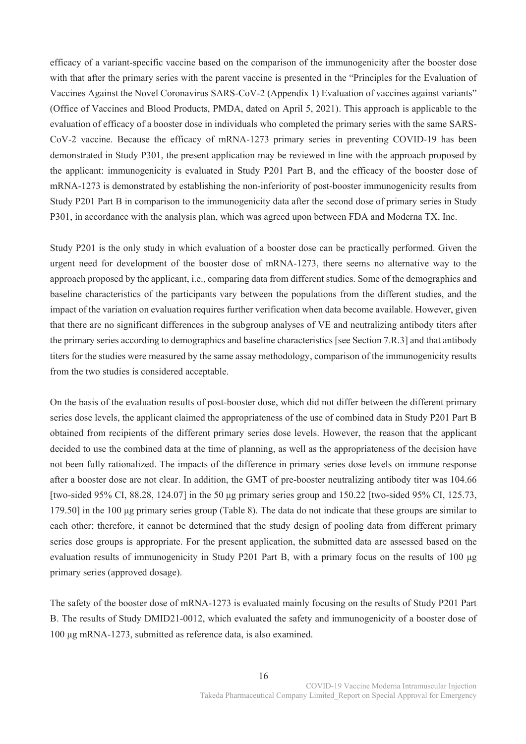efficacy of a variant-specific vaccine based on the comparison of the immunogenicity after the booster dose with that after the primary series with the parent vaccine is presented in the "Principles for the Evaluation of Vaccines Against the Novel Coronavirus SARS-CoV-2 (Appendix 1) Evaluation of vaccines against variants" (Office of Vaccines and Blood Products, PMDA, dated on April 5, 2021). This approach is applicable to the evaluation of efficacy of a booster dose in individuals who completed the primary series with the same SARS-CoV-2 vaccine. Because the efficacy of mRNA-1273 primary series in preventing COVID-19 has been demonstrated in Study P301, the present application may be reviewed in line with the approach proposed by the applicant: immunogenicity is evaluated in Study P201 Part B, and the efficacy of the booster dose of mRNA-1273 is demonstrated by establishing the non-inferiority of post-booster immunogenicity results from Study P201 Part B in comparison to the immunogenicity data after the second dose of primary series in Study P301, in accordance with the analysis plan, which was agreed upon between FDA and Moderna TX, Inc.

Study P201 is the only study in which evaluation of a booster dose can be practically performed. Given the urgent need for development of the booster dose of mRNA-1273, there seems no alternative way to the approach proposed by the applicant, i.e., comparing data from different studies. Some of the demographics and baseline characteristics of the participants vary between the populations from the different studies, and the impact of the variation on evaluation requires further verification when data become available. However, given that there are no significant differences in the subgroup analyses of VE and neutralizing antibody titers after the primary series according to demographics and baseline characteristics [see Section 7.R.3] and that antibody titers for the studies were measured by the same assay methodology, comparison of the immunogenicity results from the two studies is considered acceptable.

On the basis of the evaluation results of post-booster dose, which did not differ between the different primary series dose levels, the applicant claimed the appropriateness of the use of combined data in Study P201 Part B obtained from recipients of the different primary series dose levels. However, the reason that the applicant decided to use the combined data at the time of planning, as well as the appropriateness of the decision have not been fully rationalized. The impacts of the difference in primary series dose levels on immune response after a booster dose are not clear. In addition, the GMT of pre-booster neutralizing antibody titer was 104.66 [two-sided 95% CI, 88.28, 124.07] in the 50 μg primary series group and 150.22 [two-sided 95% CI, 125.73, 179.50] in the 100 μg primary series group (Table 8). The data do not indicate that these groups are similar to each other; therefore, it cannot be determined that the study design of pooling data from different primary series dose groups is appropriate. For the present application, the submitted data are assessed based on the evaluation results of immunogenicity in Study P201 Part B, with a primary focus on the results of 100 μg primary series (approved dosage).

The safety of the booster dose of mRNA-1273 is evaluated mainly focusing on the results of Study P201 Part B. The results of Study DMID21-0012, which evaluated the safety and immunogenicity of a booster dose of 100 μg mRNA-1273, submitted as reference data, is also examined.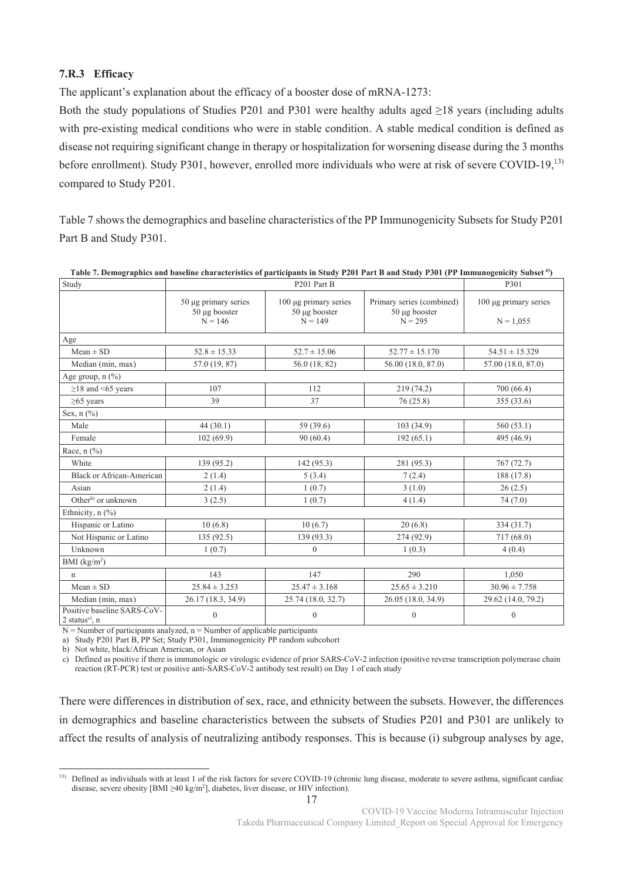### 7.R.3 Efficacy

The applicant's explanation about the efficacy of a booster dose of mRNA-1273:

Both the study populations of Studies P201 and P301 were healthy adults aged ≥18 years (including adults with pre-existing medical conditions who were in stable condition. A stable medical condition is defined as disease not requiring significant change in therapy or hospitalization for worsening disease during the 3 months before enrollment). Study P301, however, enrolled more individuals who were at risk of severe COVID-19,[13] compared to Study P201.

Table 7 shows the demographics and baseline characteristics of the PP Immunogenicity Subsets for Study P201 Part B and Study P301.

**Table 7. Demographics and baseline characteristics of participants in Study P201 Part B and Study P301 (PP Immunogenicity Subset [a])**

| Study | P201 Part B | | | P301 |
|---|---|---|---|---|
| | 50 µg primary series 50 µg booster N = 146 | 100 µg primary series 50 µg booster N = 149 | Primary series (combined) 50 µg booster N = 295 | 100 µg primary series N = 1,055 |
| Age | | | | |
| Mean ± SD | 52.8 ± 15.33 | 52.7 ± 15.06 | 52.77 ± 15.170 | 54.51 ± 15.329 |
| Median (min, max) | 57.0 (19, 87) | 56.0 (18, 82) | 56.00 (18.0, 87.0) | 57.00 (18.0, 87.0) |
| Age group, n (%) | | | | |
| ≥18 and <65 years | 107 | 112 | 219 (74.2) | 700 (66.4) |
| ≥65 years | 39 | 37 | 76 (25.8) | 355 (33.6) |
| Sex, n (%) | | | | |
| Male | 44 (30.1) | 59 (39.6) | 103 (34.9) | 560 (53.1) |
| Female | 102 (69.9) | 90 (60.4) | 192 (65.1) | 495 (46.9) |
| Race, n (%) | | | | |
| White | 139 (95.2) | 142 (95.3) | 281 (95.3) | 767 (72.7) |
| Black or African-American | 2 (1.4) | 5 (3.4) | 7 (2.4) | 188 (17.8) |
| Asian | 2 (1.4) | 1 (0.7) | 3 (1.0) | 26 (2.5) |
| Other[b] or unknown | 3 (2.5) | 1 (0.7) | 4 (1.4) | 74 (7.0) |
| Ethnicity, n (%) | | | | |
| Hispanic or Latino | 10 (6.8) | 10 (6.7) | 20 (6.8) | 334 (31.7) |
| Not Hispanic or Latino | 135 (92.5) | 139 (93.3) | 274 (92.9) | 717 (68.0) |
| Unknown | 1 (0.7) | 0 | 1 (0.3) | 4 (0.4) |
| BMI (kg/m$^2$) | | | | |
| n | 143 | 147 | 290 | 1,050 |
| Mean ± SD | 25.84 ± 3.253 | 25.47 ± 3.168 | 25.65 ± 3.210 | 30.96 ± 7.758 |
| Median (min, max) | 26.17 (18.3, 34.9) | 25.74 (18.0, 32.7) | 26.05 (18.0, 34.9) | 29.62 (14.0, 79.2) |
| Positive baseline SARS-CoV-2 status[c], n | 0 | 0 | 0 | 0 |

N = Number of participants analyzed, n = Number of applicable participants

a) Study P201 Part B, PP Set; Study P301, Immunogenicity PP random subcohort

b) Not white, black/African American, or Asian

c) Defined as positive if there is immunologic or virologic evidence of prior SARS-CoV-2 infection (positive reverse transcription polymerase chain reaction (RT-PCR) test or positive anti-SARS-CoV-2 antibody test result) on Day 1 of each study

There were differences in distribution of sex, race, and ethnicity between the subsets. However, the differences in demographics and baseline characteristics between the subsets of Studies P201 and P301 are unlikely to affect the results of analysis of neutralizing antibody responses. This is because (i) subgroup analyses by age,

[13] Defined as individuals with at least 1 of the risk factors for severe COVID-19 (chronic lung disease, moderate to severe asthma, significant cardiac disease, severe obesity [BMI ≥40 kg/m$^2$], diabetes, liver disease, or HIV infection).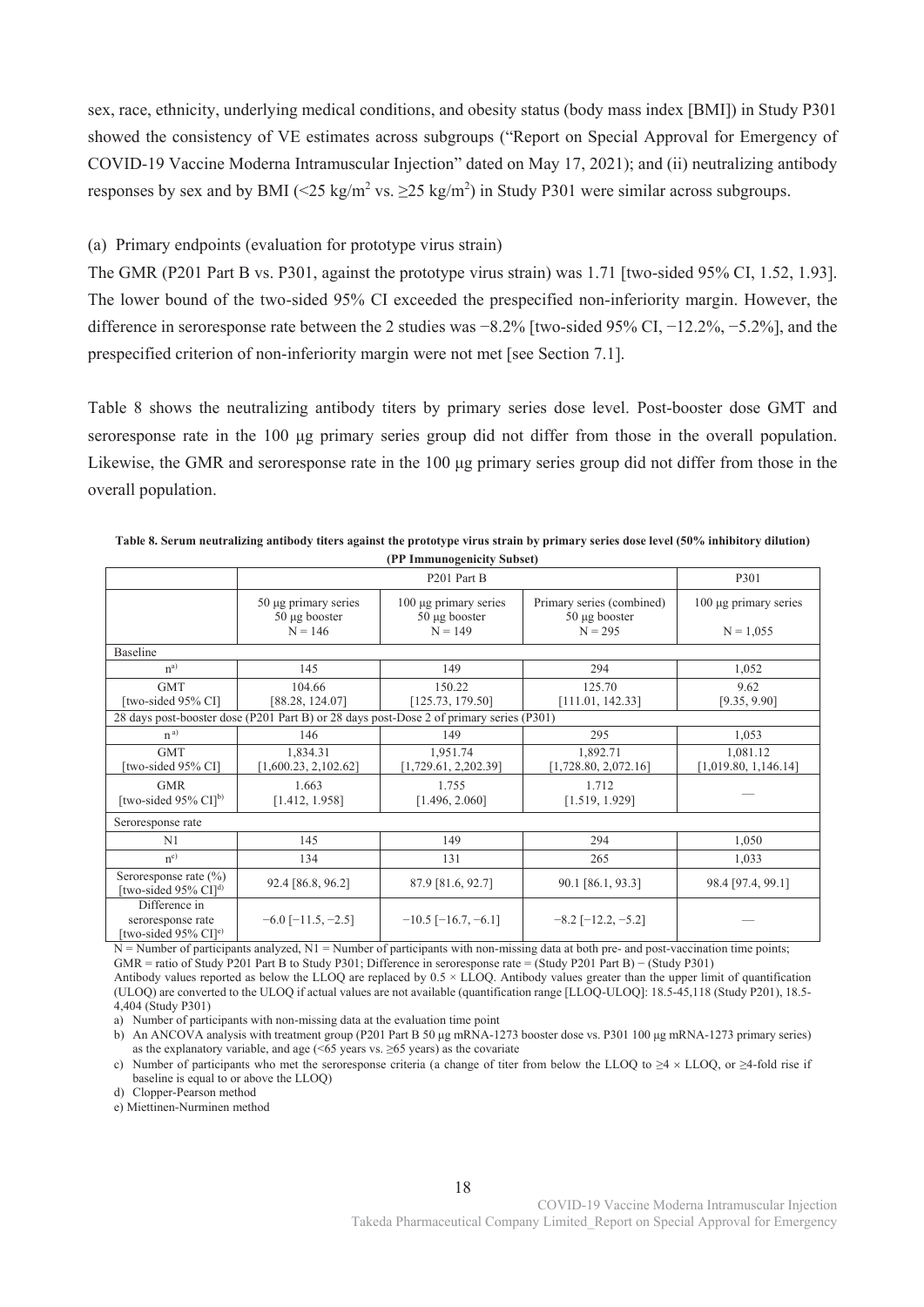sex, race, ethnicity, underlying medical conditions, and obesity status (body mass index [BMI]) in Study P301 showed the consistency of VE estimates across subgroups ("Report on Special Approval for Emergency of COVID-19 Vaccine Moderna Intramuscular Injection" dated on May 17, 2021); and (ii) neutralizing antibody responses by sex and by BMI ($<25$ kg/m$^2$ vs. $\geq 25$ kg/m$^2$) in Study P301 were similar across subgroups.

(a) Primary endpoints (evaluation for prototype virus strain)

The GMR (P201 Part B vs. P301, against the prototype virus strain) was 1.71 [two-sided 95% CI, 1.52, 1.93]. The lower bound of the two-sided 95% CI exceeded the prespecified non-inferiority margin. However, the difference in seroresponse rate between the 2 studies was −8.2% [two-sided 95% CI, −12.2%, −5.2%], and the prespecified criterion of non-inferiority margin were not met [see Section 7.1].

Table 8 shows the neutralizing antibody titers by primary series dose level. Post-booster dose GMT and seroresponse rate in the 100 µg primary series group did not differ from those in the overall population. Likewise, the GMR and seroresponse rate in the 100 µg primary series group did not differ from those in the overall population.

**Table 8. Serum neutralizing antibody titers against the prototype virus strain by primary series dose level (50% inhibitory dilution) (PP Immunogenicity Subset)**

| | P201 Part B | | | P301 |
|---|---|---|---|---|
| | 50 µg primary series<br>50 µg booster<br>N = 146 | 100 µg primary series<br>50 µg booster<br>N = 149 | Primary series (combined)<br>50 µg booster<br>N = 295 | 100 µg primary series<br><br>N = 1,055 |
| Baseline | | | | |
| n[a)] | 145 | 149 | 294 | 1,052 |
| GMT<br>[two-sided 95% CI] | 104.66<br>[88.28, 124.07] | 150.22<br>[125.73, 179.50] | 125.70<br>[111.01, 142.33] | 9.62<br>[9.35, 9.90] |
| 28 days post-booster dose (P201 Part B) or 28 days post-Dose 2 of primary series (P301) | | | | |
| n[a)] | 146 | 149 | 295 | 1,053 |
| GMT<br>[two-sided 95% CI] | 1,834.31<br>[1,600.23, 2,102.62] | 1,951.74<br>[1,729.61, 2,202.39] | 1,892.71<br>[1,728.80, 2,072.16] | 1,081.12<br>[1,019.80, 1,146.14] |
| GMR<br>[two-sided 95% CI][b)] | 1.663<br>[1.412, 1.958] | 1.755<br>[1.496, 2.060] | 1.712<br>[1.519, 1.929] | — |
| Seroresponse rate | | | | |
| N1 | 145 | 149 | 294 | 1,050 |
| n[c)] | 134 | 131 | 265 | 1,033 |
| Seroresponse rate (%)<br>[two-sided 95% CI][d)] | 92.4 [86.8, 96.2] | 87.9 [81.6, 92.7] | 90.1 [86.1, 93.3] | 98.4 [97.4, 99.1] |
| Difference in seroresponse rate<br>[two-sided 95% CI][e)] | −6.0 [−11.5, −2.5] | −10.5 [−16.7, −6.1] | −8.2 [−12.2, −5.2] | — |

N = Number of participants analyzed, N1 = Number of participants with non-missing data at both pre- and post-vaccination time points; GMR = ratio of Study P201 Part B to Study P301; Difference in seroresponse rate = (Study P201 Part B) − (Study P301)

Antibody values reported as below the LLOQ are replaced by 0.5 × LLOQ. Antibody values greater than the upper limit of quantification (ULOQ) are converted to the ULOQ if actual values are not available (quantification range [LLOQ-ULOQ]: 18.5-45,118 (Study P201), 18.5-4,404 (Study P301)

a) Number of participants with non-missing data at the evaluation time point

b) An ANCOVA analysis with treatment group (P201 Part B 50 µg mRNA-1273 booster dose vs. P301 100 µg mRNA-1273 primary series) as the explanatory variable, and age ($<65$ years vs. $\geq 65$ years) as the covariate

c) Number of participants who met the seroresponse criteria (a change of titer from below the LLOQ to $\geq 4 \times$ LLOQ, or $\geq 4$-fold rise if baseline is equal to or above the LLOQ)

d) Clopper-Pearson method

e) Miettinen-Nurminen method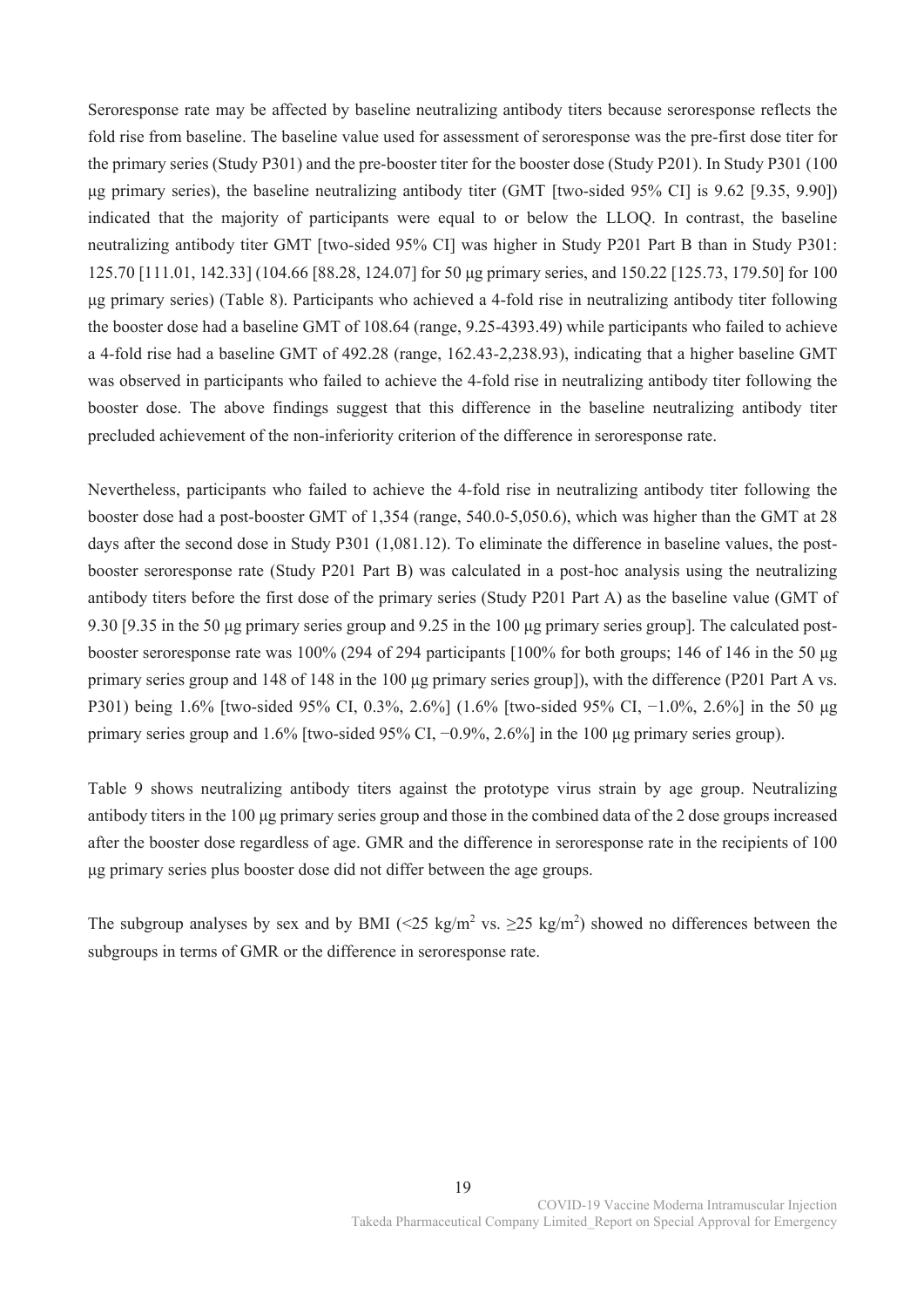Seroresponse rate may be affected by baseline neutralizing antibody titers because seroresponse reflects the fold rise from baseline. The baseline value used for assessment of seroresponse was the pre-first dose titer for the primary series (Study P301) and the pre-booster titer for the booster dose (Study P201). In Study P301 (100 μg primary series), the baseline neutralizing antibody titer (GMT [two-sided 95% CI] is 9.62 [9.35, 9.90]) indicated that the majority of participants were equal to or below the LLOQ. In contrast, the baseline neutralizing antibody titer GMT [two-sided 95% CI] was higher in Study P201 Part B than in Study P301: 125.70 [111.01, 142.33] (104.66 [88.28, 124.07] for 50 μg primary series, and 150.22 [125.73, 179.50] for 100 μg primary series) (Table 8). Participants who achieved a 4-fold rise in neutralizing antibody titer following the booster dose had a baseline GMT of 108.64 (range, 9.25-4393.49) while participants who failed to achieve a 4-fold rise had a baseline GMT of 492.28 (range, 162.43-2,238.93), indicating that a higher baseline GMT was observed in participants who failed to achieve the 4-fold rise in neutralizing antibody titer following the booster dose. The above findings suggest that this difference in the baseline neutralizing antibody titer precluded achievement of the non-inferiority criterion of the difference in seroresponse rate.

Nevertheless, participants who failed to achieve the 4-fold rise in neutralizing antibody titer following the booster dose had a post-booster GMT of 1,354 (range, 540.0-5,050.6), which was higher than the GMT at 28 days after the second dose in Study P301 (1,081.12). To eliminate the difference in baseline values, the post-booster seroresponse rate (Study P201 Part B) was calculated in a post-hoc analysis using the neutralizing antibody titers before the first dose of the primary series (Study P201 Part A) as the baseline value (GMT of 9.30 [9.35 in the 50 μg primary series group and 9.25 in the 100 μg primary series group]. The calculated post-booster seroresponse rate was 100% (294 of 294 participants [100% for both groups; 146 of 146 in the 50 μg primary series group and 148 of 148 in the 100 μg primary series group]), with the difference (P201 Part A vs. P301) being 1.6% [two-sided 95% CI, 0.3%, 2.6%] (1.6% [two-sided 95% CI, −1.0%, 2.6%] in the 50 μg primary series group and 1.6% [two-sided 95% CI, −0.9%, 2.6%] in the 100 μg primary series group).

Table 9 shows neutralizing antibody titers against the prototype virus strain by age group. Neutralizing antibody titers in the 100 μg primary series group and those in the combined data of the 2 dose groups increased after the booster dose regardless of age. GMR and the difference in seroresponse rate in the recipients of 100 μg primary series plus booster dose did not differ between the age groups.

The subgroup analyses by sex and by BMI ($<25$ kg/m$^2$ vs. $\geq 25$ kg/m$^2$) showed no differences between the subgroups in terms of GMR or the difference in seroresponse rate.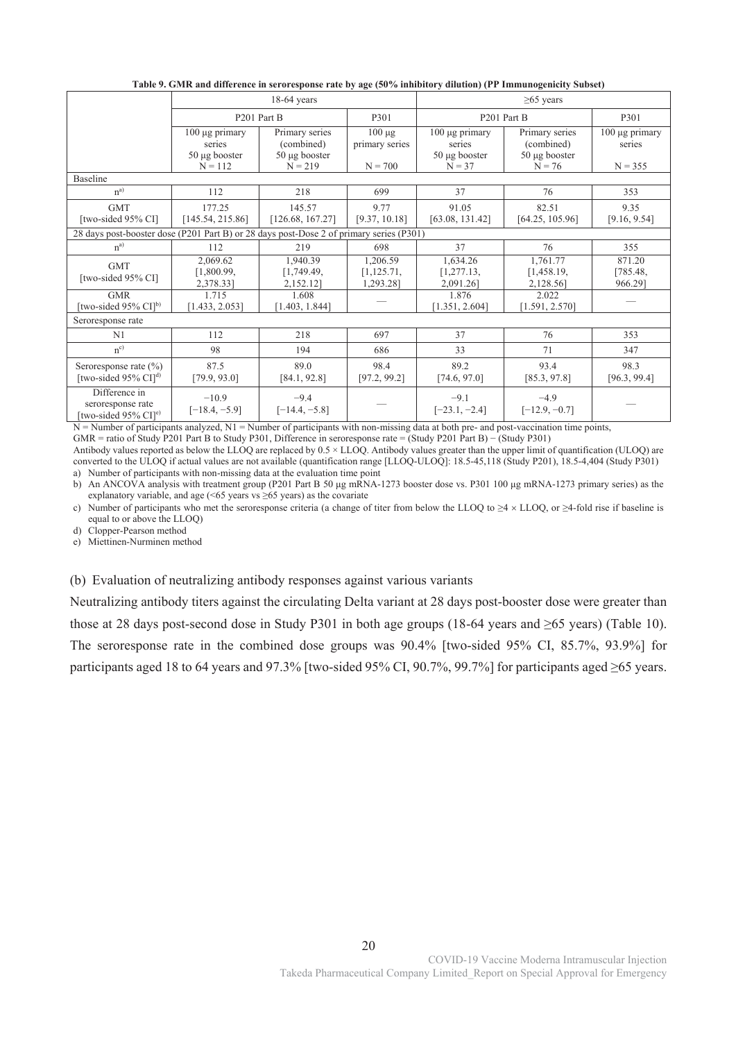**Table 9. GMR and difference in seroresponse rate by age (50% inhibitory dilution) (PP Immunogenicity Subset)**

| | 18-64 years | | | ≥65 years | | |
|---|---|---|---|---|---|---|
| | P201 Part B | | P301 | P201 Part B | | P301 |
| | 100 μg primary series 50 μg booster N = 112 | Primary series (combined) 50 μg booster N = 219 | 100 μg primary series N = 700 | 100 μg primary series 50 μg booster N = 37 | Primary series (combined) 50 μg booster N = 76 | 100 μg primary series N = 355 |
| Baseline | | | | | | |
| n[a)] | 112 | 218 | 699 | 37 | 76 | 353 |
| GMT [two-sided 95% CI] | 177.25 [145.54, 215.86] | 145.57 [126.68, 167.27] | 9.77 [9.37, 10.18] | 91.05 [63.08, 131.42] | 82.51 [64.25, 105.96] | 9.35 [9.16, 9.54] |
| 28 days post-booster dose (P201 Part B) or 28 days post-Dose 2 of primary series (P301) | | | | | | |
| n[a)] | 112 | 219 | 698 | 37 | 76 | 355 |
| GMT [two-sided 95% CI] | 2,069.62 [1,800.99, 2,378.33] | 1,940.39 [1,749.49, 2,152.12] | 1,206.59 [1,125.71, 1,293.28] | 1,634.26 [1,277.13, 2,091.26] | 1,761.77 [1,458.19, 2,128.56] | 871.20 [785.48, 966.29] |
| GMR [two-sided 95% CI][b)] | 1.715 [1.433, 2.053] | 1.608 [1.403, 1.844] | — | 1.876 [1.351, 2.604] | 2.022 [1.591, 2.570] | — |
| Seroresponse rate | | | | | | |
| N1 | 112 | 218 | 697 | 37 | 76 | 353 |
| n[c)] | 98 | 194 | 686 | 33 | 71 | 347 |
| Seroresponse rate (%) [two-sided 95% CI][d)] | 87.5 [79.9, 93.0] | 89.0 [84.1, 92.8] | 98.4 [97.2, 99.2] | 89.2 [74.6, 97.0] | 93.4 [85.3, 97.8] | 98.3 [96.3, 99.4] |
| Difference in seroresponse rate [two-sided 95% CI][e)] | −10.9 [−18.4, −5.9] | −9.4 [−14.4, −5.8] | — | −9.1 [−23.1, −2.4] | −4.9 [−12.9, −0.7] | — |

N = Number of participants analyzed, N1 = Number of participants with non-missing data at both pre- and post-vaccination time points,
GMR = ratio of Study P201 Part B to Study P301, Difference in seroresponse rate = (Study P201 Part B) − (Study P301)
Antibody values reported as below the LLOQ are replaced by 0.5 × LLOQ. Antibody values greater than the upper limit of quantification (ULOQ) are converted to the ULOQ if actual values are not available (quantification range [LLOQ-ULOQ]: 18.5-45,118 (Study P201), 18.5-4,404 (Study P301)
a) Number of participants with non-missing data at the evaluation time point
b) An ANCOVA analysis with treatment group (P201 Part B 50 μg mRNA-1273 booster dose vs. P301 100 μg mRNA-1273 primary series) as the explanatory variable, and age (<65 years vs ≥65 years) as the covariate
c) Number of participants who met the seroresponse criteria (a change of titer from below the LLOQ to ≥4 × LLOQ, or ≥4-fold rise if baseline is equal to or above the LLOQ)
d) Clopper-Pearson method
e) Miettinen-Nurminen method

(b) Evaluation of neutralizing antibody responses against various variants

Neutralizing antibody titers against the circulating Delta variant at 28 days post-booster dose were greater than those at 28 days post-second dose in Study P301 in both age groups (18-64 years and ≥65 years) (Table 10). The seroresponse rate in the combined dose groups was 90.4% [two-sided 95% CI, 85.7%, 93.9%] for participants aged 18 to 64 years and 97.3% [two-sided 95% CI, 90.7%, 99.7%] for participants aged ≥65 years.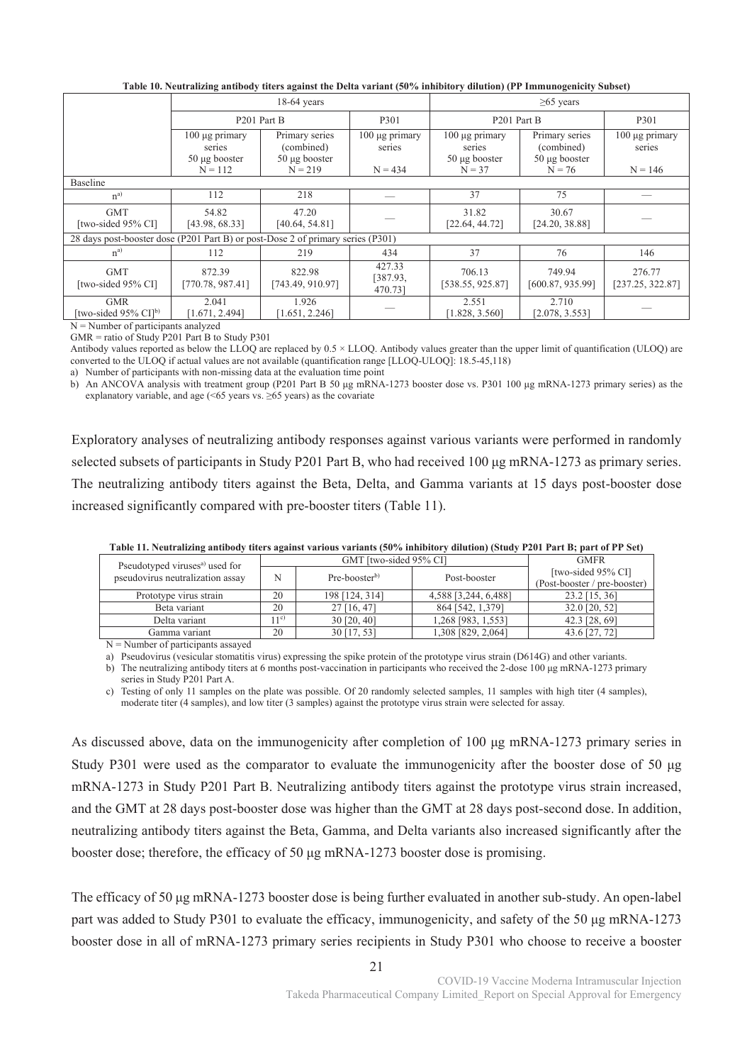**Table 10. Neutralizing antibody titers against the Delta variant (50% inhibitory dilution) (PP Immunogenicity Subset)**

| | 18-64 years | | | ≥65 years | | |
|---|---|---|---|---|---|---|
| | P201 Part B | | P301 | P201 Part B | | P301 |
| | 100 μg primary series 50 μg booster N = 112 | Primary series (combined) 50 μg booster N = 219 | 100 μg primary series N = 434 | 100 μg primary series 50 μg booster N = 37 | Primary series (combined) 50 μg booster N = 76 | 100 μg primary series N = 146 |
| Baseline | | | | | | |
| n[a)] | 112 | 218 | — | 37 | 75 | — |
| GMT [two-sided 95% CI] | 54.82 [43.98, 68.33] | 47.20 [40.64, 54.81] | — | 31.82 [22.64, 44.72] | 30.67 [24.20, 38.88] | — |
| 28 days post-booster dose (P201 Part B) or post-Dose 2 of primary series (P301) | | | | | | |
| n[a)] | 112 | 219 | 434 | 37 | 76 | 146 |
| GMT [two-sided 95% CI] | 872.39 [770.78, 987.41] | 822.98 [743.49, 910.97] | 427.33 [387.93, 470.73] | 706.13 [538.55, 925.87] | 749.94 [600.87, 935.99] | 276.77 [237.25, 322.87] |
| GMR [two-sided 95% CI][b)] | 2.041 [1.671, 2.494] | 1.926 [1.651, 2.246] | — | 2.551 [1.828, 3.560] | 2.710 [2.078, 3.553] | — |

N = Number of participants analyzed

GMR = ratio of Study P201 Part B to Study P301

Antibody values reported as below the LLOQ are replaced by 0.5 × LLOQ. Antibody values greater than the upper limit of quantification (ULOQ) are converted to the ULOQ if actual values are not available (quantification range [LLOQ-ULOQ]: 18.5-45,118)

a) Number of participants with non-missing data at the evaluation time point

b) An ANCOVA analysis with treatment group (P201 Part B 50 μg mRNA-1273 booster dose vs. P301 100 μg mRNA-1273 primary series) as the explanatory variable, and age (<65 years vs. ≥65 years) as the covariate

Exploratory analyses of neutralizing antibody responses against various variants were performed in randomly selected subsets of participants in Study P201 Part B, who had received 100 μg mRNA-1273 as primary series. The neutralizing antibody titers against the Beta, Delta, and Gamma variants at 15 days post-booster dose increased significantly compared with pre-booster titers (Table 11).

**Table 11. Neutralizing antibody titers against various variants (50% inhibitory dilution) (Study P201 Part B; part of PP Set)**

| Pseudotyped viruses[a)] used for pseudovirus neutralization assay | GMT [two-sided 95% CI] | | | GMFR |
|---|---|---|---|---|
| | N | Pre-booster[b)] | Post-booster | [two-sided 95% CI] (Post-booster / pre-booster) |
| Prototype virus strain | 20 | 198 [124, 314] | 4,588 [3,244, 6,488] | 23.2 [15, 36] |
| Beta variant | 20 | 27 [16, 47] | 864 [542, 1,379] | 32.0 [20, 52] |
| Delta variant | 11[c)] | 30 [20, 40] | 1,268 [983, 1,553] | 42.3 [28, 69] |
| Gamma variant | 20 | 30 [17, 53] | 1,308 [829, 2,064] | 43.6 [27, 72] |

N = Number of participants assayed

a) Pseudovirus (vesicular stomatitis virus) expressing the spike protein of the prototype virus strain (D614G) and other variants.

b) The neutralizing antibody titers at 6 months post-vaccination in participants who received the 2-dose 100 μg mRNA-1273 primary series in Study P201 Part A.

c) Testing of only 11 samples on the plate was possible. Of 20 randomly selected samples, 11 samples with high titer (4 samples), moderate titer (4 samples), and low titer (3 samples) against the prototype virus strain were selected for assay.

As discussed above, data on the immunogenicity after completion of 100 μg mRNA-1273 primary series in Study P301 were used as the comparator to evaluate the immunogenicity after the booster dose of 50 μg mRNA-1273 in Study P201 Part B. Neutralizing antibody titers against the prototype virus strain increased, and the GMT at 28 days post-booster dose was higher than the GMT at 28 days post-second dose. In addition, neutralizing antibody titers against the Beta, Gamma, and Delta variants also increased significantly after the booster dose; therefore, the efficacy of 50 μg mRNA-1273 booster dose is promising.

The efficacy of 50 μg mRNA-1273 booster dose is being further evaluated in another sub-study. An open-label part was added to Study P301 to evaluate the efficacy, immunogenicity, and safety of the 50 μg mRNA-1273 booster dose in all of mRNA-1273 primary series recipients in Study P301 who choose to receive a booster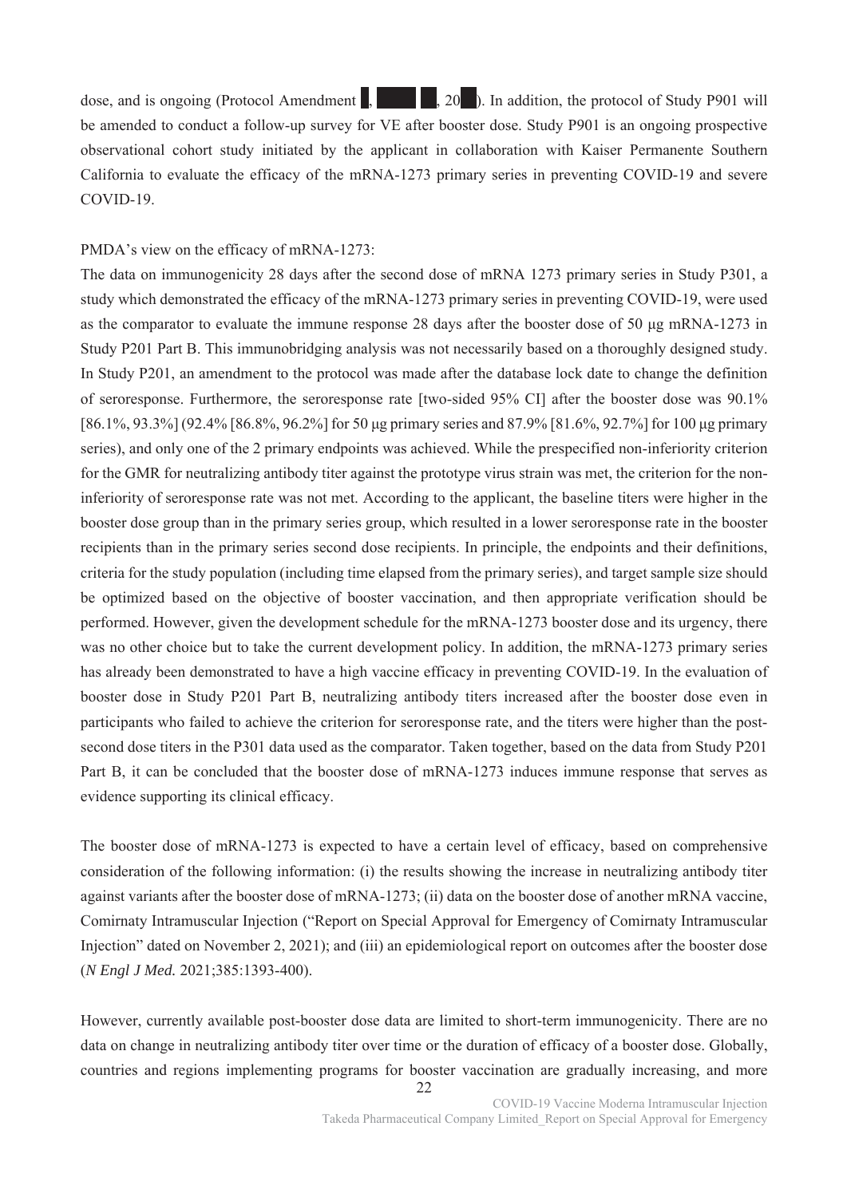dose, and is ongoing (Protocol Amendment █, ████ █, 20██). In addition, the protocol of Study P901 will be amended to conduct a follow-up survey for VE after booster dose. Study P901 is an ongoing prospective observational cohort study initiated by the applicant in collaboration with Kaiser Permanente Southern California to evaluate the efficacy of the mRNA-1273 primary series in preventing COVID-19 and severe COVID-19.

PMDA's view on the efficacy of mRNA-1273:

The data on immunogenicity 28 days after the second dose of mRNA 1273 primary series in Study P301, a study which demonstrated the efficacy of the mRNA-1273 primary series in preventing COVID-19, were used as the comparator to evaluate the immune response 28 days after the booster dose of 50 μg mRNA-1273 in Study P201 Part B. This immunobridging analysis was not necessarily based on a thoroughly designed study. In Study P201, an amendment to the protocol was made after the database lock date to change the definition of seroresponse. Furthermore, the seroresponse rate [two-sided 95% CI] after the booster dose was 90.1% [86.1%, 93.3%] (92.4% [86.8%, 96.2%] for 50 μg primary series and 87.9% [81.6%, 92.7%] for 100 μg primary series), and only one of the 2 primary endpoints was achieved. While the prespecified non-inferiority criterion for the GMR for neutralizing antibody titer against the prototype virus strain was met, the criterion for the non-inferiority of seroresponse rate was not met. According to the applicant, the baseline titers were higher in the booster dose group than in the primary series group, which resulted in a lower seroresponse rate in the booster recipients than in the primary series second dose recipients. In principle, the endpoints and their definitions, criteria for the study population (including time elapsed from the primary series), and target sample size should be optimized based on the objective of booster vaccination, and then appropriate verification should be performed. However, given the development schedule for the mRNA-1273 booster dose and its urgency, there was no other choice but to take the current development policy. In addition, the mRNA-1273 primary series has already been demonstrated to have a high vaccine efficacy in preventing COVID-19. In the evaluation of booster dose in Study P201 Part B, neutralizing antibody titers increased after the booster dose even in participants who failed to achieve the criterion for seroresponse rate, and the titers were higher than the post-second dose titers in the P301 data used as the comparator. Taken together, based on the data from Study P201 Part B, it can be concluded that the booster dose of mRNA-1273 induces immune response that serves as evidence supporting its clinical efficacy.

The booster dose of mRNA-1273 is expected to have a certain level of efficacy, based on comprehensive consideration of the following information: (i) the results showing the increase in neutralizing antibody titer against variants after the booster dose of mRNA-1273; (ii) data on the booster dose of another mRNA vaccine, Comirnaty Intramuscular Injection ("Report on Special Approval for Emergency of Comirnaty Intramuscular Injection" dated on November 2, 2021); and (iii) an epidemiological report on outcomes after the booster dose (*N Engl J Med.* 2021;385:1393-400).

However, currently available post-booster dose data are limited to short-term immunogenicity. There are no data on change in neutralizing antibody titer over time or the duration of efficacy of a booster dose. Globally, countries and regions implementing programs for booster vaccination are gradually increasing, and more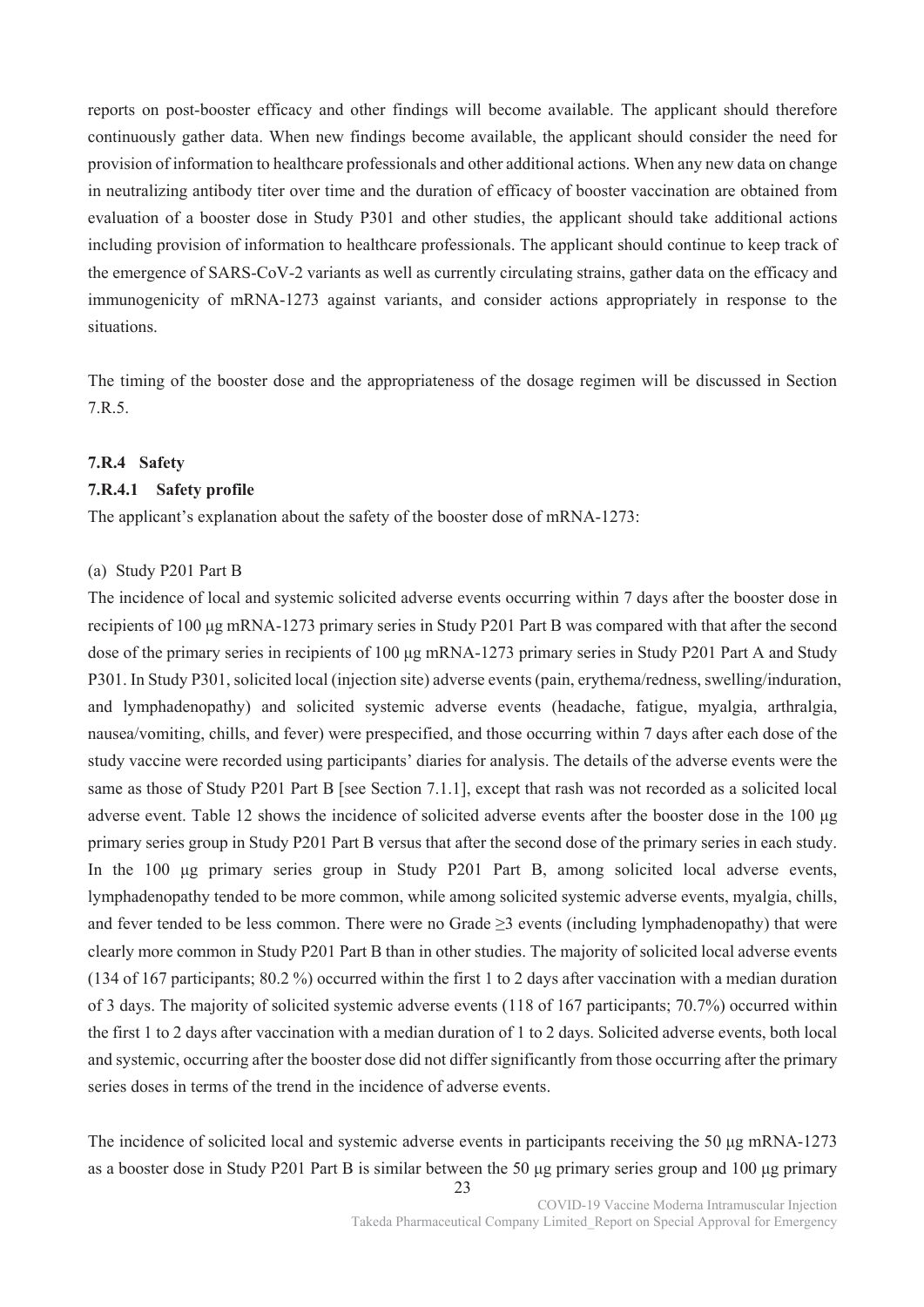reports on post-booster efficacy and other findings will become available. The applicant should therefore continuously gather data. When new findings become available, the applicant should consider the need for provision of information to healthcare professionals and other additional actions. When any new data on change in neutralizing antibody titer over time and the duration of efficacy of booster vaccination are obtained from evaluation of a booster dose in Study P301 and other studies, the applicant should take additional actions including provision of information to healthcare professionals. The applicant should continue to keep track of the emergence of SARS-CoV-2 variants as well as currently circulating strains, gather data on the efficacy and immunogenicity of mRNA-1273 against variants, and consider actions appropriately in response to the situations.

The timing of the booster dose and the appropriateness of the dosage regimen will be discussed in Section 7.R.5.

### 7.R.4 Safety

#### 7.R.4.1 Safety profile

The applicant's explanation about the safety of the booster dose of mRNA-1273:

(a) Study P201 Part B

The incidence of local and systemic solicited adverse events occurring within 7 days after the booster dose in recipients of 100 μg mRNA-1273 primary series in Study P201 Part B was compared with that after the second dose of the primary series in recipients of 100 μg mRNA-1273 primary series in Study P201 Part A and Study P301. In Study P301, solicited local (injection site) adverse events (pain, erythema/redness, swelling/induration, and lymphadenopathy) and solicited systemic adverse events (headache, fatigue, myalgia, arthralgia, nausea/vomiting, chills, and fever) were prespecified, and those occurring within 7 days after each dose of the study vaccine were recorded using participants' diaries for analysis. The details of the adverse events were the same as those of Study P201 Part B [see Section 7.1.1], except that rash was not recorded as a solicited local adverse event. Table 12 shows the incidence of solicited adverse events after the booster dose in the 100 μg primary series group in Study P201 Part B versus that after the second dose of the primary series in each study. In the 100 μg primary series group in Study P201 Part B, among solicited local adverse events, lymphadenopathy tended to be more common, while among solicited systemic adverse events, myalgia, chills, and fever tended to be less common. There were no Grade ≥3 events (including lymphadenopathy) that were clearly more common in Study P201 Part B than in other studies. The majority of solicited local adverse events (134 of 167 participants; 80.2 %) occurred within the first 1 to 2 days after vaccination with a median duration of 3 days. The majority of solicited systemic adverse events (118 of 167 participants; 70.7%) occurred within the first 1 to 2 days after vaccination with a median duration of 1 to 2 days. Solicited adverse events, both local and systemic, occurring after the booster dose did not differ significantly from those occurring after the primary series doses in terms of the trend in the incidence of adverse events.

The incidence of solicited local and systemic adverse events in participants receiving the 50 μg mRNA-1273 as a booster dose in Study P201 Part B is similar between the 50 μg primary series group and 100 μg primary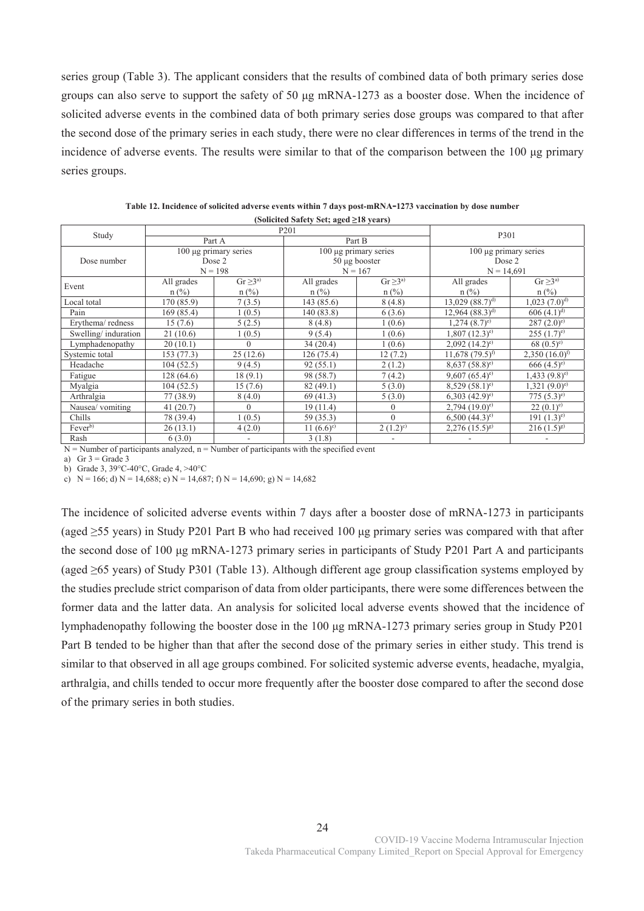series group (Table 3). The applicant considers that the results of combined data of both primary series dose groups can also serve to support the safety of 50 μg mRNA-1273 as a booster dose. When the incidence of solicited adverse events in the combined data of both primary series dose groups was compared to that after the second dose of the primary series in each study, there were no clear differences in terms of the trend in the incidence of adverse events. The results were similar to that of the comparison between the 100 μg primary series groups.

**Table 12. Incidence of solicited adverse events within 7 days post-mRNA-1273 vaccination by dose number (Solicited Safety Set; aged ≥18 years)**

| Study | P201 | | | | P301 | |
|---|---|---|---|---|---|---|
| | Part A | | Part B | | | |
| Dose number | 100 μg primary series<br>Dose 2<br>N = 198 | | 100 μg primary series<br>50 μg booster<br>N = 167 | | 100 μg primary series<br>Dose 2<br>N = 14,691 | |
| Event | All grades<br>n (%) | Gr ≥3[a)]<br>n (%) | All grades<br>n (%) | Gr ≥3[a)]<br>n (%) | All grades<br>n (%) | Gr ≥3[a)]<br>n (%) |
| Local total | 170 (85.9) | 7 (3.5) | 143 (85.6) | 8 (4.8) | 13,029 (88.7)[d)] | 1,023 (7.0)[d)] |
| Pain | 169 (85.4) | 1 (0.5) | 140 (83.8) | 6 (3.6) | 12,964 (88.3)[d)] | 606 (4.1)[d)] |
| Erythema/ redness | 15 (7.6) | 5 (2.5) | 8 (4.8) | 1 (0.6) | 1,274 (8.7)[e)] | 287 (2.0)[e)] |
| Swelling/ induration | 21 (10.6) | 1 (0.5) | 9 (5.4) | 1 (0.6) | 1,807 (12.3)[e)] | 255 (1.7)[e)] |
| Lymphadenopathy | 20 (10.1) | 0 | 34 (20.4) | 1 (0.6) | 2,092 (14.2)[e)] | 68 (0.5)[e)] |
| Systemic total | 153 (77.3) | 25 (12.6) | 126 (75.4) | 12 (7.2) | 11,678 (79.5)[f)] | 2,350 (16.0)[f)] |
| Headache | 104 (52.5) | 9 (4.5) | 92 (55.1) | 2 (1.2) | 8,637 (58.8)[e)] | 666 (4.5)[e)] |
| Fatigue | 128 (64.6) | 18 (9.1) | 98 (58.7) | 7 (4.2) | 9,607 (65.4)[e)] | 1,433 (9.8)[e)] |
| Myalgia | 104 (52.5) | 15 (7.6) | 82 (49.1) | 5 (3.0) | 8,529 (58.1)[e)] | 1,321 (9.0)[e)] |
| Arthralgia | 77 (38.9) | 8 (4.0) | 69 (41.3) | 5 (3.0) | 6,303 (42.9)[e)] | 775 (5.3)[e)] |
| Nausea/ vomiting | 41 (20.7) | 0 | 19 (11.4) | 0 | 2,794 (19.0)[e)] | 22 (0.1)[e)] |
| Chills | 78 (39.4) | 1 (0.5) | 59 (35.3) | 0 | 6,500 (44.3)[e)] | 191 (1.3)[e)] |
| Fever[b)] | 26 (13.1) | 4 (2.0) | 11 (6.6)[c)] | 2 (1.2)[c)] | 2,276 (15.5)[g)] | 216 (1.5)[g)] |
| Rash | 6 (3.0) | - | 3 (1.8) | - | - | - |

N = Number of participants analyzed, n = Number of participants with the specified event

a) Gr 3 = Grade 3

b) Grade 3, 39°C-40°C, Grade 4, >40°C

c) N = 166; d) N = 14,688; e) N = 14,687; f) N = 14,690; g) N = 14,682

The incidence of solicited adverse events within 7 days after a booster dose of mRNA-1273 in participants (aged ≥55 years) in Study P201 Part B who had received 100 μg primary series was compared with that after the second dose of 100 μg mRNA-1273 primary series in participants of Study P201 Part A and participants (aged ≥65 years) of Study P301 (Table 13). Although different age group classification systems employed by the studies preclude strict comparison of data from older participants, there were some differences between the former data and the latter data. An analysis for solicited local adverse events showed that the incidence of lymphadenopathy following the booster dose in the 100 μg mRNA-1273 primary series group in Study P201 Part B tended to be higher than that after the second dose of the primary series in either study. This trend is similar to that observed in all age groups combined. For solicited systemic adverse events, headache, myalgia, arthralgia, and chills tended to occur more frequently after the booster dose compared to after the second dose of the primary series in both studies.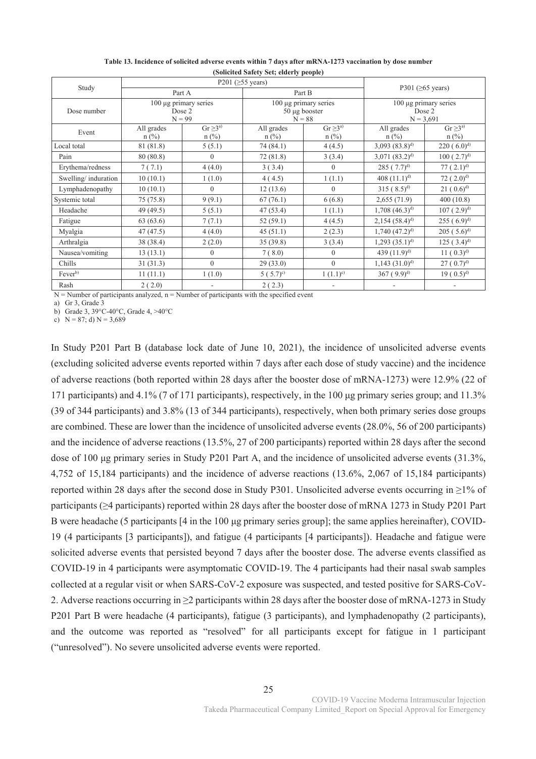**Table 13. Incidence of solicited adverse events within 7 days after mRNA-1273 vaccination by dose number (Solicited Safety Set; elderly people)**

| Study | P201 (≥55 years) | | | | P301 (≥65 years) | |
|---|---|---|---|---|---|---|
| | Part A | | Part B | | | |
| Dose number | 100 µg primary series Dose 2 N = 99 | | 100 µg primary series 50 µg booster N = 88 | | 100 µg primary series Dose 2 N = 3,691 | |
| Event | All grades n (%) | Gr ≥3[a) n (%) | All grades n (%) | Gr ≥3[a) n (%) | All grades n (%) | Gr ≥3[a) n (%) |
| Local total | 81 (81.8) | 5 (5.1) | 74 (84.1) | 4 (4.5) | 3,093 (83.8)[d) | 220 ( 6.0)[d) |
| Pain | 80 (80.8) | 0 | 72 (81.8) | 3 (3.4) | 3,071 (83.2)[d) | 100 ( 2.7)[d) |
| Erythema/redness | 7 ( 7.1) | 4 (4.0) | 3 ( 3.4) | 0 | 285 ( 7.7)[d) | 77 ( 2.1)[d) |
| Swelling/ induration | 10 (10.1) | 1 (1.0) | 4 ( 4.5) | 1 (1.1) | 408 (11.1)[d) | 72 ( 2.0)[d) |
| Lymphadenopathy | 10 (10.1) | 0 | 12 (13.6) | 0 | 315 ( 8.5)[d) | 21 ( 0.6)[d) |
| Systemic total | 75 (75.8) | 9 (9.1) | 67 (76.1) | 6 (6.8) | 2,655 (71.9) | 400 (10.8) |
| Headache | 49 (49.5) | 5 (5.1) | 47 (53.4) | 1 (1.1) | 1,708 (46.3)[d) | 107 ( 2.9)[d) |
| Fatigue | 63 (63.6) | 7 (7.1) | 52 (59.1) | 4 (4.5) | 2,154 (58.4)[d) | 255 ( 6.9)[d) |
| Myalgia | 47 (47.5) | 4 (4.0) | 45 (51.1) | 2 (2.3) | 1,740 (47.2)[d) | 205 ( 5.6)[d) |
| Arthralgia | 38 (38.4) | 2 (2.0) | 35 (39.8) | 3 (3.4) | 1,293 (35.1)[d) | 125 ( 3.4)[d) |
| Nausea/vomiting | 13 (13.1) | 0 | 7 ( 8.0) | 0 | 439 (11.9)[d) | 11 ( 0.3)[d) |
| Chills | 31 (31.3) | 0 | 29 (33.0) | 0 | 1,143 (31.0)[d) | 27 ( 0.7)[d) |
| Fever[b) | 11 (11.1) | 1 (1.0) | 5 ( 5.7)[c) | 1 (1.1)[c) | 367 ( 9.9)[d) | 19 ( 0.5)[d) |
| Rash | 2 ( 2.0) | - | 2 ( 2.3) | - | - | - |

N = Number of participants analyzed, n = Number of participants with the specified event

a) Gr 3, Grade 3

b) Grade 3, 39°C-40°C, Grade 4, >40°C

c) N = 87; d) N = 3,689

In Study P201 Part B (database lock date of June 10, 2021), the incidence of unsolicited adverse events (excluding solicited adverse events reported within 7 days after each dose of study vaccine) and the incidence of adverse reactions (both reported within 28 days after the booster dose of mRNA-1273) were 12.9% (22 of 171 participants) and 4.1% (7 of 171 participants), respectively, in the 100 µg primary series group; and 11.3% (39 of 344 participants) and 3.8% (13 of 344 participants), respectively, when both primary series dose groups are combined. These are lower than the incidence of unsolicited adverse events (28.0%, 56 of 200 participants) and the incidence of adverse reactions (13.5%, 27 of 200 participants) reported within 28 days after the second dose of 100 µg primary series in Study P201 Part A, and the incidence of unsolicited adverse events (31.3%, 4,752 of 15,184 participants) and the incidence of adverse reactions (13.6%, 2,067 of 15,184 participants) reported within 28 days after the second dose in Study P301. Unsolicited adverse events occurring in ≥1% of participants (≥4 participants) reported within 28 days after the booster dose of mRNA 1273 in Study P201 Part B were headache (5 participants [4 in the 100 µg primary series group]; the same applies hereinafter), COVID-19 (4 participants [3 participants]), and fatigue (4 participants [4 participants]). Headache and fatigue were solicited adverse events that persisted beyond 7 days after the booster dose. The adverse events classified as COVID-19 in 4 participants were asymptomatic COVID-19. The 4 participants had their nasal swab samples collected at a regular visit or when SARS-CoV-2 exposure was suspected, and tested positive for SARS-CoV-2. Adverse reactions occurring in ≥2 participants within 28 days after the booster dose of mRNA-1273 in Study P201 Part B were headache (4 participants), fatigue (3 participants), and lymphadenopathy (2 participants), and the outcome was reported as "resolved" for all participants except for fatigue in 1 participant ("unresolved"). No severe unsolicited adverse events were reported.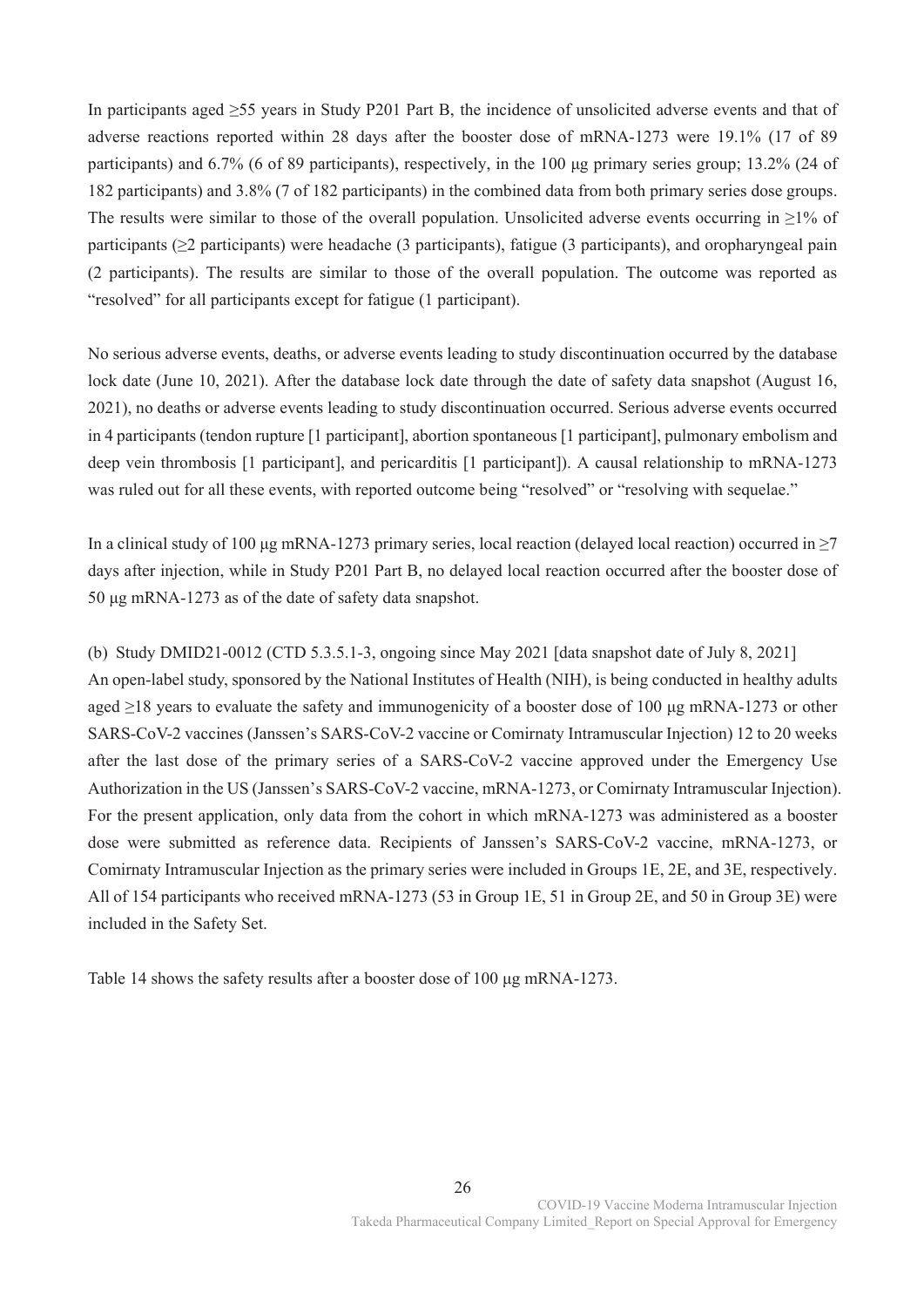In participants aged ≥55 years in Study P201 Part B, the incidence of unsolicited adverse events and that of adverse reactions reported within 28 days after the booster dose of mRNA-1273 were 19.1% (17 of 89 participants) and 6.7% (6 of 89 participants), respectively, in the 100 μg primary series group; 13.2% (24 of 182 participants) and 3.8% (7 of 182 participants) in the combined data from both primary series dose groups. The results were similar to those of the overall population. Unsolicited adverse events occurring in ≥1% of participants (≥2 participants) were headache (3 participants), fatigue (3 participants), and oropharyngeal pain (2 participants). The results are similar to those of the overall population. The outcome was reported as "resolved" for all participants except for fatigue (1 participant).

No serious adverse events, deaths, or adverse events leading to study discontinuation occurred by the database lock date (June 10, 2021). After the database lock date through the date of safety data snapshot (August 16, 2021), no deaths or adverse events leading to study discontinuation occurred. Serious adverse events occurred in 4 participants (tendon rupture [1 participant], abortion spontaneous [1 participant], pulmonary embolism and deep vein thrombosis [1 participant], and pericarditis [1 participant]). A causal relationship to mRNA-1273 was ruled out for all these events, with reported outcome being "resolved" or "resolving with sequelae."

In a clinical study of 100 μg mRNA-1273 primary series, local reaction (delayed local reaction) occurred in ≥7 days after injection, while in Study P201 Part B, no delayed local reaction occurred after the booster dose of 50 μg mRNA-1273 as of the date of safety data snapshot.

(b) Study DMID21-0012 (CTD 5.3.5.1-3, ongoing since May 2021 [data snapshot date of July 8, 2021]

An open-label study, sponsored by the National Institutes of Health (NIH), is being conducted in healthy adults aged ≥18 years to evaluate the safety and immunogenicity of a booster dose of 100 μg mRNA-1273 or other SARS-CoV-2 vaccines (Janssen's SARS-CoV-2 vaccine or Comirnaty Intramuscular Injection) 12 to 20 weeks after the last dose of the primary series of a SARS-CoV-2 vaccine approved under the Emergency Use Authorization in the US (Janssen's SARS-CoV-2 vaccine, mRNA-1273, or Comirnaty Intramuscular Injection). For the present application, only data from the cohort in which mRNA-1273 was administered as a booster dose were submitted as reference data. Recipients of Janssen's SARS-CoV-2 vaccine, mRNA-1273, or Comirnaty Intramuscular Injection as the primary series were included in Groups 1E, 2E, and 3E, respectively. All of 154 participants who received mRNA-1273 (53 in Group 1E, 51 in Group 2E, and 50 in Group 3E) were included in the Safety Set.

Table 14 shows the safety results after a booster dose of 100 μg mRNA-1273.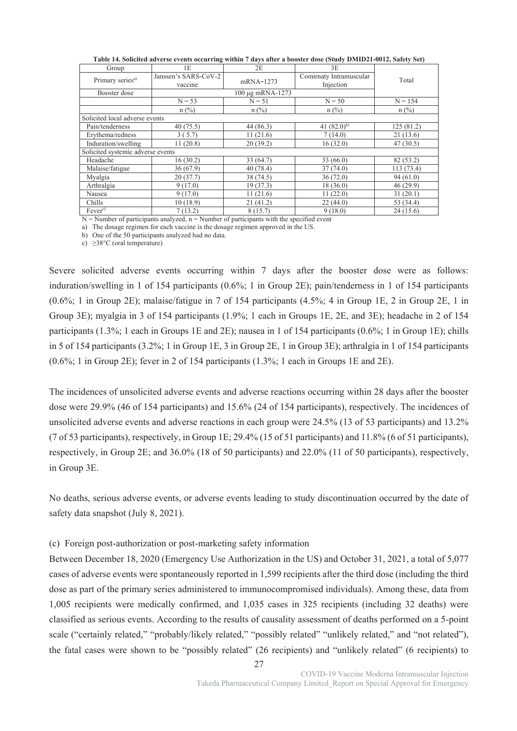**Table 14. Solicited adverse events occurring within 7 days after a booster dose (Study DMID21-0012, Safety Set)**

| Group | 1E | 2E | 3E | |
|---|---|---|---|---|
| Primary series[a)] | Janssen's SARS-CoV-2 vaccine | mRNA-1273 | Comirnaty Intramuscular Injection | Total |
| Booster dose | 100 μg mRNA-1273 | | | |
| | N = 53 | N = 51 | N = 50 | N = 154 |
| | n (%) | n (%) | n (%) | n (%) |
| Solicited local adverse events | | | | |
| Pain/tenderness | 40 (75.5) | 44 (86.3) | 41 (82.0)[b)] | 125 (81.2) |
| Erythema/redness | 3 ( 5.7) | 11 (21.6) | 7 (14.0) | 21 (13.6) |
| Induration/swelling | 11 (20.8) | 20 (39.2) | 16 (32.0) | 47 (30.5) |
| Solicited systemic adverse events | | | | |
| Headache | 16 (30.2) | 33 (64.7) | 33 (66.0) | 82 (53.2) |
| Malaise/fatigue | 36 (67.9) | 40 (78.4) | 37 (74.0) | 113 (73.4) |
| Myalgia | 20 (37.7) | 38 (74.5) | 36 (72.0) | 94 (61.0) |
| Arthralgia | 9 (17.0) | 19 (37.3) | 18 (36.0) | 46 (29.9) |
| Nausea | 9 (17.0) | 11 (21.6) | 11 (22.0) | 31 (20.1) |
| Chills | 10 (18.9) | 21 (41.2) | 22 (44.0) | 53 (34.4) |
| Fever[c)] | 7 (13.2) | 8 (15.7) | 9 (18.0) | 24 (15.6) |

N = Number of participants analyzed, n = Number of participants with the specified event
a) The dosage regimen for each vaccine is the dosage regimen approved in the US.
b) One of the 50 participants analyzed had no data.
c) ≥38°C (oral temperature)

Severe solicited adverse events occurring within 7 days after the booster dose were as follows: induration/swelling in 1 of 154 participants (0.6%; 1 in Group 2E); pain/tenderness in 1 of 154 participants (0.6%; 1 in Group 2E); malaise/fatigue in 7 of 154 participants (4.5%; 4 in Group 1E, 2 in Group 2E, 1 in Group 3E); myalgia in 3 of 154 participants (1.9%; 1 each in Groups 1E, 2E, and 3E); headache in 2 of 154 participants (1.3%; 1 each in Groups 1E and 2E); nausea in 1 of 154 participants (0.6%; 1 in Group 1E); chills in 5 of 154 participants (3.2%; 1 in Group 1E, 3 in Group 2E, 1 in Group 3E); arthralgia in 1 of 154 participants (0.6%; 1 in Group 2E); fever in 2 of 154 participants (1.3%; 1 each in Groups 1E and 2E).

The incidences of unsolicited adverse events and adverse reactions occurring within 28 days after the booster dose were 29.9% (46 of 154 participants) and 15.6% (24 of 154 participants), respectively. The incidences of unsolicited adverse events and adverse reactions in each group were 24.5% (13 of 53 participants) and 13.2% (7 of 53 participants), respectively, in Group 1E; 29.4% (15 of 51 participants) and 11.8% (6 of 51 participants), respectively, in Group 2E; and 36.0% (18 of 50 participants) and 22.0% (11 of 50 participants), respectively, in Group 3E.

No deaths, serious adverse events, or adverse events leading to study discontinuation occurred by the date of safety data snapshot (July 8, 2021).

(c) Foreign post-authorization or post-marketing safety information

Between December 18, 2020 (Emergency Use Authorization in the US) and October 31, 2021, a total of 5,077 cases of adverse events were spontaneously reported in 1,599 recipients after the third dose (including the third dose as part of the primary series administered to immunocompromised individuals). Among these, data from 1,005 recipients were medically confirmed, and 1,035 cases in 325 recipients (including 32 deaths) were classified as serious events. According to the results of causality assessment of deaths performed on a 5-point scale ("certainly related," "probably/likely related," "possibly related" "unlikely related," and "not related"), the fatal cases were shown to be "possibly related" (26 recipients) and "unlikely related" (6 recipients) to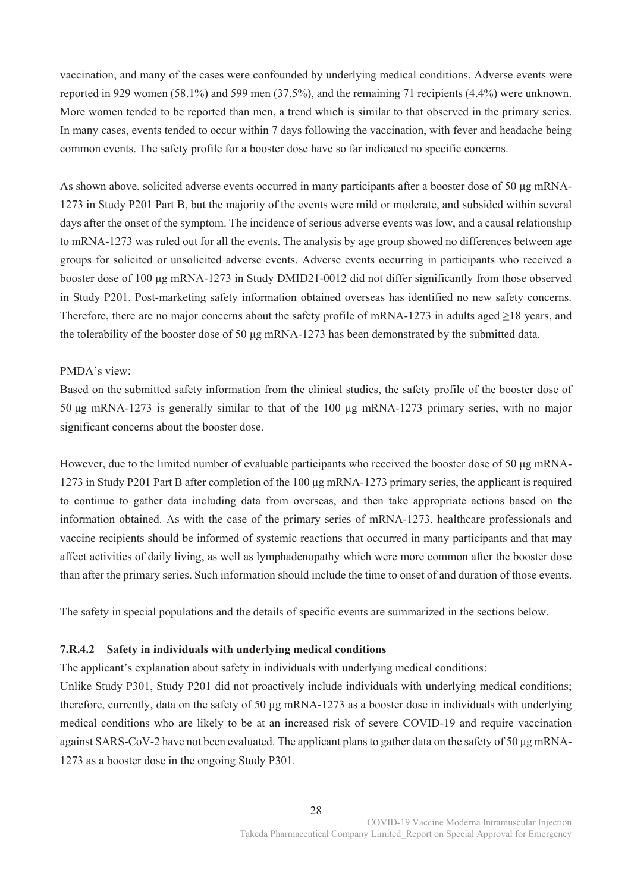vaccination, and many of the cases were confounded by underlying medical conditions. Adverse events were reported in 929 women (58.1%) and 599 men (37.5%), and the remaining 71 recipients (4.4%) were unknown. More women tended to be reported than men, a trend which is similar to that observed in the primary series. In many cases, events tended to occur within 7 days following the vaccination, with fever and headache being common events. The safety profile for a booster dose have so far indicated no specific concerns.

As shown above, solicited adverse events occurred in many participants after a booster dose of 50 μg mRNA-1273 in Study P201 Part B, but the majority of the events were mild or moderate, and subsided within several days after the onset of the symptom. The incidence of serious adverse events was low, and a causal relationship to mRNA-1273 was ruled out for all the events. The analysis by age group showed no differences between age groups for solicited or unsolicited adverse events. Adverse events occurring in participants who received a booster dose of 100 μg mRNA-1273 in Study DMID21-0012 did not differ significantly from those observed in Study P201. Post-marketing safety information obtained overseas has identified no new safety concerns. Therefore, there are no major concerns about the safety profile of mRNA-1273 in adults aged ≥18 years, and the tolerability of the booster dose of 50 μg mRNA-1273 has been demonstrated by the submitted data.

PMDA's view:
Based on the submitted safety information from the clinical studies, the safety profile of the booster dose of 50 μg mRNA-1273 is generally similar to that of the 100 μg mRNA-1273 primary series, with no major significant concerns about the booster dose.

However, due to the limited number of evaluable participants who received the booster dose of 50 μg mRNA-1273 in Study P201 Part B after completion of the 100 μg mRNA-1273 primary series, the applicant is required to continue to gather data including data from overseas, and then take appropriate actions based on the information obtained. As with the case of the primary series of mRNA-1273, healthcare professionals and vaccine recipients should be informed of systemic reactions that occurred in many participants and that may affect activities of daily living, as well as lymphadenopathy which were more common after the booster dose than after the primary series. Such information should include the time to onset of and duration of those events.

The safety in special populations and the details of specific events are summarized in the sections below.

#### 7.R.4.2 Safety in individuals with underlying medical conditions

The applicant's explanation about safety in individuals with underlying medical conditions:
Unlike Study P301, Study P201 did not proactively include individuals with underlying medical conditions; therefore, currently, data on the safety of 50 μg mRNA-1273 as a booster dose in individuals with underlying medical conditions who are likely to be at an increased risk of severe COVID-19 and require vaccination against SARS-CoV-2 have not been evaluated. The applicant plans to gather data on the safety of 50 μg mRNA-1273 as a booster dose in the ongoing Study P301.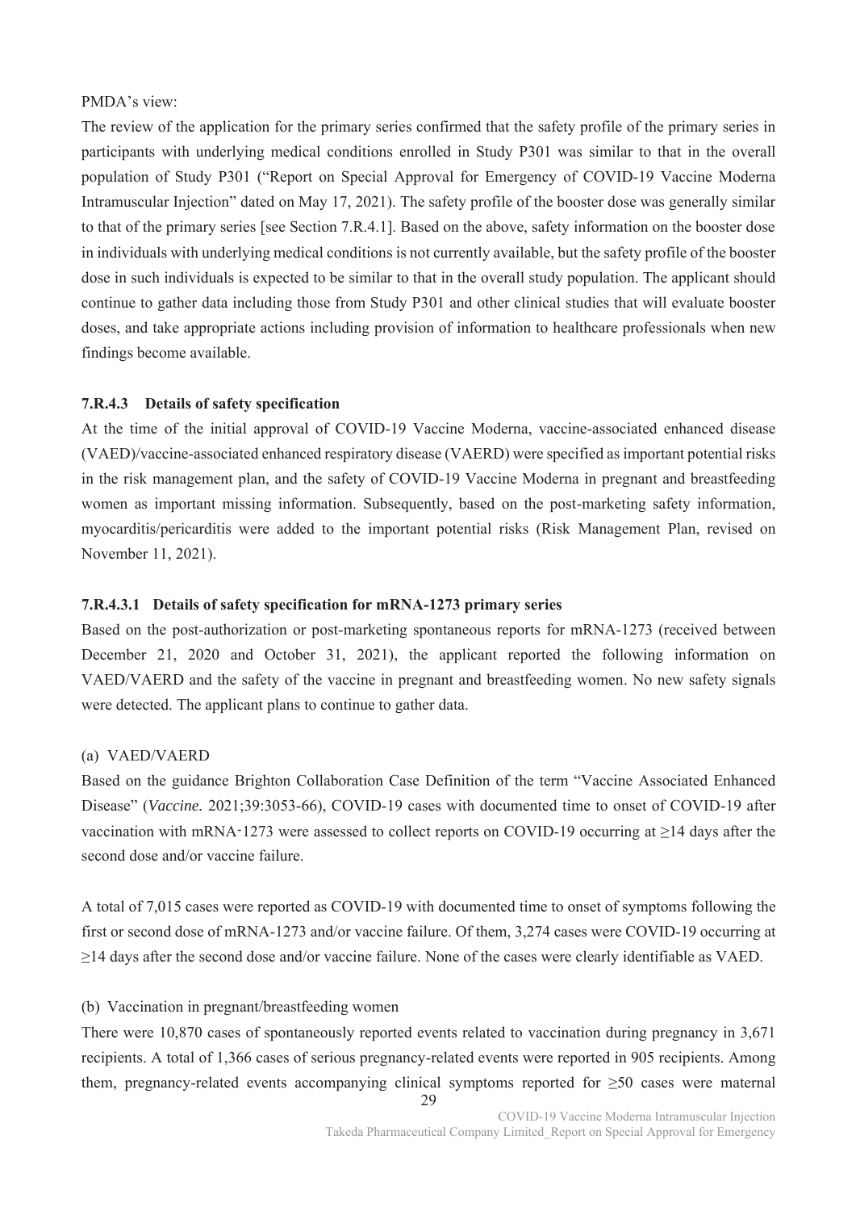PMDA's view:

The review of the application for the primary series confirmed that the safety profile of the primary series in participants with underlying medical conditions enrolled in Study P301 was similar to that in the overall population of Study P301 ("Report on Special Approval for Emergency of COVID-19 Vaccine Moderna Intramuscular Injection" dated on May 17, 2021). The safety profile of the booster dose was generally similar to that of the primary series [see Section 7.R.4.1]. Based on the above, safety information on the booster dose in individuals with underlying medical conditions is not currently available, but the safety profile of the booster dose in such individuals is expected to be similar to that in the overall study population. The applicant should continue to gather data including those from Study P301 and other clinical studies that will evaluate booster doses, and take appropriate actions including provision of information to healthcare professionals when new findings become available.

### 7.R.4.3 Details of safety specification

At the time of the initial approval of COVID-19 Vaccine Moderna, vaccine-associated enhanced disease (VAED)/vaccine-associated enhanced respiratory disease (VAERD) were specified as important potential risks in the risk management plan, and the safety of COVID-19 Vaccine Moderna in pregnant and breastfeeding women as important missing information. Subsequently, based on the post-marketing safety information, myocarditis/pericarditis were added to the important potential risks (Risk Management Plan, revised on November 11, 2021).

#### 7.R.4.3.1 Details of safety specification for mRNA-1273 primary series

Based on the post-authorization or post-marketing spontaneous reports for mRNA-1273 (received between December 21, 2020 and October 31, 2021), the applicant reported the following information on VAED/VAERD and the safety of the vaccine in pregnant and breastfeeding women. No new safety signals were detected. The applicant plans to continue to gather data.

(a) VAED/VAERD

Based on the guidance Brighton Collaboration Case Definition of the term "Vaccine Associated Enhanced Disease" (*Vaccine.* 2021;39:3053-66), COVID-19 cases with documented time to onset of COVID-19 after vaccination with mRNA-1273 were assessed to collect reports on COVID-19 occurring at ≥14 days after the second dose and/or vaccine failure.

A total of 7,015 cases were reported as COVID-19 with documented time to onset of symptoms following the first or second dose of mRNA-1273 and/or vaccine failure. Of them, 3,274 cases were COVID-19 occurring at ≥14 days after the second dose and/or vaccine failure. None of the cases were clearly identifiable as VAED.

(b) Vaccination in pregnant/breastfeeding women

There were 10,870 cases of spontaneously reported events related to vaccination during pregnancy in 3,671 recipients. A total of 1,366 cases of serious pregnancy-related events were reported in 905 recipients. Among them, pregnancy-related events accompanying clinical symptoms reported for ≥50 cases were maternal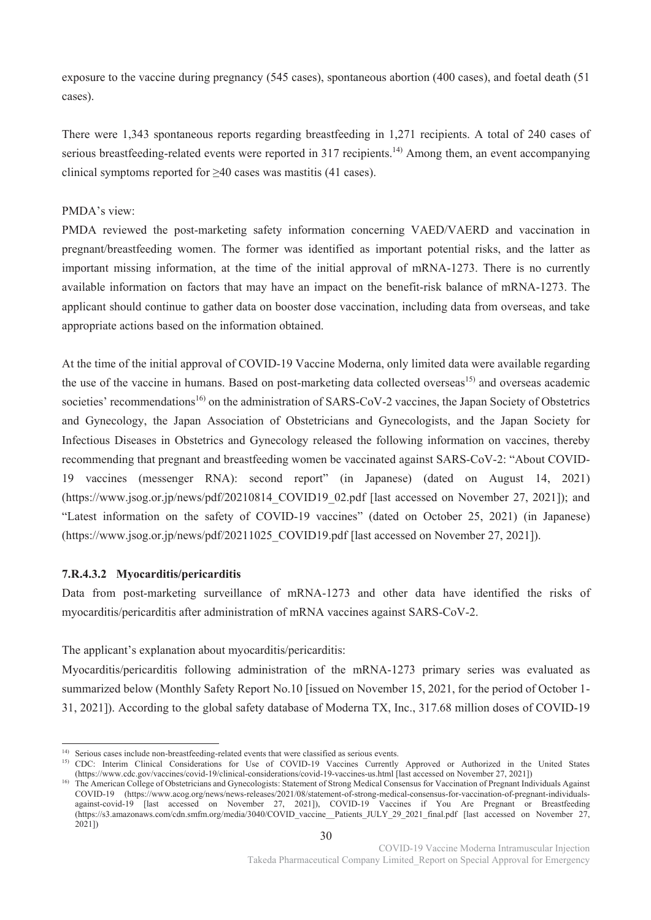exposure to the vaccine during pregnancy (545 cases), spontaneous abortion (400 cases), and foetal death (51 cases).

There were 1,343 spontaneous reports regarding breastfeeding in 1,271 recipients. A total of 240 cases of serious breastfeeding-related events were reported in 317 recipients.[14] Among them, an event accompanying clinical symptoms reported for ≥40 cases was mastitis (41 cases).

PMDA's view:
PMDA reviewed the post-marketing safety information concerning VAED/VAERD and vaccination in pregnant/breastfeeding women. The former was identified as important potential risks, and the latter as important missing information, at the time of the initial approval of mRNA-1273. There is no currently available information on factors that may have an impact on the benefit-risk balance of mRNA-1273. The applicant should continue to gather data on booster dose vaccination, including data from overseas, and take appropriate actions based on the information obtained.

At the time of the initial approval of COVID-19 Vaccine Moderna, only limited data were available regarding the use of the vaccine in humans. Based on post-marketing data collected overseas[15] and overseas academic societies' recommendations[16] on the administration of SARS-CoV-2 vaccines, the Japan Society of Obstetrics and Gynecology, the Japan Association of Obstetricians and Gynecologists, and the Japan Society for Infectious Diseases in Obstetrics and Gynecology released the following information on vaccines, thereby recommending that pregnant and breastfeeding women be vaccinated against SARS-CoV-2: "About COVID-19 vaccines (messenger RNA): second report" (in Japanese) (dated on August 14, 2021) (https://www.jsog.or.jp/news/pdf/20210814_COVID19_02.pdf [last accessed on November 27, 2021]); and "Latest information on the safety of COVID-19 vaccines" (dated on October 25, 2021) (in Japanese) (https://www.jsog.or.jp/news/pdf/20211025_COVID19.pdf [last accessed on November 27, 2021]).

#### 7.R.4.3.2 Myocarditis/pericarditis

Data from post-marketing surveillance of mRNA-1273 and other data have identified the risks of myocarditis/pericarditis after administration of mRNA vaccines against SARS-CoV-2.

The applicant's explanation about myocarditis/pericarditis:
Myocarditis/pericarditis following administration of the mRNA-1273 primary series was evaluated as summarized below (Monthly Safety Report No.10 [issued on November 15, 2021, for the period of October 1-31, 2021]). According to the global safety database of Moderna TX, Inc., 317.68 million doses of COVID-19

---

14) Serious cases include non-breastfeeding-related events that were classified as serious events.

15) CDC: Interim Clinical Considerations for Use of COVID-19 Vaccines Currently Approved or Authorized in the United States (https://www.cdc.gov/vaccines/covid-19/clinical-considerations/covid-19-vaccines-us.html [last accessed on November 27, 2021])

16) The American College of Obstetricians and Gynecologists: Statement of Strong Medical Consensus for Vaccination of Pregnant Individuals Against COVID-19 (https://www.acog.org/news/news-releases/2021/08/statement-of-strong-medical-consensus-for-vaccination-of-pregnant-individuals-against-covid-19 [last accessed on November 27, 2021]), COVID-19 Vaccines if You Are Pregnant or Breastfeeding (https://s3.amazonaws.com/cdn.smfm.org/media/3040/COVID_vaccine__Patients_JULY_29_2021_final.pdf [last accessed on November 27, 2021])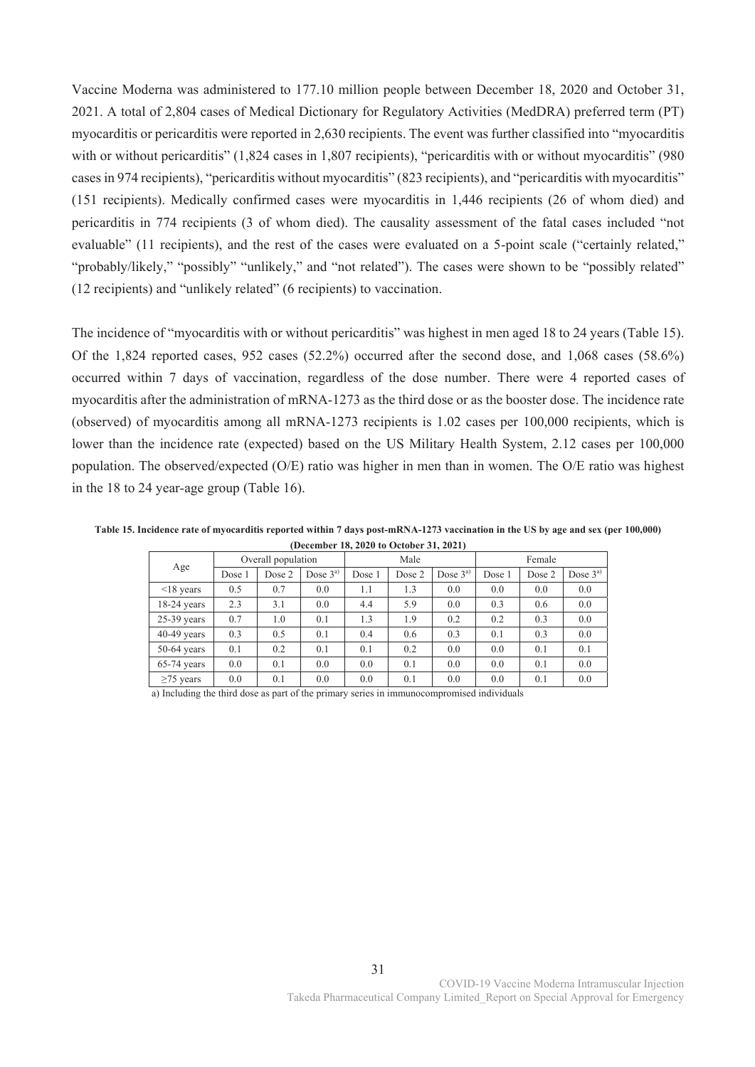Vaccine Moderna was administered to 177.10 million people between December 18, 2020 and October 31, 2021. A total of 2,804 cases of Medical Dictionary for Regulatory Activities (MedDRA) preferred term (PT) myocarditis or pericarditis were reported in 2,630 recipients. The event was further classified into "myocarditis with or without pericarditis" (1,824 cases in 1,807 recipients), "pericarditis with or without myocarditis" (980 cases in 974 recipients), "pericarditis without myocarditis" (823 recipients), and "pericarditis with myocarditis" (151 recipients). Medically confirmed cases were myocarditis in 1,446 recipients (26 of whom died) and pericarditis in 774 recipients (3 of whom died). The causality assessment of the fatal cases included "not evaluable" (11 recipients), and the rest of the cases were evaluated on a 5-point scale ("certainly related," "probably/likely," "possibly" "unlikely," and "not related"). The cases were shown to be "possibly related" (12 recipients) and "unlikely related" (6 recipients) to vaccination.

The incidence of "myocarditis with or without pericarditis" was highest in men aged 18 to 24 years (Table 15). Of the 1,824 reported cases, 952 cases (52.2%) occurred after the second dose, and 1,068 cases (58.6%) occurred within 7 days of vaccination, regardless of the dose number. There were 4 reported cases of myocarditis after the administration of mRNA-1273 as the third dose or as the booster dose. The incidence rate (observed) of myocarditis among all mRNA-1273 recipients is 1.02 cases per 100,000 recipients, which is lower than the incidence rate (expected) based on the US Military Health System, 2.12 cases per 100,000 population. The observed/expected (O/E) ratio was higher in men than in women. The O/E ratio was highest in the 18 to 24 year-age group (Table 16).

**Table 15. Incidence rate of myocarditis reported within 7 days post-mRNA-1273 vaccination in the US by age and sex (per 100,000) (December 18, 2020 to October 31, 2021)**

| Age | Overall population | | | Male | | | Female | | |
|---|---|---|---|---|---|---|---|---|---|
| | Dose 1 | Dose 2 | Dose 3[a] | Dose 1 | Dose 2 | Dose 3[a] | Dose 1 | Dose 2 | Dose 3[a] |
| <18 years | 0.5 | 0.7 | 0.0 | 1.1 | 1.3 | 0.0 | 0.0 | 0.0 | 0.0 |
| 18-24 years | 2.3 | 3.1 | 0.0 | 4.4 | 5.9 | 0.0 | 0.3 | 0.6 | 0.0 |
| 25-39 years | 0.7 | 1.0 | 0.1 | 1.3 | 1.9 | 0.2 | 0.2 | 0.3 | 0.0 |
| 40-49 years | 0.3 | 0.5 | 0.1 | 0.4 | 0.6 | 0.3 | 0.1 | 0.3 | 0.0 |
| 50-64 years | 0.1 | 0.2 | 0.1 | 0.1 | 0.2 | 0.0 | 0.0 | 0.1 | 0.1 |
| 65-74 years | 0.0 | 0.1 | 0.0 | 0.0 | 0.1 | 0.0 | 0.0 | 0.1 | 0.0 |
| ≥75 years | 0.0 | 0.1 | 0.0 | 0.0 | 0.1 | 0.0 | 0.0 | 0.1 | 0.0 |

a) Including the third dose as part of the primary series in immunocompromised individuals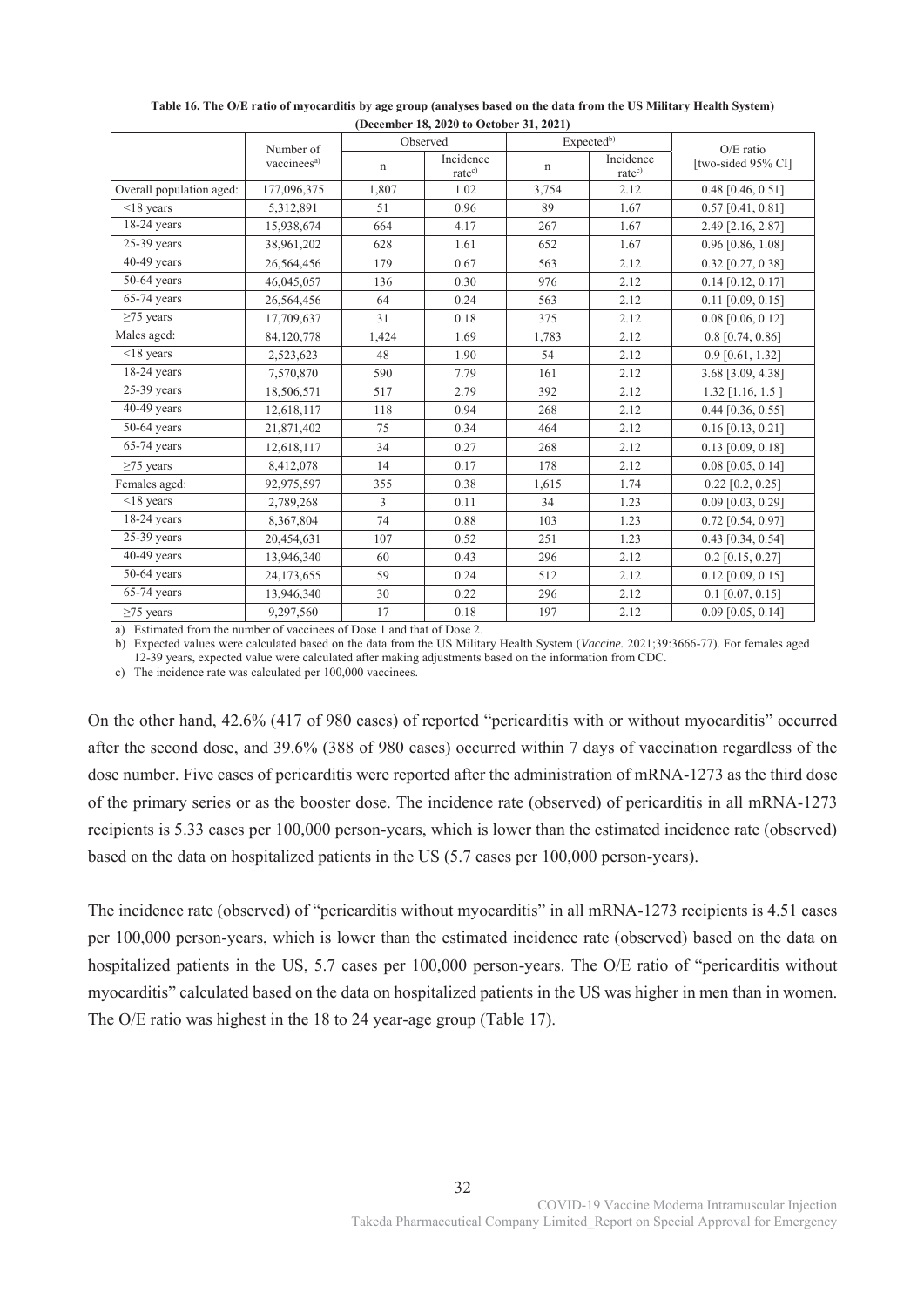**Table 16. The O/E ratio of myocarditis by age group (analyses based on the data from the US Military Health System) (December 18, 2020 to October 31, 2021)**

| | Number of vaccinees[a)] | Observed | | Expected[b)] | | O/E ratio [two-sided 95% CI] |
|---|---|---|---|---|---|---|
| | | n | Incidence rate[c)] | n | Incidence rate[c)] | |
| Overall population aged: | 177,096,375 | 1,807 | 1.02 | 3,754 | 2.12 | 0.48 [0.46, 0.51] |
| <18 years | 5,312,891 | 51 | 0.96 | 89 | 1.67 | 0.57 [0.41, 0.81] |
| 18-24 years | 15,938,674 | 664 | 4.17 | 267 | 1.67 | 2.49 [2.16, 2.87] |
| 25-39 years | 38,961,202 | 628 | 1.61 | 652 | 1.67 | 0.96 [0.86, 1.08] |
| 40-49 years | 26,564,456 | 179 | 0.67 | 563 | 2.12 | 0.32 [0.27, 0.38] |
| 50-64 years | 46,045,057 | 136 | 0.30 | 976 | 2.12 | 0.14 [0.12, 0.17] |
| 65-74 years | 26,564,456 | 64 | 0.24 | 563 | 2.12 | 0.11 [0.09, 0.15] |
| ≥75 years | 17,709,637 | 31 | 0.18 | 375 | 2.12 | 0.08 [0.06, 0.12] |
| Males aged: | 84,120,778 | 1,424 | 1.69 | 1,783 | 2.12 | 0.8 [0.74, 0.86] |
| <18 years | 2,523,623 | 48 | 1.90 | 54 | 2.12 | 0.9 [0.61, 1.32] |
| 18-24 years | 7,570,870 | 590 | 7.79 | 161 | 2.12 | 3.68 [3.09, 4.38] |
| 25-39 years | 18,506,571 | 517 | 2.79 | 392 | 2.12 | 1.32 [1.16, 1.5 ] |
| 40-49 years | 12,618,117 | 118 | 0.94 | 268 | 2.12 | 0.44 [0.36, 0.55] |
| 50-64 years | 21,871,402 | 75 | 0.34 | 464 | 2.12 | 0.16 [0.13, 0.21] |
| 65-74 years | 12,618,117 | 34 | 0.27 | 268 | 2.12 | 0.13 [0.09, 0.18] |
| ≥75 years | 8,412,078 | 14 | 0.17 | 178 | 2.12 | 0.08 [0.05, 0.14] |
| Females aged: | 92,975,597 | 355 | 0.38 | 1,615 | 1.74 | 0.22 [0.2, 0.25] |
| <18 years | 2,789,268 | 3 | 0.11 | 34 | 1.23 | 0.09 [0.03, 0.29] |
| 18-24 years | 8,367,804 | 74 | 0.88 | 103 | 1.23 | 0.72 [0.54, 0.97] |
| 25-39 years | 20,454,631 | 107 | 0.52 | 251 | 1.23 | 0.43 [0.34, 0.54] |
| 40-49 years | 13,946,340 | 60 | 0.43 | 296 | 2.12 | 0.2 [0.15, 0.27] |
| 50-64 years | 24,173,655 | 59 | 0.24 | 512 | 2.12 | 0.12 [0.09, 0.15] |
| 65-74 years | 13,946,340 | 30 | 0.22 | 296 | 2.12 | 0.1 [0.07, 0.15] |
| ≥75 years | 9,297,560 | 17 | 0.18 | 197 | 2.12 | 0.09 [0.05, 0.14] |

a) Estimated from the number of vaccinees of Dose 1 and that of Dose 2.
b) Expected values were calculated based on the data from the US Military Health System (*Vaccine.* 2021;39:3666-77). For females aged 12-39 years, expected value were calculated after making adjustments based on the information from CDC.
c) The incidence rate was calculated per 100,000 vaccinees.

On the other hand, 42.6% (417 of 980 cases) of reported "pericarditis with or without myocarditis" occurred after the second dose, and 39.6% (388 of 980 cases) occurred within 7 days of vaccination regardless of the dose number. Five cases of pericarditis were reported after the administration of mRNA-1273 as the third dose of the primary series or as the booster dose. The incidence rate (observed) of pericarditis in all mRNA-1273 recipients is 5.33 cases per 100,000 person-years, which is lower than the estimated incidence rate (observed) based on the data on hospitalized patients in the US (5.7 cases per 100,000 person-years).

The incidence rate (observed) of "pericarditis without myocarditis" in all mRNA-1273 recipients is 4.51 cases per 100,000 person-years, which is lower than the estimated incidence rate (observed) based on the data on hospitalized patients in the US, 5.7 cases per 100,000 person-years. The O/E ratio of "pericarditis without myocarditis" calculated based on the data on hospitalized patients in the US was higher in men than in women. The O/E ratio was highest in the 18 to 24 year-age group (Table 17).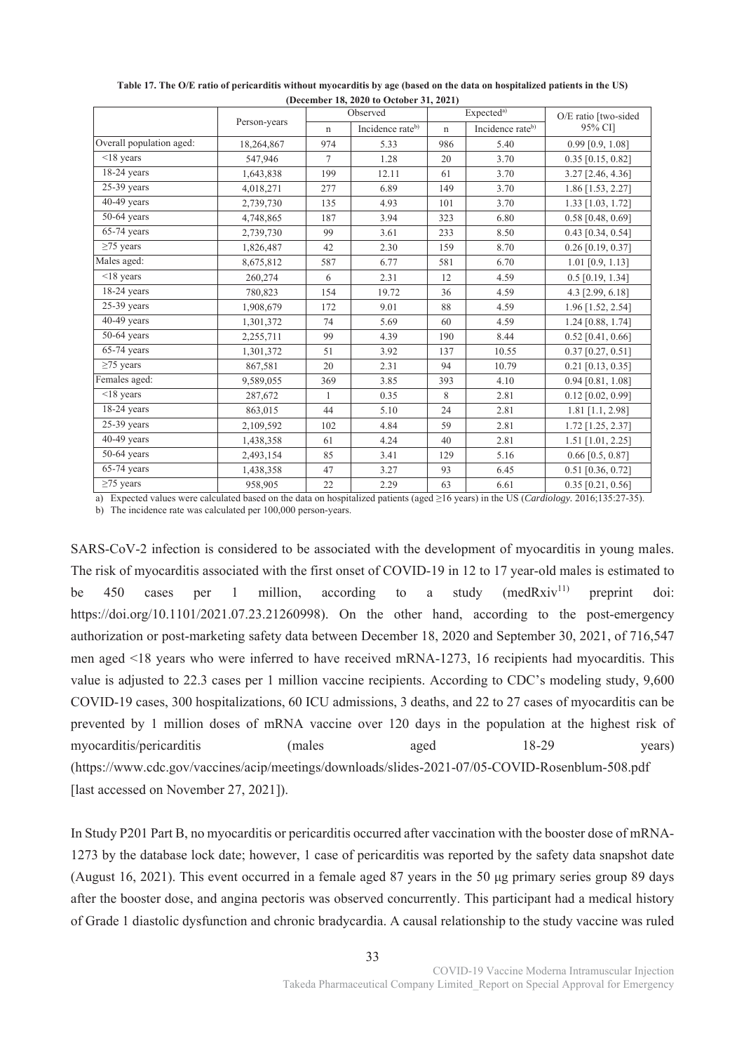**Table 17. The O/E ratio of pericarditis without myocarditis by age (based on the data on hospitalized patients in the US) (December 18, 2020 to October 31, 2021)**

| | Person-years | Observed | | Expected[a)] | | O/E ratio [two-sided 95% CI] |
|---|---|---|---|---|---|---|
| | | n | Incidence rate[b)] | n | Incidence rate[b)] | |
| Overall population aged: | 18,264,867 | 974 | 5.33 | 986 | 5.40 | 0.99 [0.9, 1.08] |
| <18 years | 547,946 | 7 | 1.28 | 20 | 3.70 | 0.35 [0.15, 0.82] |
| 18-24 years | 1,643,838 | 199 | 12.11 | 61 | 3.70 | 3.27 [2.46, 4.36] |
| 25-39 years | 4,018,271 | 277 | 6.89 | 149 | 3.70 | 1.86 [1.53, 2.27] |
| 40-49 years | 2,739,730 | 135 | 4.93 | 101 | 3.70 | 1.33 [1.03, 1.72] |
| 50-64 years | 4,748,865 | 187 | 3.94 | 323 | 6.80 | 0.58 [0.48, 0.69] |
| 65-74 years | 2,739,730 | 99 | 3.61 | 233 | 8.50 | 0.43 [0.34, 0.54] |
| ≥75 years | 1,826,487 | 42 | 2.30 | 159 | 8.70 | 0.26 [0.19, 0.37] |
| Males aged: | 8,675,812 | 587 | 6.77 | 581 | 6.70 | 1.01 [0.9, 1.13] |
| <18 years | 260,274 | 6 | 2.31 | 12 | 4.59 | 0.5 [0.19, 1.34] |
| 18-24 years | 780,823 | 154 | 19.72 | 36 | 4.59 | 4.3 [2.99, 6.18] |
| 25-39 years | 1,908,679 | 172 | 9.01 | 88 | 4.59 | 1.96 [1.52, 2.54] |
| 40-49 years | 1,301,372 | 74 | 5.69 | 60 | 4.59 | 1.24 [0.88, 1.74] |
| 50-64 years | 2,255,711 | 99 | 4.39 | 190 | 8.44 | 0.52 [0.41, 0.66] |
| 65-74 years | 1,301,372 | 51 | 3.92 | 137 | 10.55 | 0.37 [0.27, 0.51] |
| ≥75 years | 867,581 | 20 | 2.31 | 94 | 10.79 | 0.21 [0.13, 0.35] |
| Females aged: | 9,589,055 | 369 | 3.85 | 393 | 4.10 | 0.94 [0.81, 1.08] |
| <18 years | 287,672 | 1 | 0.35 | 8 | 2.81 | 0.12 [0.02, 0.99] |
| 18-24 years | 863,015 | 44 | 5.10 | 24 | 2.81 | 1.81 [1.1, 2.98] |
| 25-39 years | 2,109,592 | 102 | 4.84 | 59 | 2.81 | 1.72 [1.25, 2.37] |
| 40-49 years | 1,438,358 | 61 | 4.24 | 40 | 2.81 | 1.51 [1.01, 2.25] |
| 50-64 years | 2,493,154 | 85 | 3.41 | 129 | 5.16 | 0.66 [0.5, 0.87] |
| 65-74 years | 1,438,358 | 47 | 3.27 | 93 | 6.45 | 0.51 [0.36, 0.72] |
| ≥75 years | 958,905 | 22 | 2.29 | 63 | 6.61 | 0.35 [0.21, 0.56] |

a) Expected values were calculated based on the data on hospitalized patients (aged ≥16 years) in the US (*Cardiology.* 2016;135:27-35).
b) The incidence rate was calculated per 100,000 person-years.

SARS-CoV-2 infection is considered to be associated with the development of myocarditis in young males. The risk of myocarditis associated with the first onset of COVID-19 in 12 to 17 year-old males is estimated to be 450 cases per 1 million, according to a study (medRxiv[11)] preprint doi: https://doi.org/10.1101/2021.07.23.21260998). On the other hand, according to the post-emergency authorization or post-marketing safety data between December 18, 2020 and September 30, 2021, of 716,547 men aged <18 years who were inferred to have received mRNA-1273, 16 recipients had myocarditis. This value is adjusted to 22.3 cases per 1 million vaccine recipients. According to CDC's modeling study, 9,600 COVID-19 cases, 300 hospitalizations, 60 ICU admissions, 3 deaths, and 22 to 27 cases of myocarditis can be prevented by 1 million doses of mRNA vaccine over 120 days in the population at the highest risk of myocarditis/pericarditis (males aged 18-29 years) (https://www.cdc.gov/vaccines/acip/meetings/downloads/slides-2021-07/05-COVID-Rosenblum-508.pdf [last accessed on November 27, 2021]).

In Study P201 Part B, no myocarditis or pericarditis occurred after vaccination with the booster dose of mRNA-1273 by the database lock date; however, 1 case of pericarditis was reported by the safety data snapshot date (August 16, 2021). This event occurred in a female aged 87 years in the 50 µg primary series group 89 days after the booster dose, and angina pectoris was observed concurrently. This participant had a medical history of Grade 1 diastolic dysfunction and chronic bradycardia. A causal relationship to the study vaccine was ruled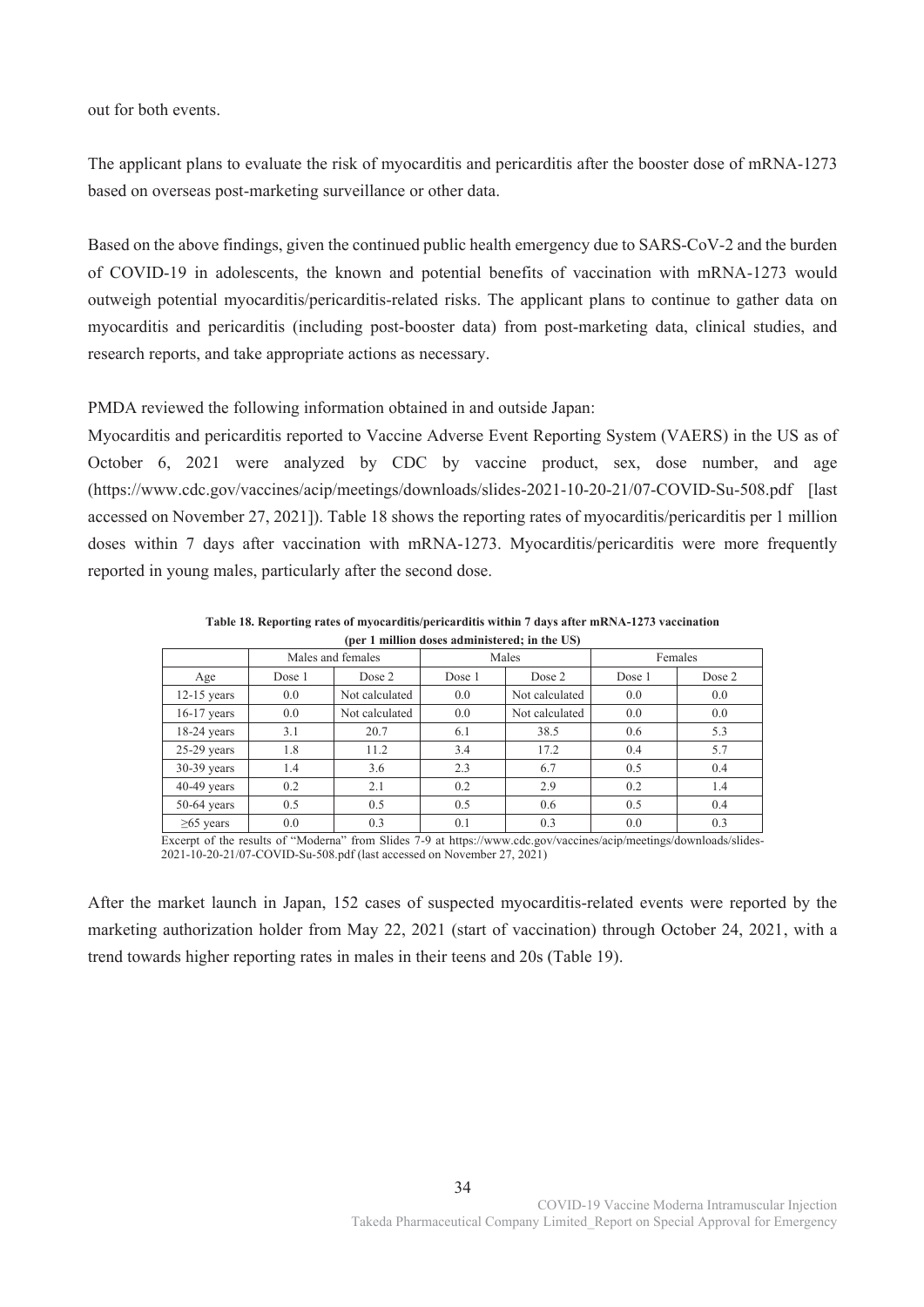out for both events.

The applicant plans to evaluate the risk of myocarditis and pericarditis after the booster dose of mRNA-1273 based on overseas post-marketing surveillance or other data.

Based on the above findings, given the continued public health emergency due to SARS-CoV-2 and the burden of COVID-19 in adolescents, the known and potential benefits of vaccination with mRNA-1273 would outweigh potential myocarditis/pericarditis-related risks. The applicant plans to continue to gather data on myocarditis and pericarditis (including post-booster data) from post-marketing data, clinical studies, and research reports, and take appropriate actions as necessary.

PMDA reviewed the following information obtained in and outside Japan:

Myocarditis and pericarditis reported to Vaccine Adverse Event Reporting System (VAERS) in the US as of October 6, 2021 were analyzed by CDC by vaccine product, sex, dose number, and age (https://www.cdc.gov/vaccines/acip/meetings/downloads/slides-2021-10-20-21/07-COVID-Su-508.pdf [last accessed on November 27, 2021]). Table 18 shows the reporting rates of myocarditis/pericarditis per 1 million doses within 7 days after vaccination with mRNA-1273. Myocarditis/pericarditis were more frequently reported in young males, particularly after the second dose.

**Table 18. Reporting rates of myocarditis/pericarditis within 7 days after mRNA-1273 vaccination (per 1 million doses administered; in the US)**

| | Males and females | | Males | | Females | |
|---|---|---|---|---|---|---|
| Age | Dose 1 | Dose 2 | Dose 1 | Dose 2 | Dose 1 | Dose 2 |
| 12-15 years | 0.0 | Not calculated | 0.0 | Not calculated | 0.0 | 0.0 |
| 16-17 years | 0.0 | Not calculated | 0.0 | Not calculated | 0.0 | 0.0 |
| 18-24 years | 3.1 | 20.7 | 6.1 | 38.5 | 0.6 | 5.3 |
| 25-29 years | 1.8 | 11.2 | 3.4 | 17.2 | 0.4 | 5.7 |
| 30-39 years | 1.4 | 3.6 | 2.3 | 6.7 | 0.5 | 0.4 |
| 40-49 years | 0.2 | 2.1 | 0.2 | 2.9 | 0.2 | 1.4 |
| 50-64 years | 0.5 | 0.5 | 0.5 | 0.6 | 0.5 | 0.4 |
| ≥65 years | 0.0 | 0.3 | 0.1 | 0.3 | 0.0 | 0.3 |

Excerpt of the results of "Moderna" from Slides 7-9 at https://www.cdc.gov/vaccines/acip/meetings/downloads/slides-2021-10-20-21/07-COVID-Su-508.pdf (last accessed on November 27, 2021)

After the market launch in Japan, 152 cases of suspected myocarditis-related events were reported by the marketing authorization holder from May 22, 2021 (start of vaccination) through October 24, 2021, with a trend towards higher reporting rates in males in their teens and 20s (Table 19).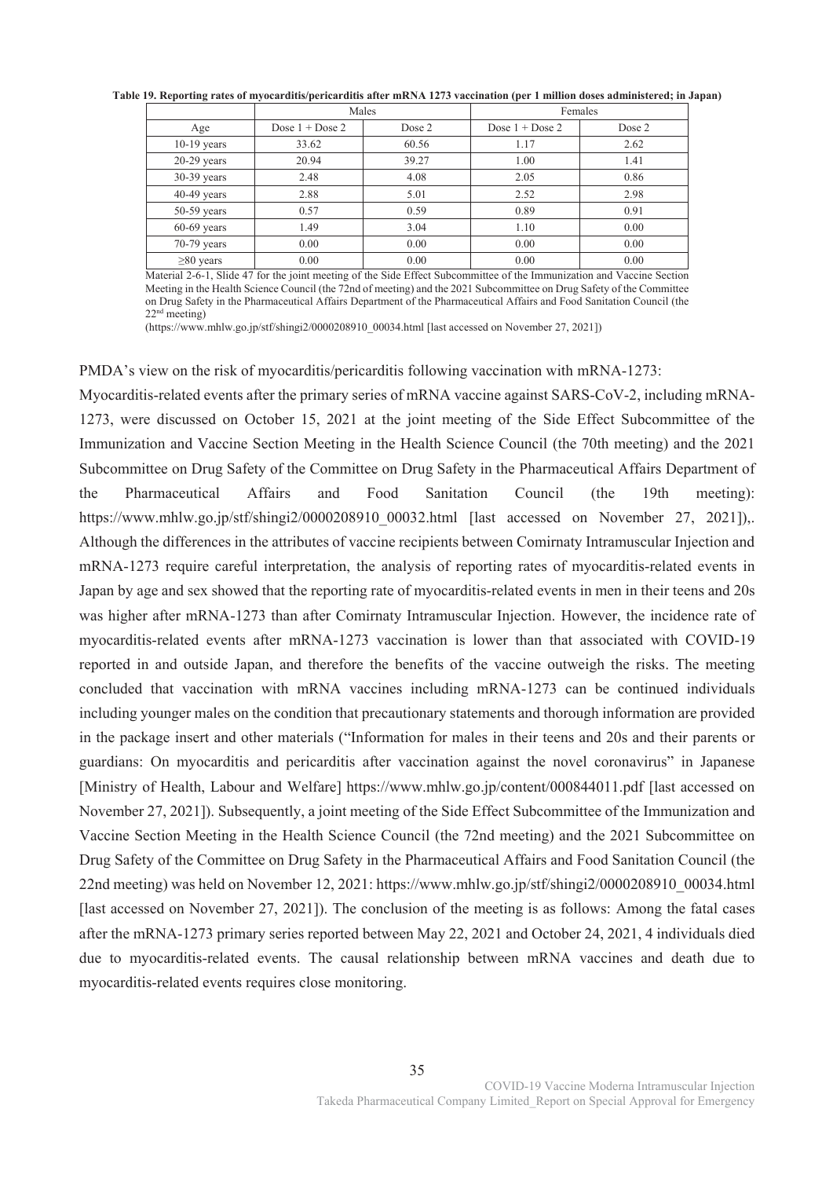**Table 19. Reporting rates of myocarditis/pericarditis after mRNA 1273 vaccination (per 1 million doses administered; in Japan)**

| | Males | | Females | |
|---|---|---|---|---|
| Age | Dose 1 + Dose 2 | Dose 2 | Dose 1 + Dose 2 | Dose 2 |
| 10-19 years | 33.62 | 60.56 | 1.17 | 2.62 |
| 20-29 years | 20.94 | 39.27 | 1.00 | 1.41 |
| 30-39 years | 2.48 | 4.08 | 2.05 | 0.86 |
| 40-49 years | 2.88 | 5.01 | 2.52 | 2.98 |
| 50-59 years | 0.57 | 0.59 | 0.89 | 0.91 |
| 60-69 years | 1.49 | 3.04 | 1.10 | 0.00 |
| 70-79 years | 0.00 | 0.00 | 0.00 | 0.00 |
| ≥80 years | 0.00 | 0.00 | 0.00 | 0.00 |

Material 2-6-1, Slide 47 for the joint meeting of the Side Effect Subcommittee of the Immunization and Vaccine Section Meeting in the Health Science Council (the 72nd of meeting) and the 2021 Subcommittee on Drug Safety of the Committee on Drug Safety in the Pharmaceutical Affairs Department of the Pharmaceutical Affairs and Food Sanitation Council (the 22nd meeting)
(https://www.mhlw.go.jp/stf/shingi2/0000208910_00034.html [last accessed on November 27, 2021])

PMDA's view on the risk of myocarditis/pericarditis following vaccination with mRNA-1273:

Myocarditis-related events after the primary series of mRNA vaccine against SARS-CoV-2, including mRNA-1273, were discussed on October 15, 2021 at the joint meeting of the Side Effect Subcommittee of the Immunization and Vaccine Section Meeting in the Health Science Council (the 70th meeting) and the 2021 Subcommittee on Drug Safety of the Committee on Drug Safety in the Pharmaceutical Affairs Department of the Pharmaceutical Affairs and Food Sanitation Council (the 19th meeting): https://www.mhlw.go.jp/stf/shingi2/0000208910_00032.html [last accessed on November 27, 2021]),. Although the differences in the attributes of vaccine recipients between Comirnaty Intramuscular Injection and mRNA-1273 require careful interpretation, the analysis of reporting rates of myocarditis-related events in Japan by age and sex showed that the reporting rate of myocarditis-related events in men in their teens and 20s was higher after mRNA-1273 than after Comirnaty Intramuscular Injection. However, the incidence rate of myocarditis-related events after mRNA-1273 vaccination is lower than that associated with COVID-19 reported in and outside Japan, and therefore the benefits of the vaccine outweigh the risks. The meeting concluded that vaccination with mRNA vaccines including mRNA-1273 can be continued individuals including younger males on the condition that precautionary statements and thorough information are provided in the package insert and other materials ("Information for males in their teens and 20s and their parents or guardians: On myocarditis and pericarditis after vaccination against the novel coronavirus" in Japanese [Ministry of Health, Labour and Welfare] https://www.mhlw.go.jp/content/000844011.pdf [last accessed on November 27, 2021]). Subsequently, a joint meeting of the Side Effect Subcommittee of the Immunization and Vaccine Section Meeting in the Health Science Council (the 72nd meeting) and the 2021 Subcommittee on Drug Safety of the Committee on Drug Safety in the Pharmaceutical Affairs and Food Sanitation Council (the 22nd meeting) was held on November 12, 2021: https://www.mhlw.go.jp/stf/shingi2/0000208910_00034.html [last accessed on November 27, 2021]). The conclusion of the meeting is as follows: Among the fatal cases after the mRNA-1273 primary series reported between May 22, 2021 and October 24, 2021, 4 individuals died due to myocarditis-related events. The causal relationship between mRNA vaccines and death due to myocarditis-related events requires close monitoring.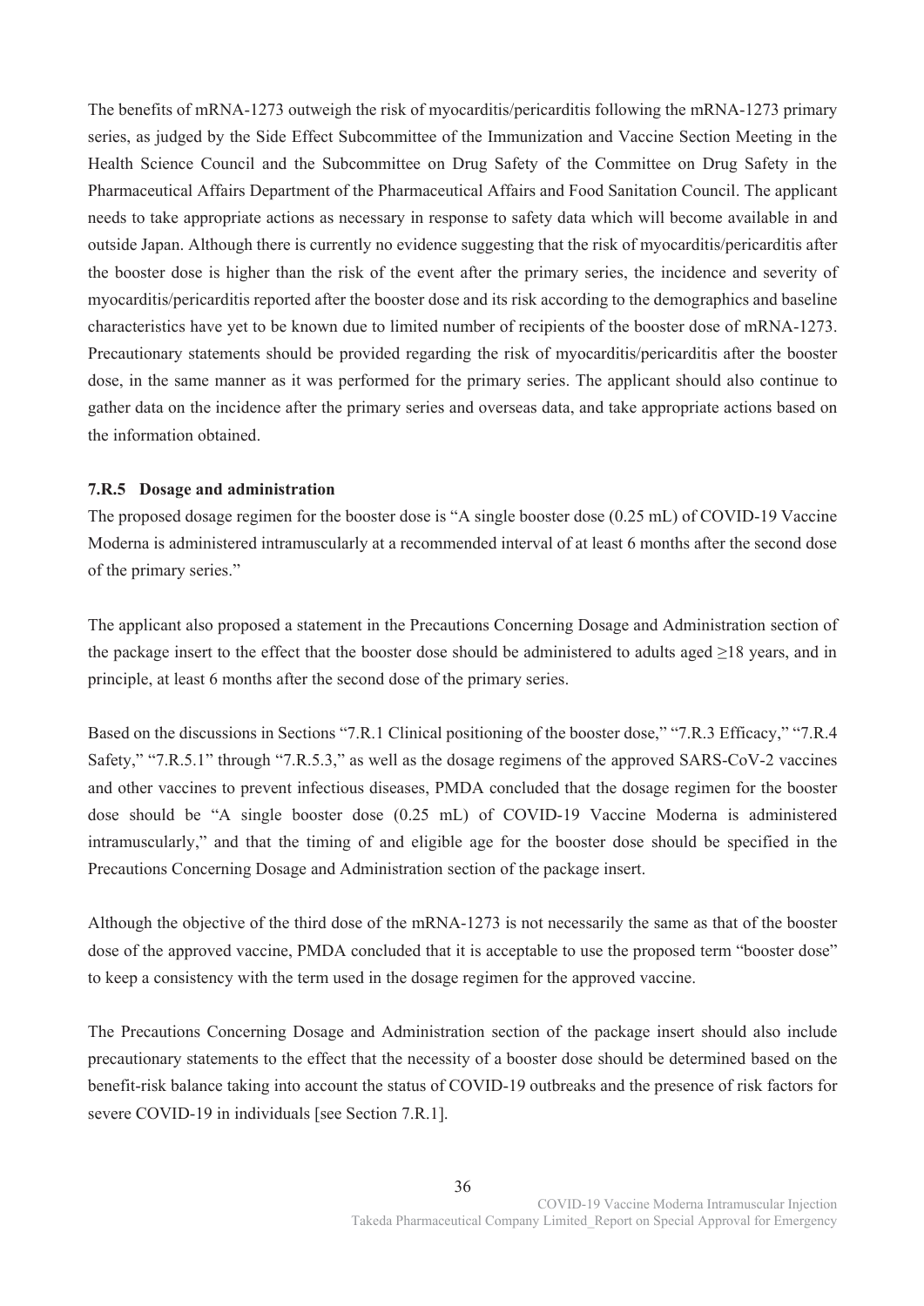The benefits of mRNA-1273 outweigh the risk of myocarditis/pericarditis following the mRNA-1273 primary series, as judged by the Side Effect Subcommittee of the Immunization and Vaccine Section Meeting in the Health Science Council and the Subcommittee on Drug Safety of the Committee on Drug Safety in the Pharmaceutical Affairs Department of the Pharmaceutical Affairs and Food Sanitation Council. The applicant needs to take appropriate actions as necessary in response to safety data which will become available in and outside Japan. Although there is currently no evidence suggesting that the risk of myocarditis/pericarditis after the booster dose is higher than the risk of the event after the primary series, the incidence and severity of myocarditis/pericarditis reported after the booster dose and its risk according to the demographics and baseline characteristics have yet to be known due to limited number of recipients of the booster dose of mRNA-1273. Precautionary statements should be provided regarding the risk of myocarditis/pericarditis after the booster dose, in the same manner as it was performed for the primary series. The applicant should also continue to gather data on the incidence after the primary series and overseas data, and take appropriate actions based on the information obtained.

### 7.R.5 Dosage and administration

The proposed dosage regimen for the booster dose is "A single booster dose (0.25 mL) of COVID-19 Vaccine Moderna is administered intramuscularly at a recommended interval of at least 6 months after the second dose of the primary series."

The applicant also proposed a statement in the Precautions Concerning Dosage and Administration section of the package insert to the effect that the booster dose should be administered to adults aged ≥18 years, and in principle, at least 6 months after the second dose of the primary series.

Based on the discussions in Sections "7.R.1 Clinical positioning of the booster dose," "7.R.3 Efficacy," "7.R.4 Safety," "7.R.5.1" through "7.R.5.3," as well as the dosage regimens of the approved SARS-CoV-2 vaccines and other vaccines to prevent infectious diseases, PMDA concluded that the dosage regimen for the booster dose should be "A single booster dose (0.25 mL) of COVID-19 Vaccine Moderna is administered intramuscularly," and that the timing of and eligible age for the booster dose should be specified in the Precautions Concerning Dosage and Administration section of the package insert.

Although the objective of the third dose of the mRNA-1273 is not necessarily the same as that of the booster dose of the approved vaccine, PMDA concluded that it is acceptable to use the proposed term "booster dose" to keep a consistency with the term used in the dosage regimen for the approved vaccine.

The Precautions Concerning Dosage and Administration section of the package insert should also include precautionary statements to the effect that the necessity of a booster dose should be determined based on the benefit-risk balance taking into account the status of COVID-19 outbreaks and the presence of risk factors for severe COVID-19 in individuals [see Section 7.R.1].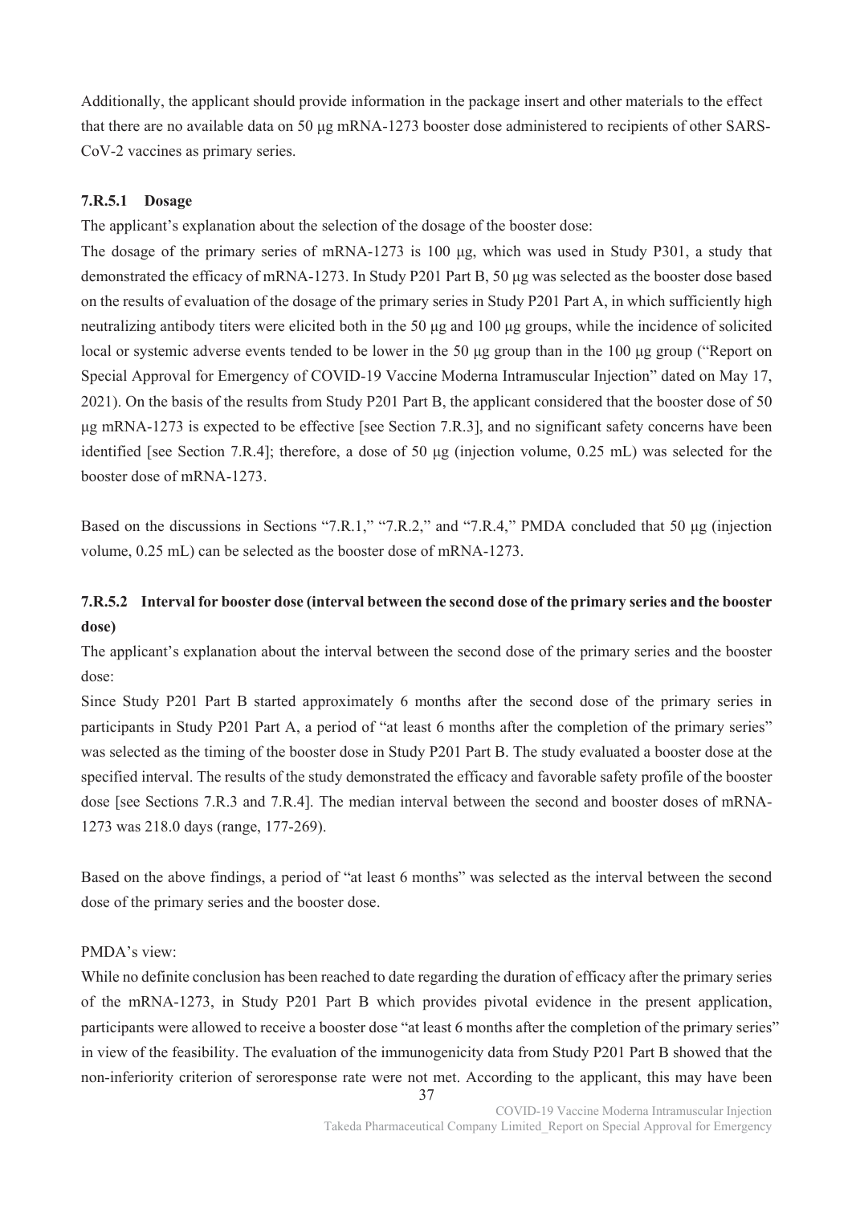Additionally, the applicant should provide information in the package insert and other materials to the effect that there are no available data on 50 μg mRNA-1273 booster dose administered to recipients of other SARS-CoV-2 vaccines as primary series.

#### 7.R.5.1 Dosage

The applicant's explanation about the selection of the dosage of the booster dose:

The dosage of the primary series of mRNA-1273 is 100 μg, which was used in Study P301, a study that demonstrated the efficacy of mRNA-1273. In Study P201 Part B, 50 μg was selected as the booster dose based on the results of evaluation of the dosage of the primary series in Study P201 Part A, in which sufficiently high neutralizing antibody titers were elicited both in the 50 μg and 100 μg groups, while the incidence of solicited local or systemic adverse events tended to be lower in the 50 μg group than in the 100 μg group ("Report on Special Approval for Emergency of COVID-19 Vaccine Moderna Intramuscular Injection" dated on May 17, 2021). On the basis of the results from Study P201 Part B, the applicant considered that the booster dose of 50 μg mRNA-1273 is expected to be effective [see Section 7.R.3], and no significant safety concerns have been identified [see Section 7.R.4]; therefore, a dose of 50 μg (injection volume, 0.25 mL) was selected for the booster dose of mRNA-1273.

Based on the discussions in Sections "7.R.1," "7.R.2," and "7.R.4," PMDA concluded that 50 μg (injection volume, 0.25 mL) can be selected as the booster dose of mRNA-1273.

#### 7.R.5.2 Interval for booster dose (interval between the second dose of the primary series and the booster dose)

The applicant's explanation about the interval between the second dose of the primary series and the booster dose:

Since Study P201 Part B started approximately 6 months after the second dose of the primary series in participants in Study P201 Part A, a period of "at least 6 months after the completion of the primary series" was selected as the timing of the booster dose in Study P201 Part B. The study evaluated a booster dose at the specified interval. The results of the study demonstrated the efficacy and favorable safety profile of the booster dose [see Sections 7.R.3 and 7.R.4]. The median interval between the second and booster doses of mRNA-1273 was 218.0 days (range, 177-269).

Based on the above findings, a period of "at least 6 months" was selected as the interval between the second dose of the primary series and the booster dose.

PMDA's view:

While no definite conclusion has been reached to date regarding the duration of efficacy after the primary series of the mRNA-1273, in Study P201 Part B which provides pivotal evidence in the present application, participants were allowed to receive a booster dose "at least 6 months after the completion of the primary series" in view of the feasibility. The evaluation of the immunogenicity data from Study P201 Part B showed that the non-inferiority criterion of seroresponse rate were not met. According to the applicant, this may have been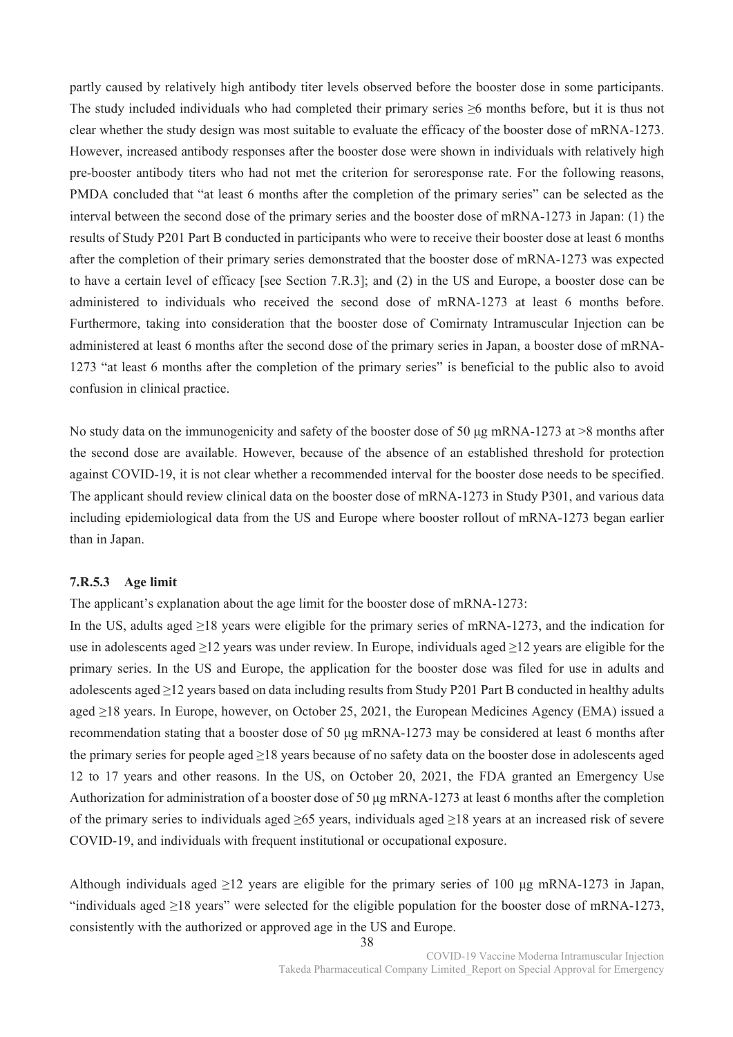partly caused by relatively high antibody titer levels observed before the booster dose in some participants. The study included individuals who had completed their primary series ≥6 months before, but it is thus not clear whether the study design was most suitable to evaluate the efficacy of the booster dose of mRNA-1273. However, increased antibody responses after the booster dose were shown in individuals with relatively high pre-booster antibody titers who had not met the criterion for seroresponse rate. For the following reasons, PMDA concluded that "at least 6 months after the completion of the primary series" can be selected as the interval between the second dose of the primary series and the booster dose of mRNA-1273 in Japan: (1) the results of Study P201 Part B conducted in participants who were to receive their booster dose at least 6 months after the completion of their primary series demonstrated that the booster dose of mRNA-1273 was expected to have a certain level of efficacy [see Section 7.R.3]; and (2) in the US and Europe, a booster dose can be administered to individuals who received the second dose of mRNA-1273 at least 6 months before. Furthermore, taking into consideration that the booster dose of Comirnaty Intramuscular Injection can be administered at least 6 months after the second dose of the primary series in Japan, a booster dose of mRNA-1273 "at least 6 months after the completion of the primary series" is beneficial to the public also to avoid confusion in clinical practice.

No study data on the immunogenicity and safety of the booster dose of 50 μg mRNA-1273 at >8 months after the second dose are available. However, because of the absence of an established threshold for protection against COVID-19, it is not clear whether a recommended interval for the booster dose needs to be specified. The applicant should review clinical data on the booster dose of mRNA-1273 in Study P301, and various data including epidemiological data from the US and Europe where booster rollout of mRNA-1273 began earlier than in Japan.

#### 7.R.5.3 Age limit

The applicant's explanation about the age limit for the booster dose of mRNA-1273:

In the US, adults aged ≥18 years were eligible for the primary series of mRNA-1273, and the indication for use in adolescents aged ≥12 years was under review. In Europe, individuals aged ≥12 years are eligible for the primary series. In the US and Europe, the application for the booster dose was filed for use in adults and adolescents aged ≥12 years based on data including results from Study P201 Part B conducted in healthy adults aged ≥18 years. In Europe, however, on October 25, 2021, the European Medicines Agency (EMA) issued a recommendation stating that a booster dose of 50 μg mRNA-1273 may be considered at least 6 months after the primary series for people aged ≥18 years because of no safety data on the booster dose in adolescents aged 12 to 17 years and other reasons. In the US, on October 20, 2021, the FDA granted an Emergency Use Authorization for administration of a booster dose of 50 μg mRNA-1273 at least 6 months after the completion of the primary series to individuals aged ≥65 years, individuals aged ≥18 years at an increased risk of severe COVID-19, and individuals with frequent institutional or occupational exposure.

Although individuals aged ≥12 years are eligible for the primary series of 100 μg mRNA-1273 in Japan, "individuals aged ≥18 years" were selected for the eligible population for the booster dose of mRNA-1273, consistently with the authorized or approved age in the US and Europe.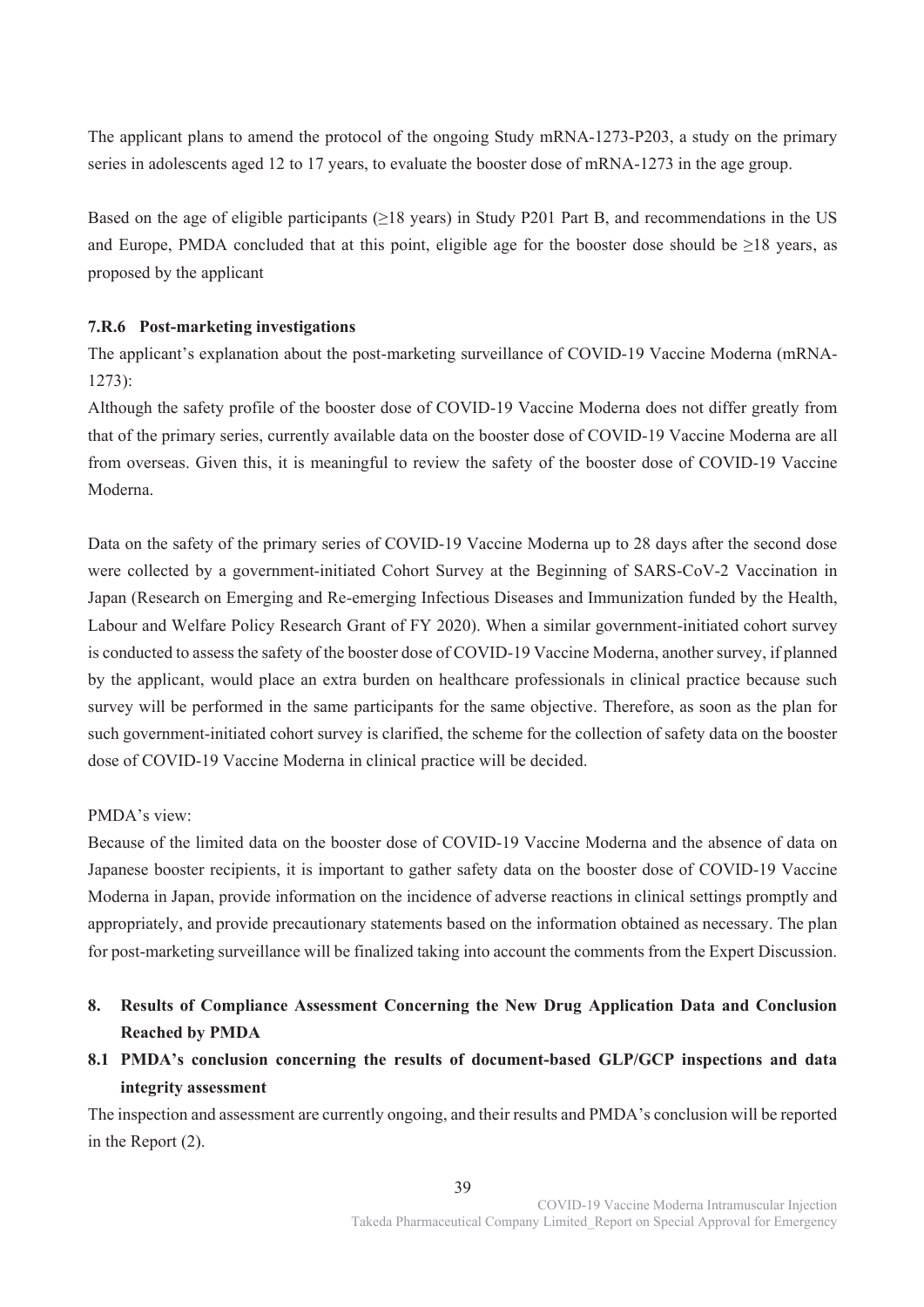The applicant plans to amend the protocol of the ongoing Study mRNA-1273-P203, a study on the primary series in adolescents aged 12 to 17 years, to evaluate the booster dose of mRNA-1273 in the age group.

Based on the age of eligible participants (≥18 years) in Study P201 Part B, and recommendations in the US and Europe, PMDA concluded that at this point, eligible age for the booster dose should be ≥18 years, as proposed by the applicant

### 7.R.6 Post-marketing investigations

The applicant's explanation about the post-marketing surveillance of COVID-19 Vaccine Moderna (mRNA-1273):

Although the safety profile of the booster dose of COVID-19 Vaccine Moderna does not differ greatly from that of the primary series, currently available data on the booster dose of COVID-19 Vaccine Moderna are all from overseas. Given this, it is meaningful to review the safety of the booster dose of COVID-19 Vaccine Moderna.

Data on the safety of the primary series of COVID-19 Vaccine Moderna up to 28 days after the second dose were collected by a government-initiated Cohort Survey at the Beginning of SARS-CoV-2 Vaccination in Japan (Research on Emerging and Re-emerging Infectious Diseases and Immunization funded by the Health, Labour and Welfare Policy Research Grant of FY 2020). When a similar government-initiated cohort survey is conducted to assess the safety of the booster dose of COVID-19 Vaccine Moderna, another survey, if planned by the applicant, would place an extra burden on healthcare professionals in clinical practice because such survey will be performed in the same participants for the same objective. Therefore, as soon as the plan for such government-initiated cohort survey is clarified, the scheme for the collection of safety data on the booster dose of COVID-19 Vaccine Moderna in clinical practice will be decided.

PMDA's view:

Because of the limited data on the booster dose of COVID-19 Vaccine Moderna and the absence of data on Japanese booster recipients, it is important to gather safety data on the booster dose of COVID-19 Vaccine Moderna in Japan, provide information on the incidence of adverse reactions in clinical settings promptly and appropriately, and provide precautionary statements based on the information obtained as necessary. The plan for post-marketing surveillance will be finalized taking into account the comments from the Expert Discussion.

## 8. Results of Compliance Assessment Concerning the New Drug Application Data and Conclusion Reached by PMDA

### 8.1 PMDA's conclusion concerning the results of document-based GLP/GCP inspections and data integrity assessment

The inspection and assessment are currently ongoing, and their results and PMDA's conclusion will be reported in the Report (2).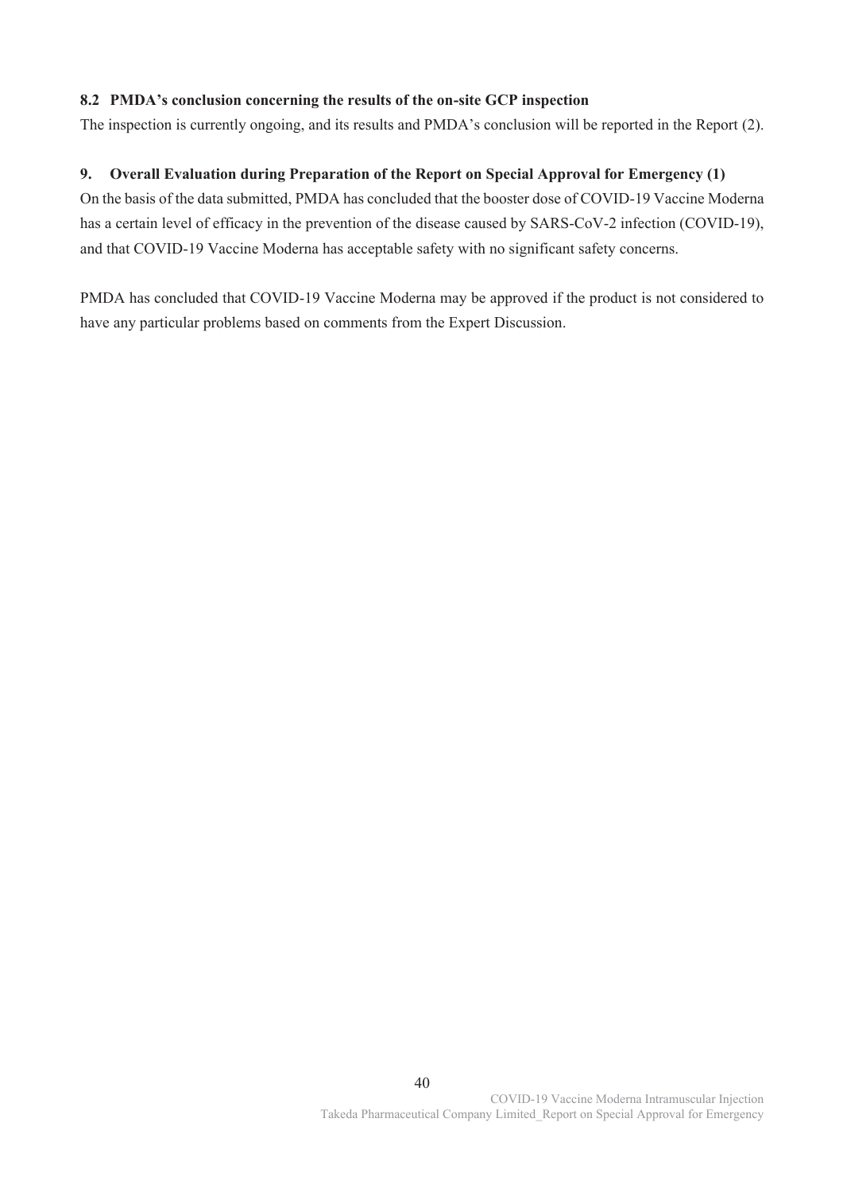### 8.2 PMDA's conclusion concerning the results of the on-site GCP inspection

The inspection is currently ongoing, and its results and PMDA's conclusion will be reported in the Report (2).

## 9. Overall Evaluation during Preparation of the Report on Special Approval for Emergency (1)

On the basis of the data submitted, PMDA has concluded that the booster dose of COVID-19 Vaccine Moderna has a certain level of efficacy in the prevention of the disease caused by SARS-CoV-2 infection (COVID-19), and that COVID-19 Vaccine Moderna has acceptable safety with no significant safety concerns.

PMDA has concluded that COVID-19 Vaccine Moderna may be approved if the product is not considered to have any particular problems based on comments from the Expert Discussion.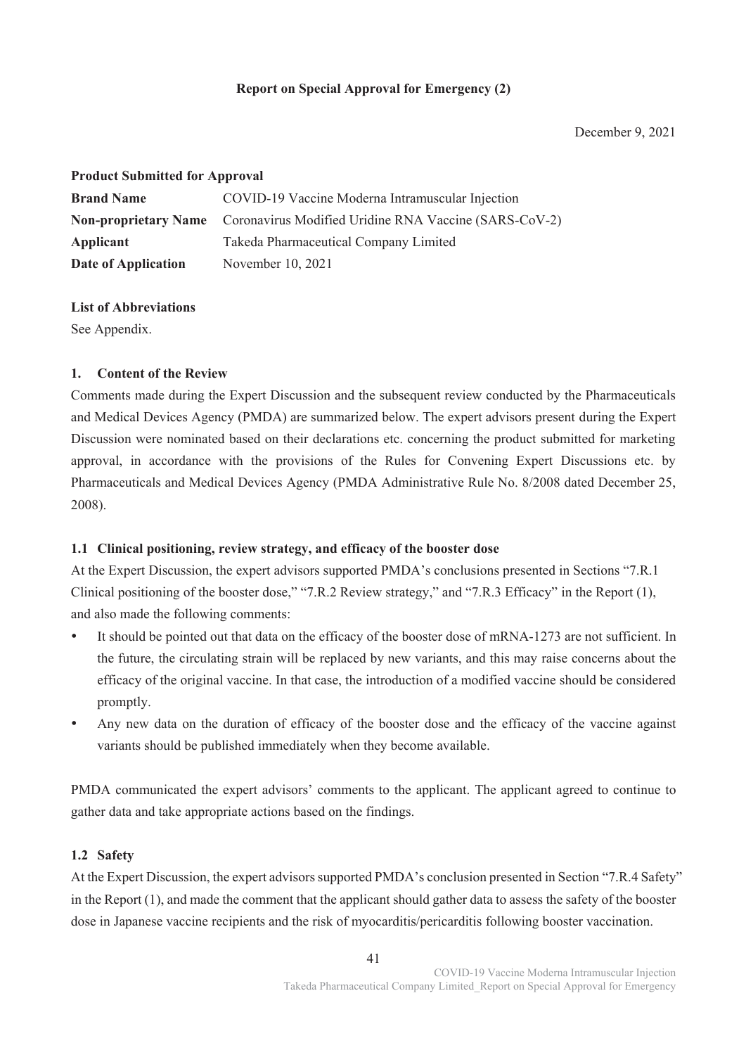**Report on Special Approval for Emergency (2)**

December 9, 2021

**Product Submitted for Approval**

| | |
|---|---|
| **Brand Name** | COVID-19 Vaccine Moderna Intramuscular Injection |
| **Non-proprietary Name** | Coronavirus Modified Uridine RNA Vaccine (SARS-CoV-2) |
| **Applicant** | Takeda Pharmaceutical Company Limited |
| **Date of Application** | November 10, 2021 |

**List of Abbreviations**

See Appendix.

## 1. Content of the Review

Comments made during the Expert Discussion and the subsequent review conducted by the Pharmaceuticals and Medical Devices Agency (PMDA) are summarized below. The expert advisors present during the Expert Discussion were nominated based on their declarations etc. concerning the product submitted for marketing approval, in accordance with the provisions of the Rules for Convening Expert Discussions etc. by Pharmaceuticals and Medical Devices Agency (PMDA Administrative Rule No. 8/2008 dated December 25, 2008).

### 1.1 Clinical positioning, review strategy, and efficacy of the booster dose

At the Expert Discussion, the expert advisors supported PMDA's conclusions presented in Sections "7.R.1 Clinical positioning of the booster dose," "7.R.2 Review strategy," and "7.R.3 Efficacy" in the Report (1), and also made the following comments:

- It should be pointed out that data on the efficacy of the booster dose of mRNA-1273 are not sufficient. In the future, the circulating strain will be replaced by new variants, and this may raise concerns about the efficacy of the original vaccine. In that case, the introduction of a modified vaccine should be considered promptly.
- Any new data on the duration of efficacy of the booster dose and the efficacy of the vaccine against variants should be published immediately when they become available.

PMDA communicated the expert advisors' comments to the applicant. The applicant agreed to continue to gather data and take appropriate actions based on the findings.

### 1.2 Safety

At the Expert Discussion, the expert advisors supported PMDA's conclusion presented in Section "7.R.4 Safety" in the Report (1), and made the comment that the applicant should gather data to assess the safety of the booster dose in Japanese vaccine recipients and the risk of myocarditis/pericarditis following booster vaccination.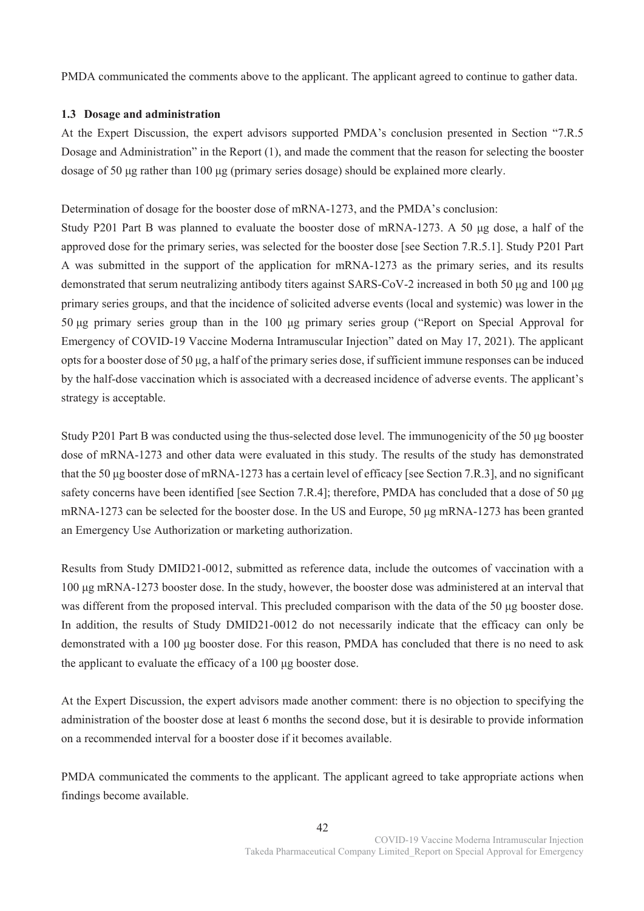PMDA communicated the comments above to the applicant. The applicant agreed to continue to gather data.

### 1.3 Dosage and administration

At the Expert Discussion, the expert advisors supported PMDA's conclusion presented in Section "7.R.5 Dosage and Administration" in the Report (1), and made the comment that the reason for selecting the booster dosage of 50 µg rather than 100 µg (primary series dosage) should be explained more clearly.

Determination of dosage for the booster dose of mRNA-1273, and the PMDA's conclusion:

Study P201 Part B was planned to evaluate the booster dose of mRNA-1273. A 50 µg dose, a half of the approved dose for the primary series, was selected for the booster dose [see Section 7.R.5.1]. Study P201 Part A was submitted in the support of the application for mRNA-1273 as the primary series, and its results demonstrated that serum neutralizing antibody titers against SARS-CoV-2 increased in both 50 µg and 100 µg primary series groups, and that the incidence of solicited adverse events (local and systemic) was lower in the 50 µg primary series group than in the 100 µg primary series group ("Report on Special Approval for Emergency of COVID-19 Vaccine Moderna Intramuscular Injection" dated on May 17, 2021). The applicant opts for a booster dose of 50 µg, a half of the primary series dose, if sufficient immune responses can be induced by the half-dose vaccination which is associated with a decreased incidence of adverse events. The applicant's strategy is acceptable.

Study P201 Part B was conducted using the thus-selected dose level. The immunogenicity of the 50 µg booster dose of mRNA-1273 and other data were evaluated in this study. The results of the study has demonstrated that the 50 µg booster dose of mRNA-1273 has a certain level of efficacy [see Section 7.R.3], and no significant safety concerns have been identified [see Section 7.R.4]; therefore, PMDA has concluded that a dose of 50 µg mRNA-1273 can be selected for the booster dose. In the US and Europe, 50 µg mRNA-1273 has been granted an Emergency Use Authorization or marketing authorization.

Results from Study DMID21-0012, submitted as reference data, include the outcomes of vaccination with a 100 µg mRNA-1273 booster dose. In the study, however, the booster dose was administered at an interval that was different from the proposed interval. This precluded comparison with the data of the 50 µg booster dose. In addition, the results of Study DMID21-0012 do not necessarily indicate that the efficacy can only be demonstrated with a 100 µg booster dose. For this reason, PMDA has concluded that there is no need to ask the applicant to evaluate the efficacy of a 100 µg booster dose.

At the Expert Discussion, the expert advisors made another comment: there is no objection to specifying the administration of the booster dose at least 6 months the second dose, but it is desirable to provide information on a recommended interval for a booster dose if it becomes available.

PMDA communicated the comments to the applicant. The applicant agreed to take appropriate actions when findings become available.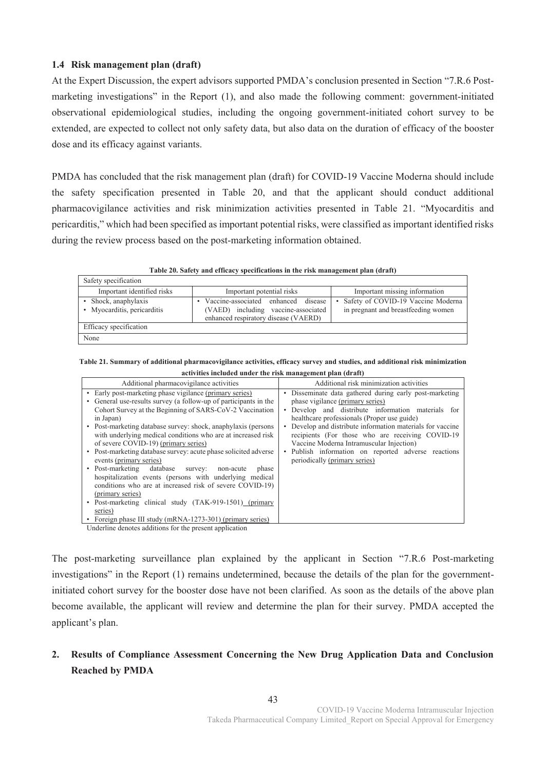### 1.4 Risk management plan (draft)

At the Expert Discussion, the expert advisors supported PMDA's conclusion presented in Section "7.R.6 Post-marketing investigations" in the Report (1), and also made the following comment: government-initiated observational epidemiological studies, including the ongoing government-initiated cohort survey to be extended, are expected to collect not only safety data, but also data on the duration of efficacy of the booster dose and its efficacy against variants.

PMDA has concluded that the risk management plan (draft) for COVID-19 Vaccine Moderna should include the safety specification presented in Table 20, and that the applicant should conduct additional pharmacovigilance activities and risk minimization activities presented in Table 21. "Myocarditis and pericarditis," which had been specified as important potential risks, were classified as important identified risks during the review process based on the post-marketing information obtained.

**Table 20. Safety and efficacy specifications in the risk management plan (draft)**

| Safety specification | | |
|---|---|---|
| Important identified risks | Important potential risks | Important missing information |
| • Shock, anaphylaxis<br>• Myocarditis, pericarditis | • Vaccine-associated enhanced disease (VAED) including vaccine-associated enhanced respiratory disease (VAERD) | • Safety of COVID-19 Vaccine Moderna in pregnant and breastfeeding women |
| Efficacy specification | | |
| None | | |

**Table 21. Summary of additional pharmacovigilance activities, efficacy survey and studies, and additional risk minimization activities included under the risk management plan (draft)**

| Additional pharmacovigilance activities | Additional risk minimization activities |
|---|---|
| • Early post-marketing phase vigilance <u>(primary series)</u><br>• General use-results survey (a follow-up of participants in the Cohort Survey at the Beginning of SARS-CoV-2 Vaccination in Japan)<br>• Post-marketing database survey: shock, anaphylaxis (persons with underlying medical conditions who are at increased risk of severe COVID-19) <u>(primary series)</u><br>• Post-marketing database survey: acute phase solicited adverse events <u>(primary series)</u><br>• Post-marketing database survey: non-acute phase hospitalization events (persons with underlying medical conditions who are at increased risk of severe COVID-19) <u>(primary series)</u><br>• Post-marketing clinical study (TAK-919-1501) <u>(primary series)</u><br>• Foreign phase III study (mRNA-1273-301) <u>(primary series)</u> | • Disseminate data gathered during early post-marketing phase vigilance <u>(primary series)</u><br>• Develop and distribute information materials for healthcare professionals (Proper use guide)<br>• Develop and distribute information materials for vaccine recipients (For those who are receiving COVID-19 Vaccine Moderna Intramuscular Injection)<br>• Publish information on reported adverse reactions periodically <u>(primary series)</u> |

Underline denotes additions for the present application

The post-marketing surveillance plan explained by the applicant in Section "7.R.6 Post-marketing investigations" in the Report (1) remains undetermined, because the details of the plan for the government-initiated cohort survey for the booster dose have not been clarified. As soon as the details of the above plan become available, the applicant will review and determine the plan for their survey. PMDA accepted the applicant's plan.

## 2. Results of Compliance Assessment Concerning the New Drug Application Data and Conclusion Reached by PMDA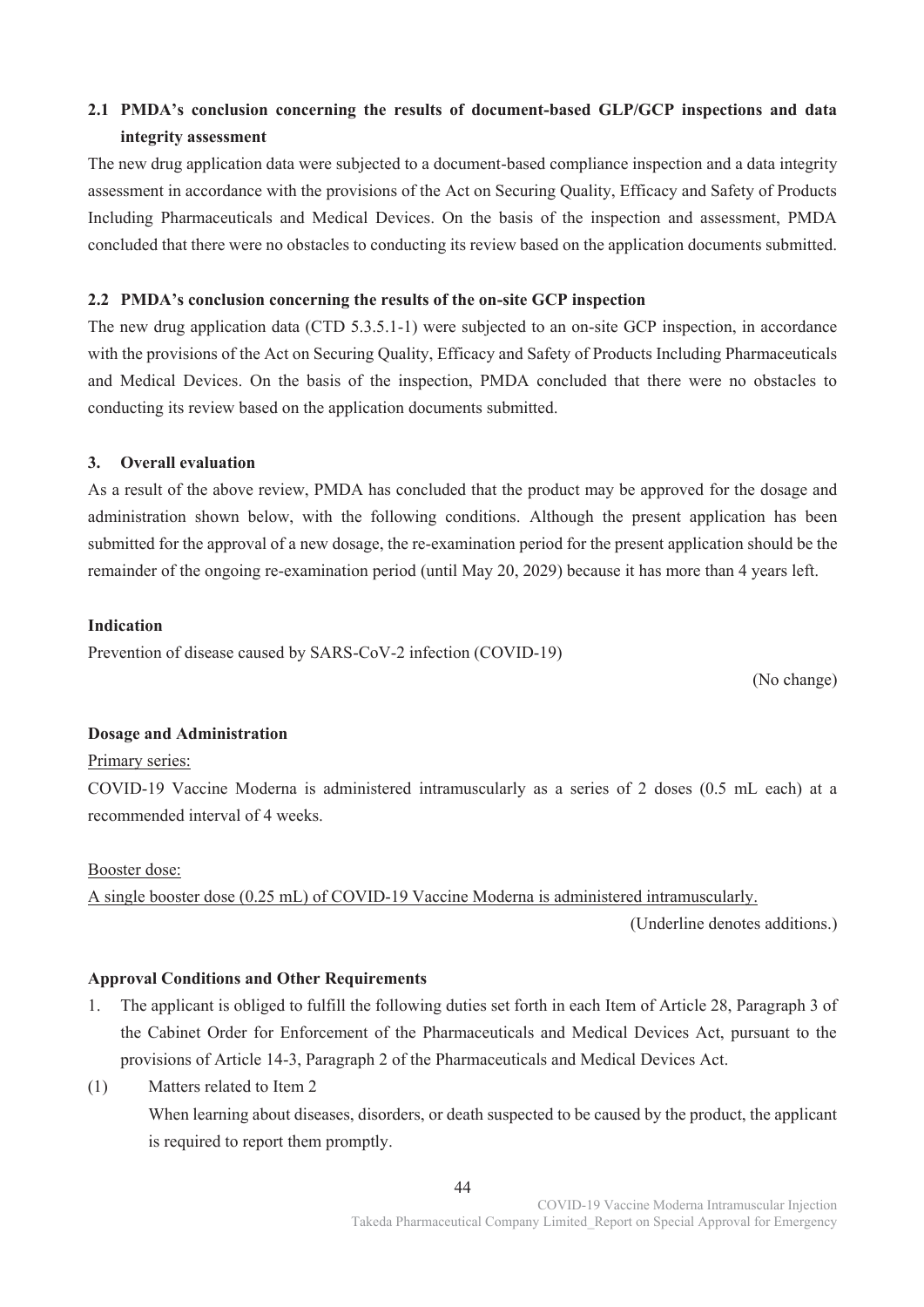### 2.1 PMDA's conclusion concerning the results of document-based GLP/GCP inspections and data integrity assessment

The new drug application data were subjected to a document-based compliance inspection and a data integrity assessment in accordance with the provisions of the Act on Securing Quality, Efficacy and Safety of Products Including Pharmaceuticals and Medical Devices. On the basis of the inspection and assessment, PMDA concluded that there were no obstacles to conducting its review based on the application documents submitted.

### 2.2 PMDA's conclusion concerning the results of the on-site GCP inspection

The new drug application data (CTD 5.3.5.1-1) were subjected to an on-site GCP inspection, in accordance with the provisions of the Act on Securing Quality, Efficacy and Safety of Products Including Pharmaceuticals and Medical Devices. On the basis of the inspection, PMDA concluded that there were no obstacles to conducting its review based on the application documents submitted.

## 3. Overall evaluation

As a result of the above review, PMDA has concluded that the product may be approved for the dosage and administration shown below, with the following conditions. Although the present application has been submitted for the approval of a new dosage, the re-examination period for the present application should be the remainder of the ongoing re-examination period (until May 20, 2029) because it has more than 4 years left.

**Indication**

Prevention of disease caused by SARS-CoV-2 infection (COVID-19)

(No change)

**Dosage and Administration**

<u>Primary series:</u>

COVID-19 Vaccine Moderna is administered intramuscularly as a series of 2 doses (0.5 mL each) at a recommended interval of 4 weeks.

<u>Booster dose:</u>

<u>A single booster dose (0.25 mL) of COVID-19 Vaccine Moderna is administered intramuscularly.</u>

(Underline denotes additions.)

**Approval Conditions and Other Requirements**

1. The applicant is obliged to fulfill the following duties set forth in each Item of Article 28, Paragraph 3 of the Cabinet Order for Enforcement of the Pharmaceuticals and Medical Devices Act, pursuant to the provisions of Article 14-3, Paragraph 2 of the Pharmaceuticals and Medical Devices Act.

(1) Matters related to Item 2

When learning about diseases, disorders, or death suspected to be caused by the product, the applicant is required to report them promptly.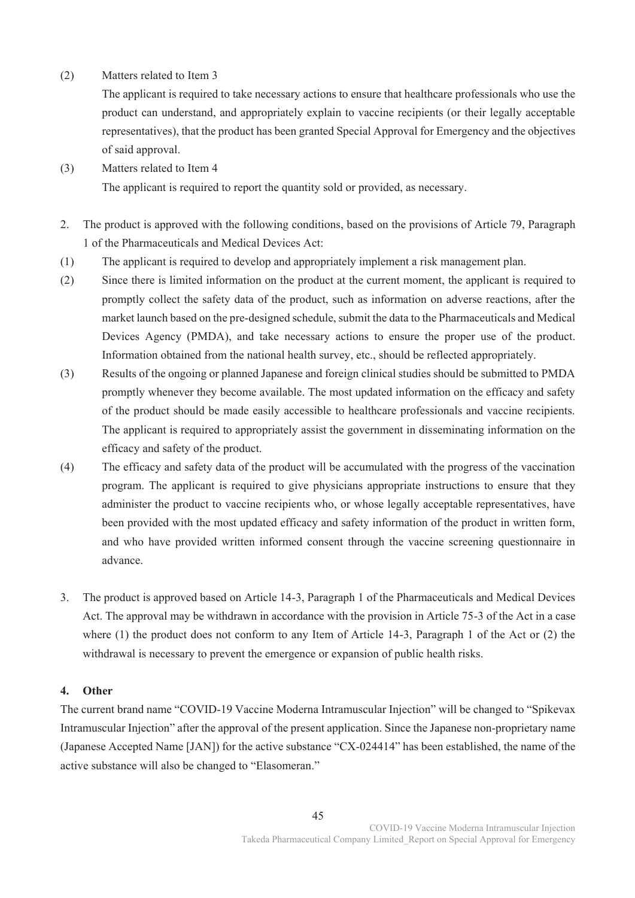(2) Matters related to Item 3

The applicant is required to take necessary actions to ensure that healthcare professionals who use the product can understand, and appropriately explain to vaccine recipients (or their legally acceptable representatives), that the product has been granted Special Approval for Emergency and the objectives of said approval.

(3) Matters related to Item 4

The applicant is required to report the quantity sold or provided, as necessary.

2. The product is approved with the following conditions, based on the provisions of Article 79, Paragraph 1 of the Pharmaceuticals and Medical Devices Act:

(1) The applicant is required to develop and appropriately implement a risk management plan.

(2) Since there is limited information on the product at the current moment, the applicant is required to promptly collect the safety data of the product, such as information on adverse reactions, after the market launch based on the pre-designed schedule, submit the data to the Pharmaceuticals and Medical Devices Agency (PMDA), and take necessary actions to ensure the proper use of the product. Information obtained from the national health survey, etc., should be reflected appropriately.

(3) Results of the ongoing or planned Japanese and foreign clinical studies should be submitted to PMDA promptly whenever they become available. The most updated information on the efficacy and safety of the product should be made easily accessible to healthcare professionals and vaccine recipients. The applicant is required to appropriately assist the government in disseminating information on the efficacy and safety of the product.

(4) The efficacy and safety data of the product will be accumulated with the progress of the vaccination program. The applicant is required to give physicians appropriate instructions to ensure that they administer the product to vaccine recipients who, or whose legally acceptable representatives, have been provided with the most updated efficacy and safety information of the product in written form, and who have provided written informed consent through the vaccine screening questionnaire in advance.

3. The product is approved based on Article 14-3, Paragraph 1 of the Pharmaceuticals and Medical Devices Act. The approval may be withdrawn in accordance with the provision in Article 75-3 of the Act in a case where (1) the product does not conform to any Item of Article 14-3, Paragraph 1 of the Act or (2) the withdrawal is necessary to prevent the emergence or expansion of public health risks.

## 4. Other

The current brand name "COVID-19 Vaccine Moderna Intramuscular Injection" will be changed to "Spikevax Intramuscular Injection" after the approval of the present application. Since the Japanese non-proprietary name (Japanese Accepted Name [JAN]) for the active substance "CX-024414" has been established, the name of the active substance will also be changed to "Elasomeran."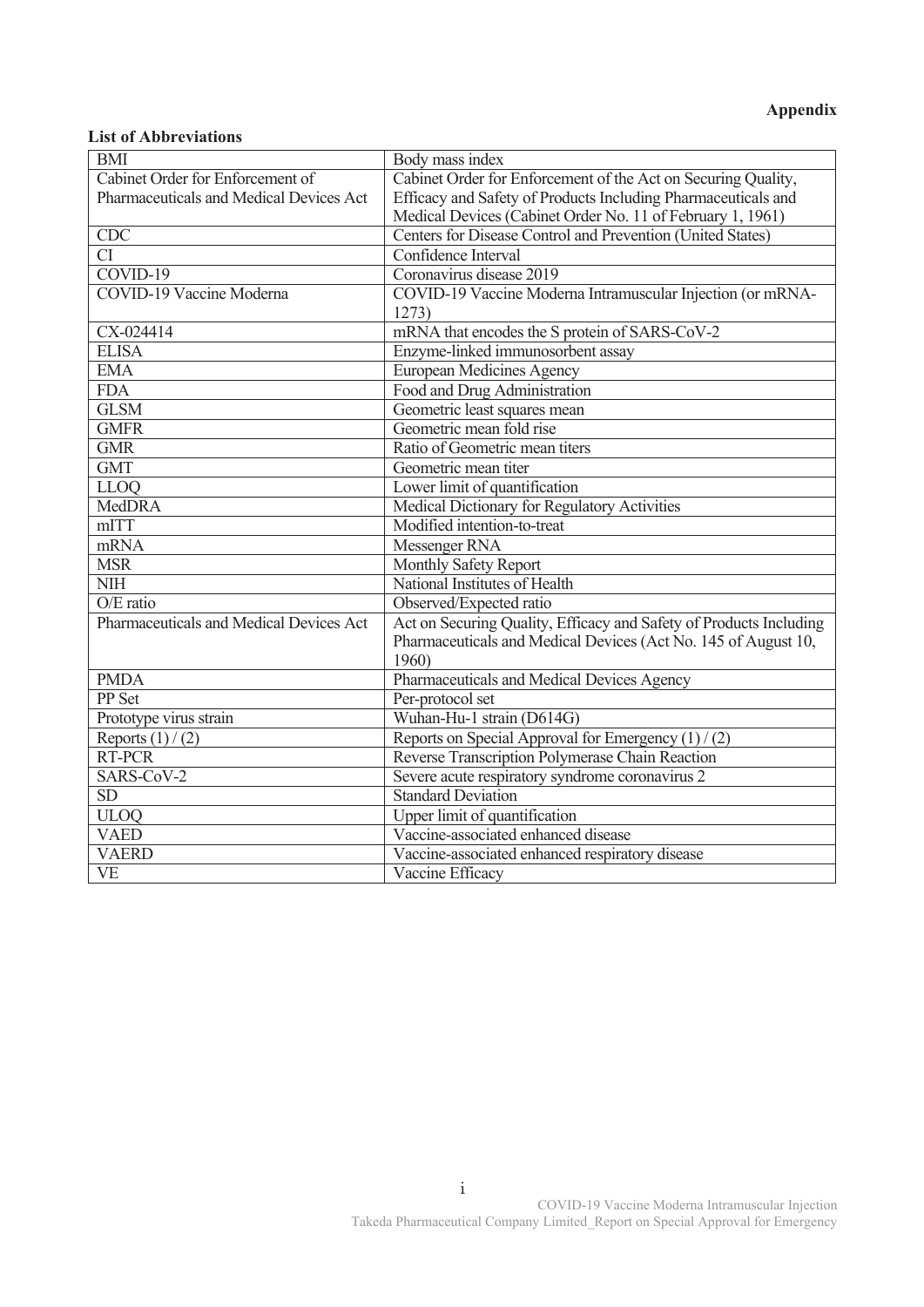**Appendix**

**List of Abbreviations**

| | |
|---|---|
| BMI | Body mass index |
| Cabinet Order for Enforcement of Pharmaceuticals and Medical Devices Act | Cabinet Order for Enforcement of the Act on Securing Quality, Efficacy and Safety of Products Including Pharmaceuticals and Medical Devices (Cabinet Order No. 11 of February 1, 1961) |
| CDC | Centers for Disease Control and Prevention (United States) |
| CI | Confidence Interval |
| COVID-19 | Coronavirus disease 2019 |
| COVID-19 Vaccine Moderna | COVID-19 Vaccine Moderna Intramuscular Injection (or mRNA-1273) |
| CX-024414 | mRNA that encodes the S protein of SARS-CoV-2 |
| ELISA | Enzyme-linked immunosorbent assay |
| EMA | European Medicines Agency |
| FDA | Food and Drug Administration |
| GLSM | Geometric least squares mean |
| GMFR | Geometric mean fold rise |
| GMR | Ratio of Geometric mean titers |
| GMT | Geometric mean titer |
| LLOQ | Lower limit of quantification |
| MedDRA | Medical Dictionary for Regulatory Activities |
| mITT | Modified intention-to-treat |
| mRNA | Messenger RNA |
| MSR | Monthly Safety Report |
| NIH | National Institutes of Health |
| O/E ratio | Observed/Expected ratio |
| Pharmaceuticals and Medical Devices Act | Act on Securing Quality, Efficacy and Safety of Products Including Pharmaceuticals and Medical Devices (Act No. 145 of August 10, 1960) |
| PMDA | Pharmaceuticals and Medical Devices Agency |
| PP Set | Per-protocol set |
| Prototype virus strain | Wuhan-Hu-1 strain (D614G) |
| Reports (1) / (2) | Reports on Special Approval for Emergency (1) / (2) |
| RT-PCR | Reverse Transcription Polymerase Chain Reaction |
| SARS-CoV-2 | Severe acute respiratory syndrome coronavirus 2 |
| SD | Standard Deviation |
| ULOQ | Upper limit of quantification |
| VAED | Vaccine-associated enhanced disease |
| VAERD | Vaccine-associated enhanced respiratory disease |
| VE | Vaccine Efficacy |